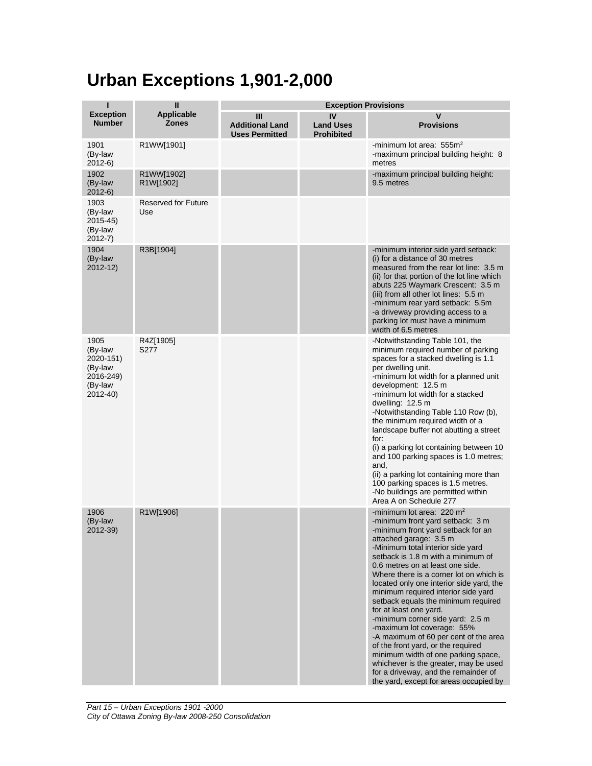# Urban Exceptions 1,901-2,000

| I<br>Exception Number | II<br>Applicable Zones | Exception Provisions | | |
|---|---|---|---|---|
| | | III<br>Additional Land Uses Permitted | IV<br>Land Uses Prohibited | V<br>Provisions |
| 1901<br>(By-law 2012-6) | R1WW[1901] | | | -minimum lot area: 555m² <br>-maximum principal building height: 8 metres |
| 1902<br>(By-law 2012-6) | R1WW[1902]<br>R1W[1902] | | | -maximum principal building height: 9.5 metres |
| 1903<br>(By-law 2015-45)<br>(By-law 2012-7) | Reserved for Future Use | | | |
| 1904<br>(By-law 2012-12) | R3B[1904] | | | -minimum interior side yard setback:<br>(i) for a distance of 30 metres measured from the rear lot line: 3.5 m<br>(ii) for that portion of the lot line which abuts 225 Waymark Crescent: 3.5 m<br>(iii) from all other lot lines: 5.5 m<br>-minimum rear yard setback: 5.5m<br>-a driveway providing access to a parking lot must have a minimum width of 6.5 metres |
| 1905<br>(By-law 2020-151)<br>(By-law 2016-249)<br>(By-law 2012-40) | R4Z[1905]<br>S277 | | | -Notwithstanding Table 101, the minimum required number of parking spaces for a stacked dwelling is 1.1 per dwelling unit.<br>-minimum lot width for a planned unit development: 12.5 m<br>-minimum lot width for a stacked dwelling: 12.5 m<br>-Notwithstanding Table 110 Row (b), the minimum required width of a landscape buffer not abutting a street for:<br>(i) a parking lot containing between 10 and 100 parking spaces is 1.0 metres; and,<br>(ii) a parking lot containing more than 100 parking spaces is 1.5 metres.<br>-No buildings are permitted within Area A on Schedule 277 |
| 1906<br>(By-law 2012-39) | R1W[1906] | | | -minimum lot area: 220 m²<br>-minimum front yard setback: 3 m<br>-minimum front yard setback for an attached garage: 3.5 m<br>-Minimum total interior side yard setback is 1.8 m with a minimum of 0.6 metres on at least one side. Where there is a corner lot on which is located only one interior side yard, the minimum required interior side yard setback equals the minimum required for at least one yard.<br>-minimum corner side yard: 2.5 m<br>-maximum lot coverage: 55%<br>-A maximum of 60 per cent of the area of the front yard, or the required minimum width of one parking space, whichever is the greater, may be used for a driveway, and the remainder of the yard, except for areas occupied by |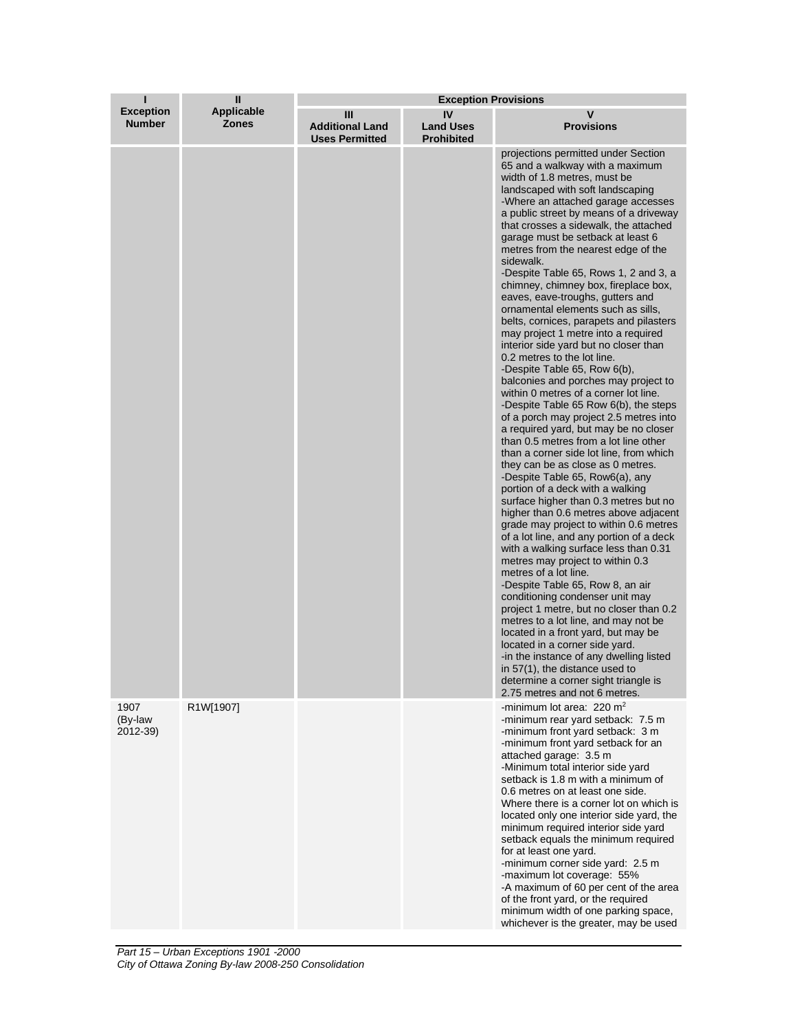| I<br>Exception Number | II<br>Applicable Zones | Exception Provisions | | |
|---|---|---|---|---|
| | | III<br>Additional Land Uses Permitted | IV<br>Land Uses Prohibited | V<br>Provisions |
| | | | | projections permitted under Section 65 and a walkway with a maximum width of 1.8 metres, must be landscaped with soft landscaping<br>-Where an attached garage accesses a public street by means of a driveway that crosses a sidewalk, the attached garage must be setback at least 6 metres from the nearest edge of the sidewalk.<br>-Despite Table 65, Rows 1, 2 and 3, a chimney, chimney box, fireplace box, eaves, eave-troughs, gutters and ornamental elements such as sills, belts, cornices, parapets and pilasters may project 1 metre into a required interior side yard but no closer than 0.2 metres to the lot line.<br>-Despite Table 65, Row 6(b), balconies and porches may project to within 0 metres of a corner lot line.<br>-Despite Table 65 Row 6(b), the steps of a porch may project 2.5 metres into a required yard, but may be no closer than 0.5 metres from a lot line other than a corner side lot line, from which they can be as close as 0 metres.<br>-Despite Table 65, Row6(a), any portion of a deck with a walking surface higher than 0.3 metres but no higher than 0.6 metres above adjacent grade may project to within 0.6 metres of a lot line, and any portion of a deck with a walking surface less than 0.31 metres may project to within 0.3 metres of a lot line.<br>-Despite Table 65, Row 8, an air conditioning condenser unit may project 1 metre, but no closer than 0.2 metres to a lot line, and may not be located in a front yard, but may be located in a corner side yard.<br>-in the instance of any dwelling listed in 57(1), the distance used to determine a corner sight triangle is 2.75 metres and not 6 metres. |
| 1907 (By-law 2012-39) | R1W[1907] | | | -minimum lot area: 220 m$^2$<br>-minimum rear yard setback: 7.5 m<br>-minimum front yard setback: 3 m<br>-minimum front yard setback for an attached garage: 3.5 m<br>-Minimum total interior side yard setback is 1.8 m with a minimum of 0.6 metres on at least one side. Where there is a corner lot on which is located only one interior side yard, the minimum required interior side yard setback equals the minimum required for at least one yard.<br>-minimum corner side yard: 2.5 m<br>-maximum lot coverage: 55%<br>-A maximum of 60 per cent of the area of the front yard, or the required minimum width of one parking space, whichever is the greater, may be used |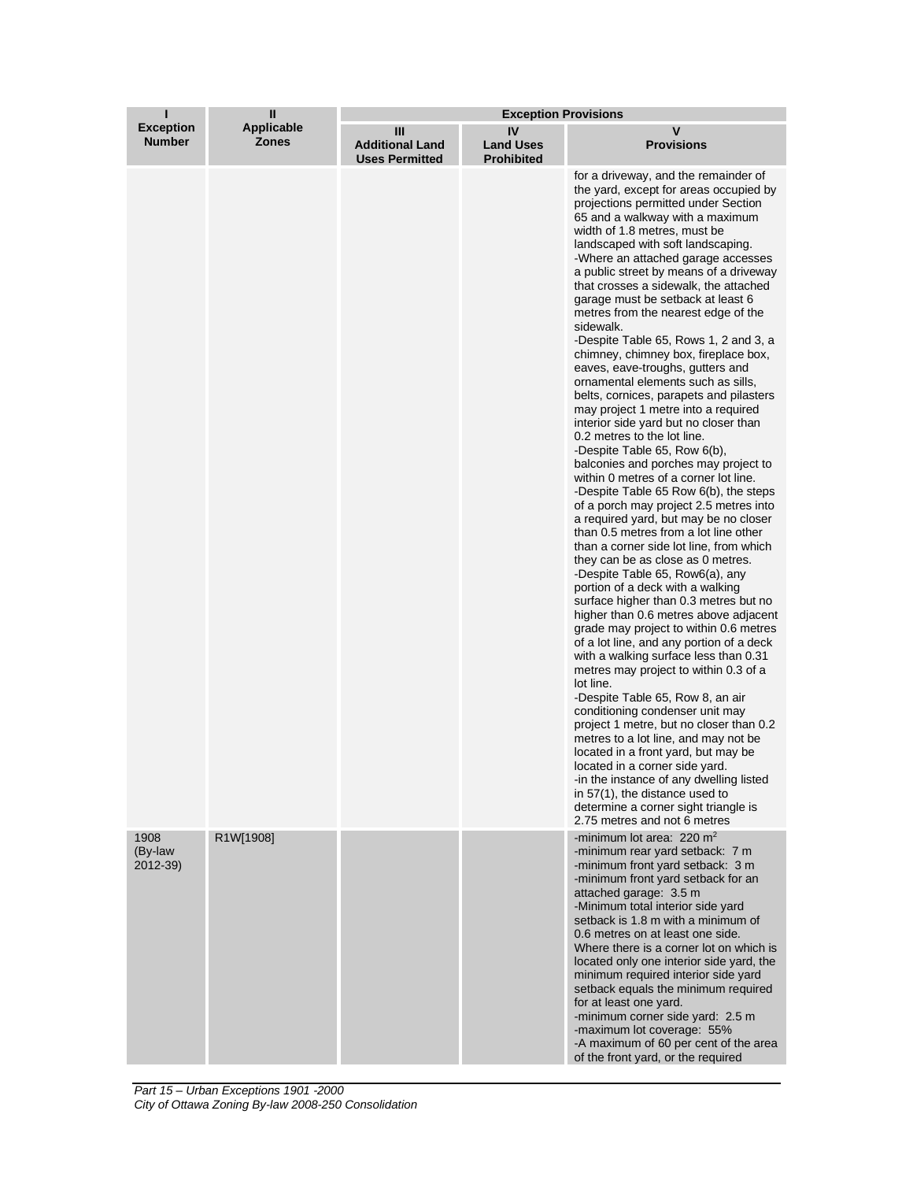| I<br>Exception Number | II<br>Applicable Zones | Exception Provisions<br>III<br>Additional Land Uses Permitted | <br>IV<br>Land Uses Prohibited | <br>V<br>Provisions |
|---|---|---|---|---|
| | | | | for a driveway, and the remainder of the yard, except for areas occupied by projections permitted under Section 65 and a walkway with a maximum width of 1.8 metres, must be landscaped with soft landscaping.<br>-Where an attached garage accesses a public street by means of a driveway that crosses a sidewalk, the attached garage must be setback at least 6 metres from the nearest edge of the sidewalk.<br>-Despite Table 65, Rows 1, 2 and 3, a chimney, chimney box, fireplace box, eaves, eave-troughs, gutters and ornamental elements such as sills, belts, cornices, parapets and pilasters may project 1 metre into a required interior side yard but no closer than 0.2 metres to the lot line.<br>-Despite Table 65, Row 6(b), balconies and porches may project to within 0 metres of a corner lot line.<br>-Despite Table 65 Row 6(b), the steps of a porch may project 2.5 metres into a required yard, but may be no closer than 0.5 metres from a lot line other than a corner side lot line, from which they can be as close as 0 metres.<br>-Despite Table 65, Row6(a), any portion of a deck with a walking surface higher than 0.3 metres but no higher than 0.6 metres above adjacent grade may project to within 0.6 metres of a lot line, and any portion of a deck with a walking surface less than 0.31 metres may project to within 0.3 of a lot line.<br>-Despite Table 65, Row 8, an air conditioning condenser unit may project 1 metre, but no closer than 0.2 metres to a lot line, and may not be located in a front yard, but may be located in a corner side yard.<br>-in the instance of any dwelling listed in 57(1), the distance used to determine a corner sight triangle is 2.75 metres and not 6 metres |
| 1908 (By-law 2012-39) | R1W[1908] | | | -minimum lot area: 220 $m^2$<br>-minimum rear yard setback: 7 m<br>-minimum front yard setback: 3 m<br>-minimum front yard setback for an attached garage: 3.5 m<br>-Minimum total interior side yard setback is 1.8 m with a minimum of 0.6 metres on at least one side. Where there is a corner lot on which is located only one interior side yard, the minimum required interior side yard setback equals the minimum required for at least one yard.<br>-minimum corner side yard: 2.5 m<br>-maximum lot coverage: 55%<br>-A maximum of 60 per cent of the area of the front yard, or the required |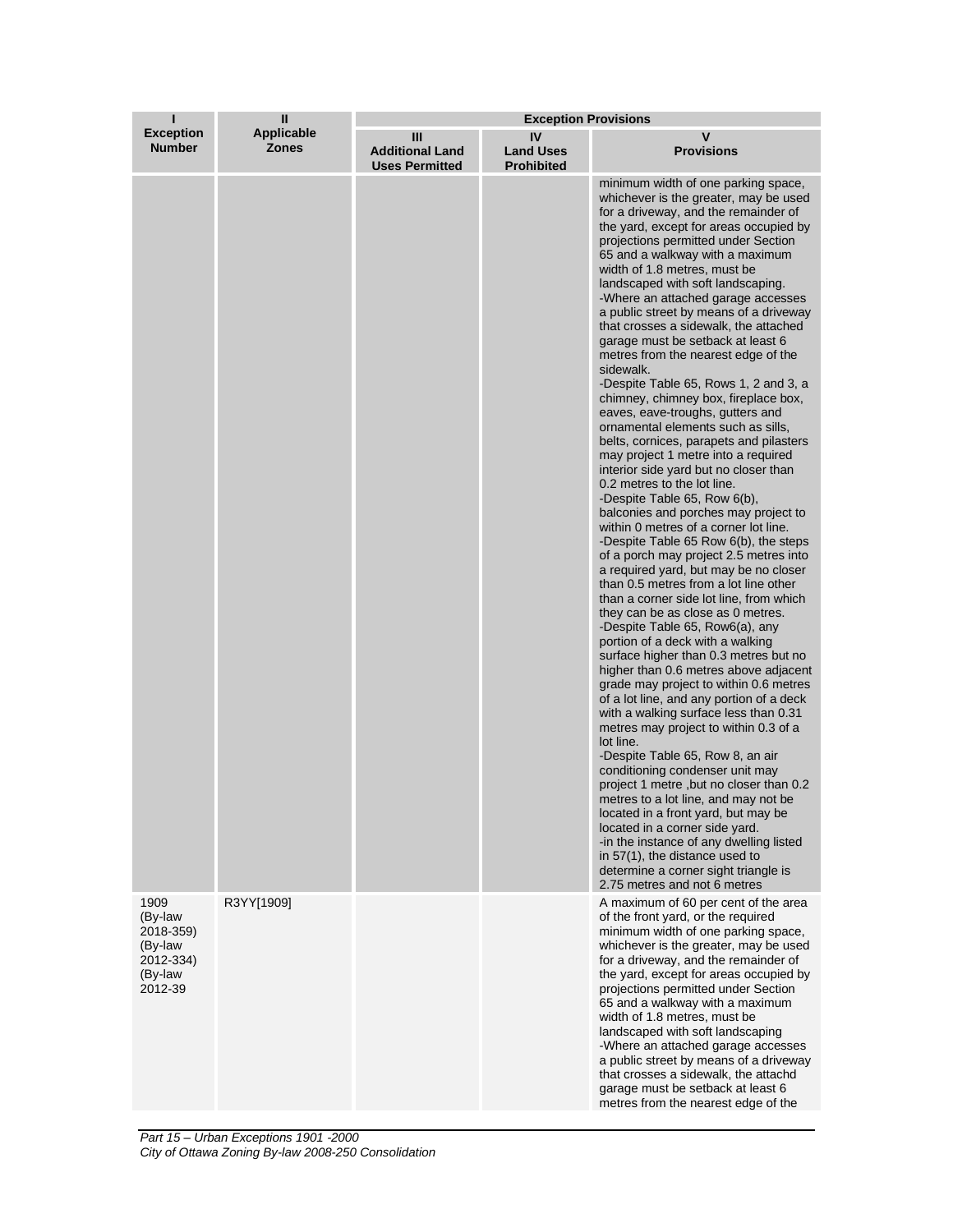| I<br>Exception Number | II<br>Applicable Zones | Exception Provisions | | |
|---|---|---|---|---|
| | | III<br>Additional Land Uses Permitted | IV<br>Land Uses Prohibited | V<br>Provisions |
| | | | | minimum width of one parking space, whichever is the greater, may be used for a driveway, and the remainder of the yard, except for areas occupied by projections permitted under Section 65 and a walkway with a maximum width of 1.8 metres, must be landscaped with soft landscaping.<br>-Where an attached garage accesses a public street by means of a driveway that crosses a sidewalk, the attached garage must be setback at least 6 metres from the nearest edge of the sidewalk.<br>-Despite Table 65, Rows 1, 2 and 3, a chimney, chimney box, fireplace box, eaves, eave-troughs, gutters and ornamental elements such as sills, belts, cornices, parapets and pilasters may project 1 metre into a required interior side yard but no closer than 0.2 metres to the lot line.<br>-Despite Table 65, Row 6(b), balconies and porches may project to within 0 metres of a corner lot line.<br>-Despite Table 65 Row 6(b), the steps of a porch may project 2.5 metres into a required yard, but may be no closer than 0.5 metres from a lot line other than a corner side lot line, from which they can be as close as 0 metres.<br>-Despite Table 65, Row6(a), any portion of a deck with a walking surface higher than 0.3 metres but no higher than 0.6 metres above adjacent grade may project to within 0.6 metres of a lot line, and any portion of a deck with a walking surface less than 0.31 metres may project to within 0.3 of a lot line.<br>-Despite Table 65, Row 8, an air conditioning condenser unit may project 1 metre ,but no closer than 0.2 metres to a lot line, and may not be located in a front yard, but may be located in a corner side yard.<br>-in the instance of any dwelling listed in 57(1), the distance used to determine a corner sight triangle is 2.75 metres and not 6 metres |
| 1909<br>(By-law 2018-359)<br>(By-law 2012-334)<br>(By-law 2012-39 | R3YY[1909] | | | A maximum of 60 per cent of the area of the front yard, or the required minimum width of one parking space, whichever is the greater, may be used for a driveway, and the remainder of the yard, except for areas occupied by projections permitted under Section 65 and a walkway with a maximum width of 1.8 metres, must be landscaped with soft landscaping<br>-Where an attached garage accesses a public street by means of a driveway that crosses a sidewalk, the attachd garage must be setback at least 6 metres from the nearest edge of the |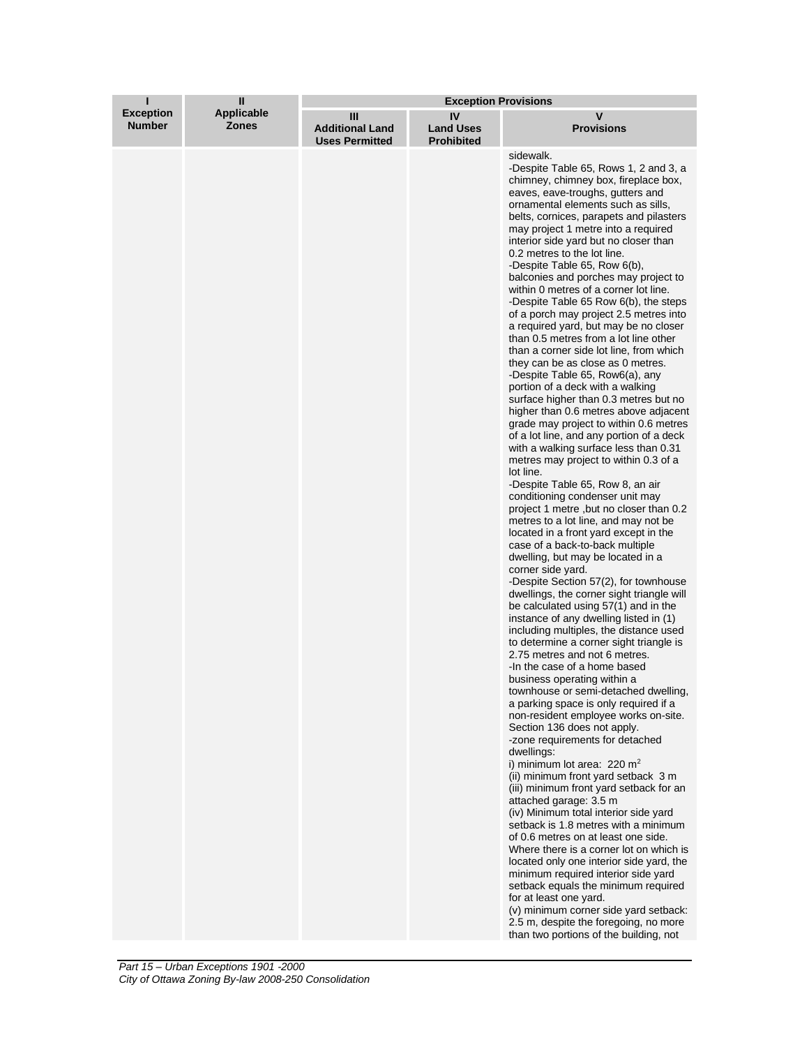| I<br>Exception Number | II<br>Applicable Zones | Exception Provisions | | |
|---|---|---|---|---|
| | | III<br>Additional Land Uses Permitted | IV<br>Land Uses Prohibited | V<br>Provisions |
| | | | | sidewalk.<br>-Despite Table 65, Rows 1, 2 and 3, a chimney, chimney box, fireplace box, eaves, eave-troughs, gutters and ornamental elements such as sills, belts, cornices, parapets and pilasters may project 1 metre into a required interior side yard but no closer than 0.2 metres to the lot line.<br>-Despite Table 65, Row 6(b), balconies and porches may project to within 0 metres of a corner lot line.<br>-Despite Table 65 Row 6(b), the steps of a porch may project 2.5 metres into a required yard, but may be no closer than 0.5 metres from a lot line other than a corner side lot line, from which they can be as close as 0 metres.<br>-Despite Table 65, Row6(a), any portion of a deck with a walking surface higher than 0.3 metres but no higher than 0.6 metres above adjacent grade may project to within 0.6 metres of a lot line, and any portion of a deck with a walking surface less than 0.31 metres may project to within 0.3 of a lot line.<br>-Despite Table 65, Row 8, an air conditioning condenser unit may project 1 metre ,but no closer than 0.2 metres to a lot line, and may not be located in a front yard except in the case of a back-to-back multiple dwelling, but may be located in a corner side yard.<br>-Despite Section 57(2), for townhouse dwellings, the corner sight triangle will be calculated using 57(1) and in the instance of any dwelling listed in (1) including multiples, the distance used to determine a corner sight triangle is 2.75 metres and not 6 metres.<br>-In the case of a home based business operating within a townhouse or semi-detached dwelling, a parking space is only required if a non-resident employee works on-site. Section 136 does not apply.<br>-zone requirements for detached dwellings:<br>i) minimum lot area: 220 m$^2$<br>(ii) minimum front yard setback 3 m<br>(iii) minimum front yard setback for an attached garage: 3.5 m<br>(iv) Minimum total interior side yard setback is 1.8 metres with a minimum of 0.6 metres on at least one side. Where there is a corner lot on which is located only one interior side yard, the minimum required interior side yard setback equals the minimum required for at least one yard.<br>(v) minimum corner side yard setback: 2.5 m, despite the foregoing, no more than two portions of the building, not |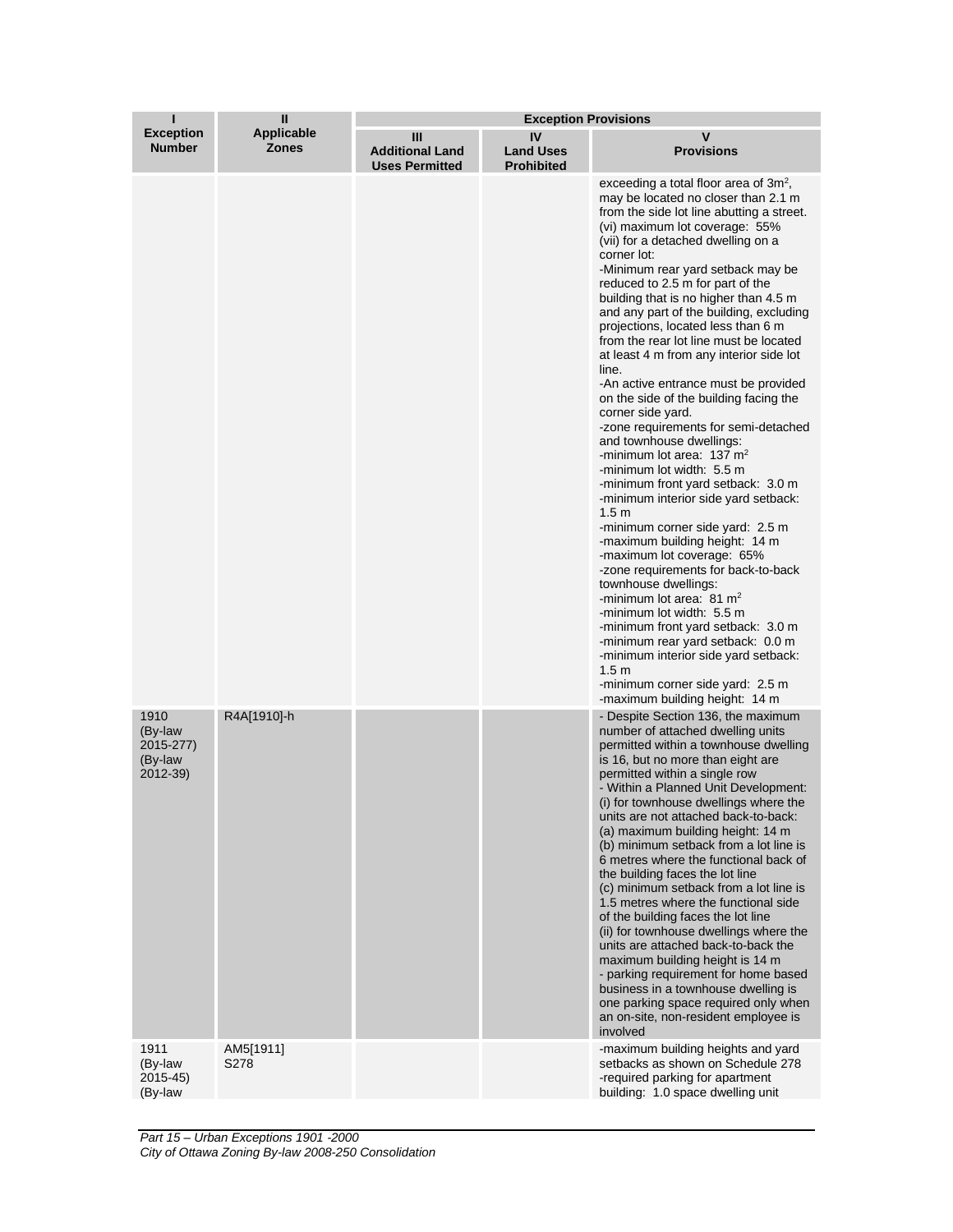| I<br>Exception Number | II<br>Applicable Zones | Exception Provisions | | |
|---|---|---|---|---|
| | | III<br>Additional Land Uses Permitted | IV<br>Land Uses Prohibited | V<br>Provisions |
| | | | | exceeding a total floor area of 3m$^2$, may be located no closer than 2.1 m from the side lot line abutting a street.<br>(vi) maximum lot coverage: 55%<br>(vii) for a detached dwelling on a corner lot:<br>-Minimum rear yard setback may be reduced to 2.5 m for part of the building that is no higher than 4.5 m and any part of the building, excluding projections, located less than 6 m from the rear lot line must be located at least 4 m from any interior side lot line.<br>-An active entrance must be provided on the side of the building facing the corner side yard.<br>-zone requirements for semi-detached and townhouse dwellings:<br>-minimum lot area: 137 m$^2$<br>-minimum lot width: 5.5 m<br>-minimum front yard setback: 3.0 m<br>-minimum interior side yard setback: 1.5 m<br>-minimum corner side yard: 2.5 m<br>-maximum building height: 14 m<br>-maximum lot coverage: 65%<br>-zone requirements for back-to-back townhouse dwellings:<br>-minimum lot area: 81 m$^2$<br>-minimum lot width: 5.5 m<br>-minimum front yard setback: 3.0 m<br>-minimum rear yard setback: 0.0 m<br>-minimum interior side yard setback: 1.5 m<br>-minimum corner side yard: 2.5 m<br>-maximum building height: 14 m |
| 1910<br>(By-law 2015-277)<br>(By-law 2012-39) | R4A[1910]-h | | | - Despite Section 136, the maximum number of attached dwelling units permitted within a townhouse dwelling is 16, but no more than eight are permitted within a single row<br>- Within a Planned Unit Development:<br>(i) for townhouse dwellings where the units are not attached back-to-back:<br>(a) maximum building height: 14 m<br>(b) minimum setback from a lot line is 6 metres where the functional back of the building faces the lot line<br>(c) minimum setback from a lot line is 1.5 metres where the functional side of the building faces the lot line<br>(ii) for townhouse dwellings where the units are attached back-to-back the maximum building height is 14 m<br>- parking requirement for home based business in a townhouse dwelling is one parking space required only when an on-site, non-resident employee is involved |
| 1911<br>(By-law 2015-45)<br>(By-law | AM5[1911]<br>S278 | | | -maximum building heights and yard setbacks as shown on Schedule 278<br>-required parking for apartment building: 1.0 space dwelling unit |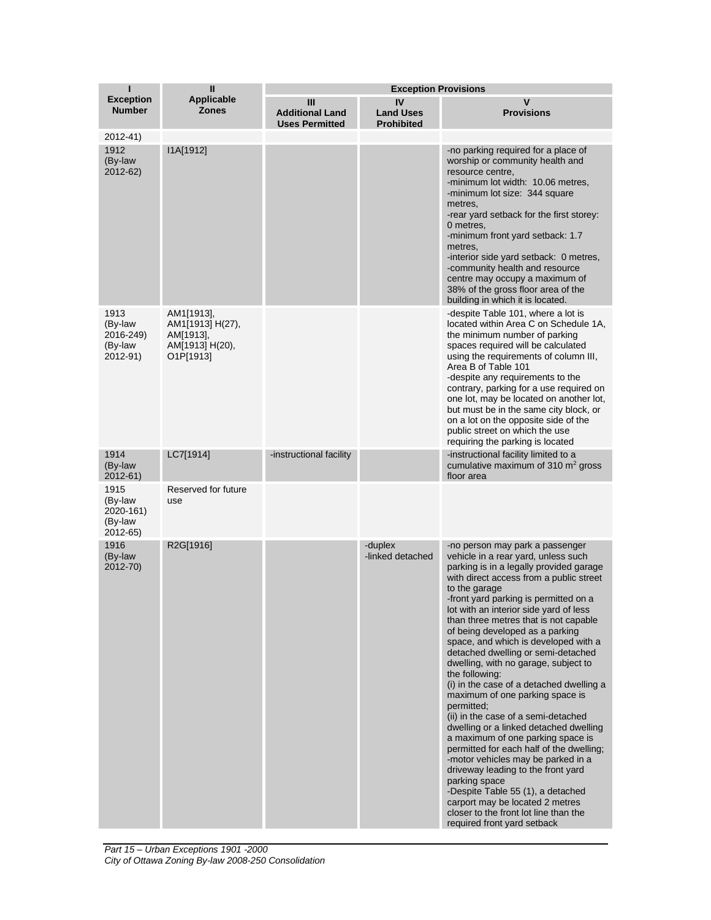| I<br>Exception Number | II<br>Applicable Zones | Exception Provisions | | |
|---|---|---|---|---|
| | | III<br>Additional Land Uses Permitted | IV<br>Land Uses Prohibited | V<br>Provisions |
| 2012-41) | | | | |
| 1912 (By-law 2012-62) | I1A[1912] | | | -no parking required for a place of worship or community health and resource centre,<br>-minimum lot width: 10.06 metres,<br>-minimum lot size: 344 square metres,<br>-rear yard setback for the first storey: 0 metres,<br>-minimum front yard setback: 1.7 metres,<br>-interior side yard setback: 0 metres,<br>-community health and resource centre may occupy a maximum of 38% of the gross floor area of the building in which it is located. |
| 1913 (By-law 2016-249) (By-law 2012-91) | AM1[1913], AM1[1913] H(27), AM[1913], AM[1913] H(20), O1P[1913] | | | -despite Table 101, where a lot is located within Area C on Schedule 1A, the minimum number of parking spaces required will be calculated using the requirements of column III, Area B of Table 101<br>-despite any requirements to the contrary, parking for a use required on one lot, may be located on another lot, but must be in the same city block, or on a lot on the opposite side of the public street on which the use requiring the parking is located |
| 1914 (By-law 2012-61) | LC7[1914] | -instructional facility | | -instructional facility limited to a cumulative maximum of 310 $m^2$ gross floor area |
| 1915 (By-law 2020-161) (By-law 2012-65) | Reserved for future use | | | |
| 1916 (By-law 2012-70) | R2G[1916] | | -duplex<br>-linked detached | -no person may park a passenger vehicle in a rear yard, unless such parking is in a legally provided garage with direct access from a public street to the garage<br>-front yard parking is permitted on a lot with an interior side yard of less than three metres that is not capable of being developed as a parking space, and which is developed with a detached dwelling or semi-detached dwelling, with no garage, subject to the following:<br>(i) in the case of a detached dwelling a maximum of one parking space is permitted;<br>(ii) in the case of a semi-detached dwelling or a linked detached dwelling a maximum of one parking space is permitted for each half of the dwelling;<br>-motor vehicles may be parked in a driveway leading to the front yard parking space<br>-Despite Table 55 (1), a detached carport may be located 2 metres closer to the front lot line than the required front yard setback |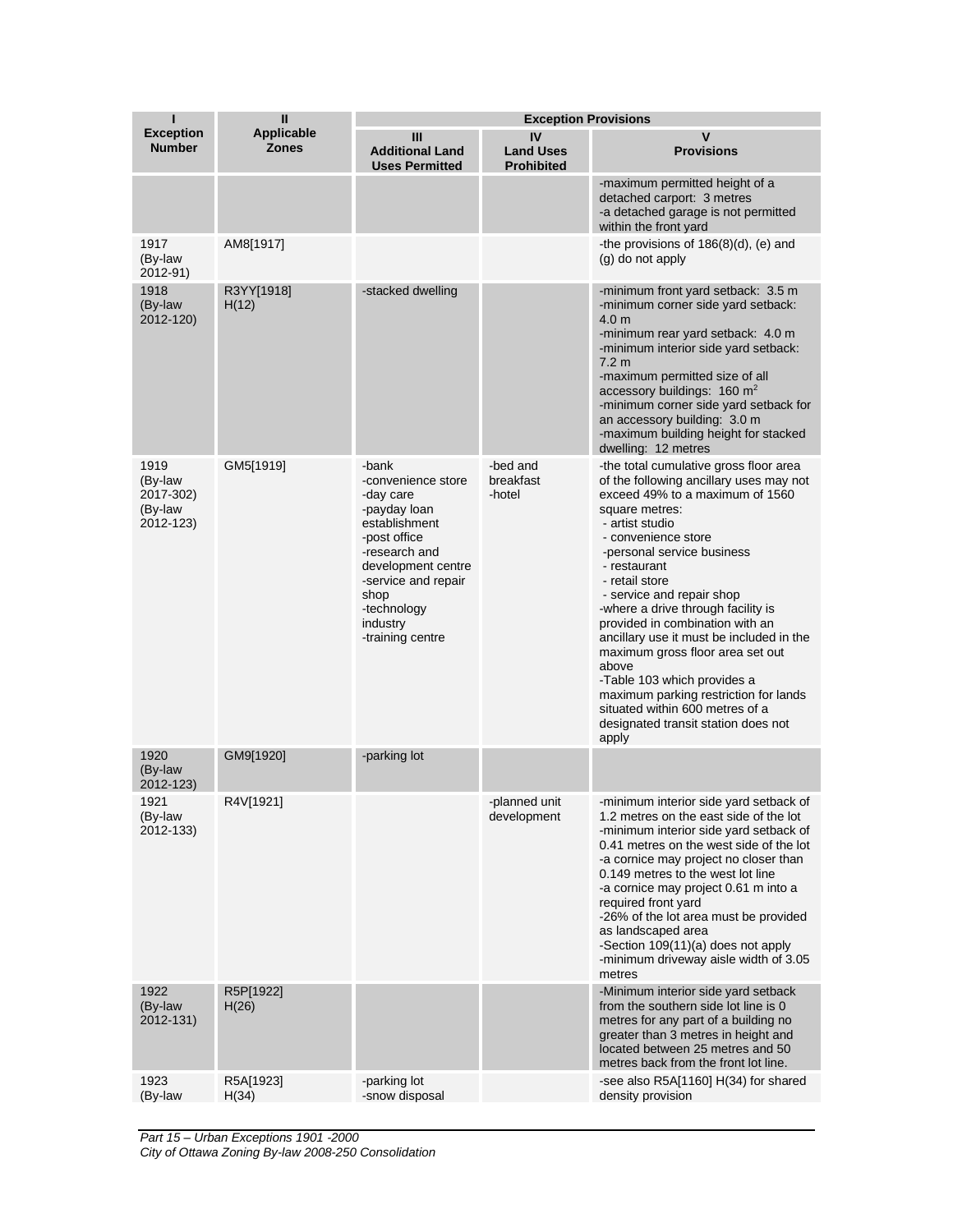| I<br>Exception Number | II<br>Applicable Zones | Exception Provisions | | |
|---|---|---|---|---|
| | | III<br>Additional Land Uses Permitted | IV<br>Land Uses Prohibited | V<br>Provisions |
| | | | | -maximum permitted height of a detached carport: 3 metres<br>-a detached garage is not permitted within the front yard |
| 1917<br>(By-law 2012-91) | AM8[1917] | | | -the provisions of 186(8)(d), (e) and (g) do not apply |
| 1918<br>(By-law 2012-120) | R3YY[1918] H(12) | -stacked dwelling | | -minimum front yard setback: 3.5 m<br>-minimum corner side yard setback: 4.0 m<br>-minimum rear yard setback: 4.0 m<br>-minimum interior side yard setback: 7.2 m<br>-maximum permitted size of all accessory buildings: 160 m$^2$<br>-minimum corner side yard setback for an accessory building: 3.0 m<br>-maximum building height for stacked dwelling: 12 metres |
| 1919<br>(By-law 2017-302)<br>(By-law 2012-123) | GM5[1919] | -bank<br>-convenience store<br>-day care<br>-payday loan establishment<br>-post office<br>-research and development centre<br>-service and repair shop<br>-technology industry<br>-training centre | -bed and breakfast<br>-hotel | -the total cumulative gross floor area of the following ancillary uses may not exceed 49% to a maximum of 1560 square metres:<br>- artist studio<br>- convenience store<br>-personal service business<br>- restaurant<br>- retail store<br>- service and repair shop<br>-where a drive through facility is provided in combination with an ancillary use it must be included in the maximum gross floor area set out above<br>-Table 103 which provides a maximum parking restriction for lands situated within 600 metres of a designated transit station does not apply |
| 1920<br>(By-law 2012-123) | GM9[1920] | -parking lot | | |
| 1921<br>(By-law 2012-133) | R4V[1921] | | -planned unit development | -minimum interior side yard setback of 1.2 metres on the east side of the lot<br>-minimum interior side yard setback of 0.41 metres on the west side of the lot<br>-a cornice may project no closer than 0.149 metres to the west lot line<br>-a cornice may project 0.61 m into a required front yard<br>-26% of the lot area must be provided as landscaped area<br>-Section 109(11)(a) does not apply<br>-minimum driveway aisle width of 3.05 metres |
| 1922<br>(By-law 2012-131) | R5P[1922] H(26) | | | -Minimum interior side yard setback from the southern side lot line is 0 metres for any part of a building no greater than 3 metres in height and located between 25 metres and 50 metres back from the front lot line. |
| 1923<br>(By-law | R5A[1923] H(34) | -parking lot<br>-snow disposal | | -see also R5A[1160] H(34) for shared density provision |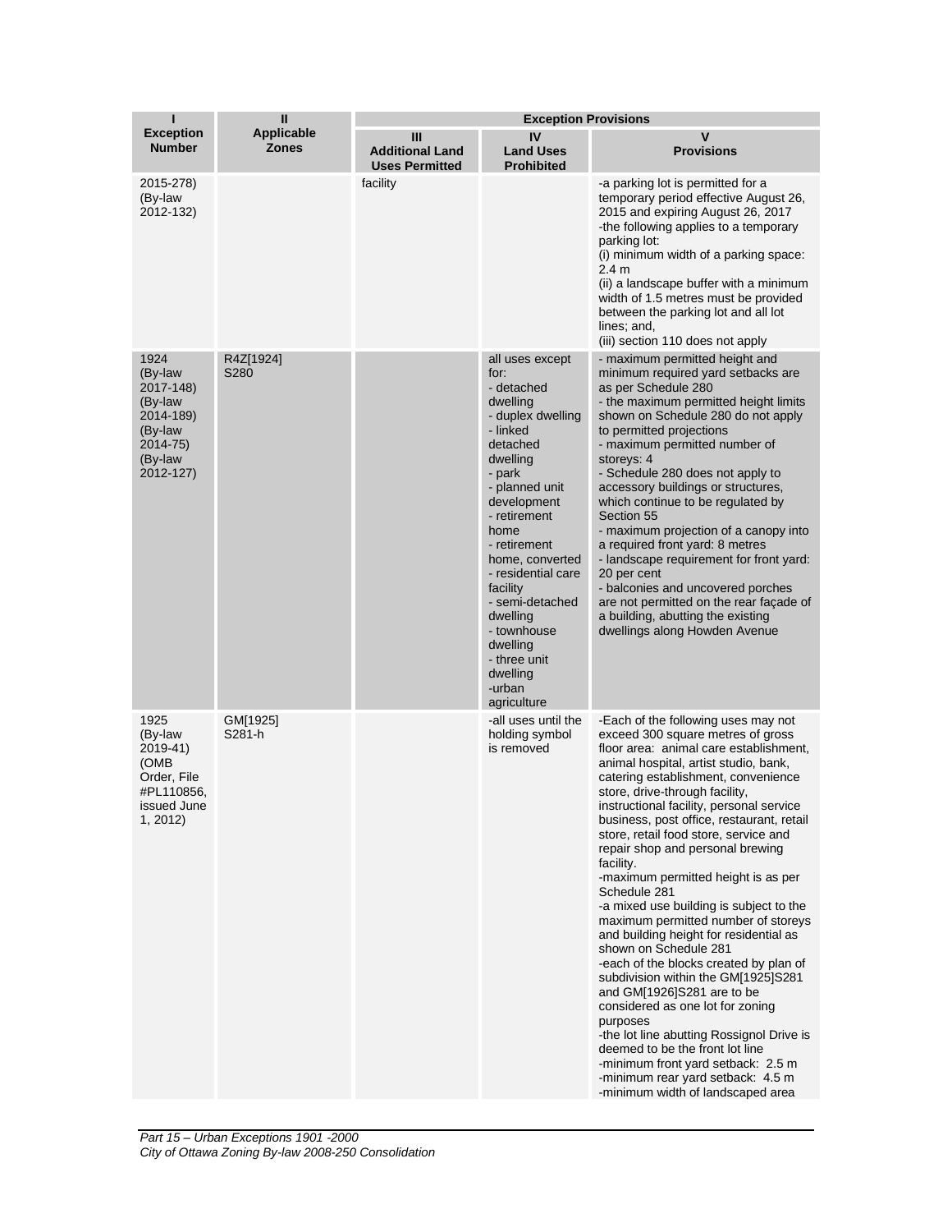| I<br>Exception Number | II<br>Applicable Zones | Exception Provisions | | |
|---|---|---|---|---|
| | | III<br>Additional Land Uses Permitted | IV<br>Land Uses Prohibited | V<br>Provisions |
| 2015-278)<br>(By-law 2012-132) | | facility | | -a parking lot is permitted for a temporary period effective August 26, 2015 and expiring August 26, 2017<br>-the following applies to a temporary parking lot:<br>(i) minimum width of a parking space: 2.4 m<br>(ii) a landscape buffer with a minimum width of 1.5 metres must be provided between the parking lot and all lot lines; and,<br>(iii) section 110 does not apply |
| 1924<br>(By-law 2017-148)<br>(By-law 2014-189)<br>(By-law 2014-75)<br>(By-law 2012-127) | R4Z[1924] S280 | | all uses except for:<br>- detached dwelling<br>- duplex dwelling<br>- linked detached dwelling<br>- park<br>- planned unit development<br>- retirement home<br>- retirement home, converted<br>- residential care facility<br>- semi-detached dwelling<br>- townhouse dwelling<br>- three unit dwelling<br>-urban agriculture | - maximum permitted height and minimum required yard setbacks are as per Schedule 280<br>- the maximum permitted height limits shown on Schedule 280 do not apply to permitted projections<br>- maximum permitted number of storeys: 4<br>- Schedule 280 does not apply to accessory buildings or structures, which continue to be regulated by Section 55<br>- maximum projection of a canopy into a required front yard: 8 metres<br>- landscape requirement for front yard: 20 per cent<br>- balconies and uncovered porches are not permitted on the rear façade of a building, abutting the existing dwellings along Howden Avenue |
| 1925<br>(By-law 2019-41)<br>(OMB Order, File #PL110856, issued June 1, 2012) | GM[1925] S281-h | | -all uses until the holding symbol is removed | -Each of the following uses may not exceed 300 square metres of gross floor area: animal care establishment, animal hospital, artist studio, bank, catering establishment, convenience store, drive-through facility, instructional facility, personal service business, post office, restaurant, retail store, retail food store, service and repair shop and personal brewing facility.<br>-maximum permitted height is as per Schedule 281<br>-a mixed use building is subject to the maximum permitted number of storeys and building height for residential as shown on Schedule 281<br>-each of the blocks created by plan of subdivision within the GM[1925]S281 and GM[1926]S281 are to be considered as one lot for zoning purposes<br>-the lot line abutting Rossignol Drive is deemed to be the front lot line<br>-minimum front yard setback: 2.5 m<br>-minimum rear yard setback: 4.5 m<br>-minimum width of landscaped area |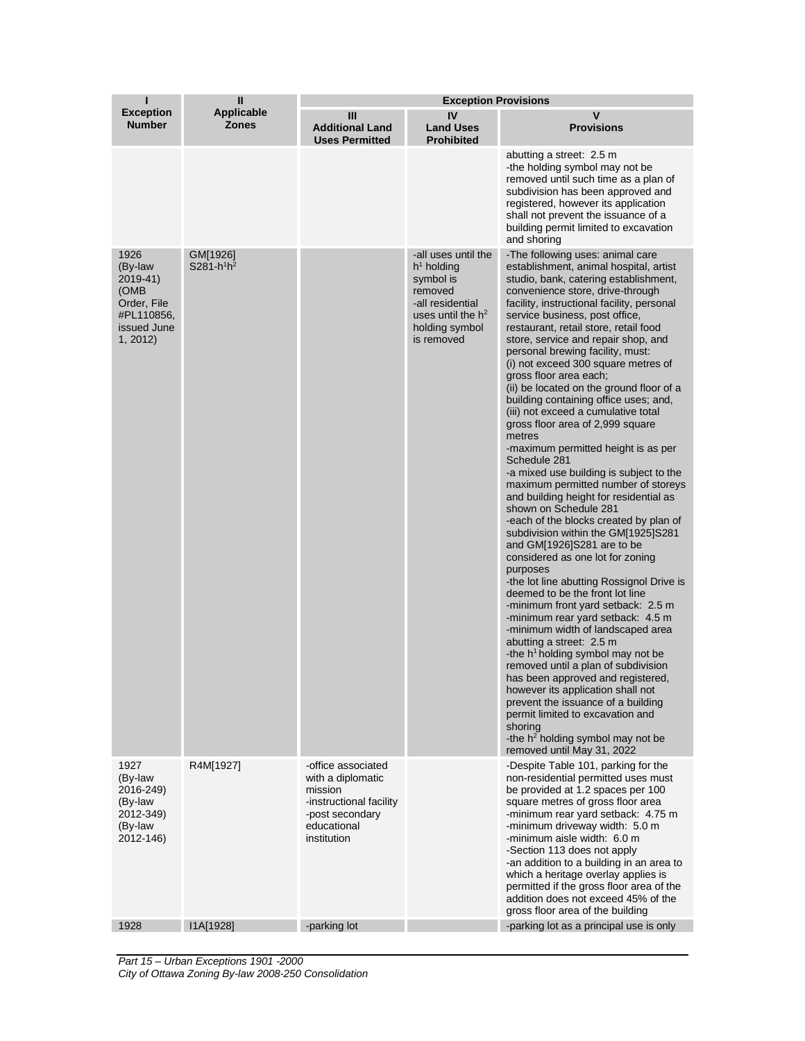| I<br>Exception Number | II<br>Applicable Zones | Exception Provisions<br>III<br>Additional Land Uses Permitted | IV<br>Land Uses Prohibited | V<br>Provisions |
|---|---|---|---|---|
| | | | | abutting a street: 2.5 m<br>-the holding symbol may not be removed until such time as a plan of subdivision has been approved and registered, however its application shall not prevent the issuance of a building permit limited to excavation and shoring |
| 1926 (By-law 2019-41) (OMB Order, File #PL110856, issued June 1, 2012) | GM[1926] S281-$h^1h^2$ | | -all uses until the $h^1$ holding symbol is removed<br>-all residential uses until the $h^2$ holding symbol is removed | -The following uses: animal care establishment, animal hospital, artist studio, bank, catering establishment, convenience store, drive-through facility, instructional facility, personal service business, post office, restaurant, retail store, retail food store, service and repair shop, and personal brewing facility, must:<br>(i) not exceed 300 square metres of gross floor area each;<br>(ii) be located on the ground floor of a building containing office uses; and,<br>(iii) not exceed a cumulative total gross floor area of 2,999 square metres<br>-maximum permitted height is as per Schedule 281<br>-a mixed use building is subject to the maximum permitted number of storeys and building height for residential as shown on Schedule 281<br>-each of the blocks created by plan of subdivision within the GM[1925]S281 and GM[1926]S281 are to be considered as one lot for zoning purposes<br>-the lot line abutting Rossignol Drive is deemed to be the front lot line<br>-minimum front yard setback: 2.5 m<br>-minimum rear yard setback: 4.5 m<br>-minimum width of landscaped area abutting a street: 2.5 m<br>-the $h^1$ holding symbol may not be removed until a plan of subdivision has been approved and registered, however its application shall not prevent the issuance of a building permit limited to excavation and shoring<br>-the $h^2$ holding symbol may not be removed until May 31, 2022 |
| 1927 (By-law 2016-249) (By-law 2012-349) (By-law 2012-146) | R4M[1927] | -office associated with a diplomatic mission<br>-instructional facility<br>-post secondary educational institution | | -Despite Table 101, parking for the non-residential permitted uses must be provided at 1.2 spaces per 100 square metres of gross floor area<br>-minimum rear yard setback: 4.75 m<br>-minimum driveway width: 5.0 m<br>-minimum aisle width: 6.0 m<br>-Section 113 does not apply<br>-an addition to a building in an area to which a heritage overlay applies is permitted if the gross floor area of the addition does not exceed 45% of the gross floor area of the building |
| 1928 | I1A[1928] | -parking lot | | -parking lot as a principal use is only |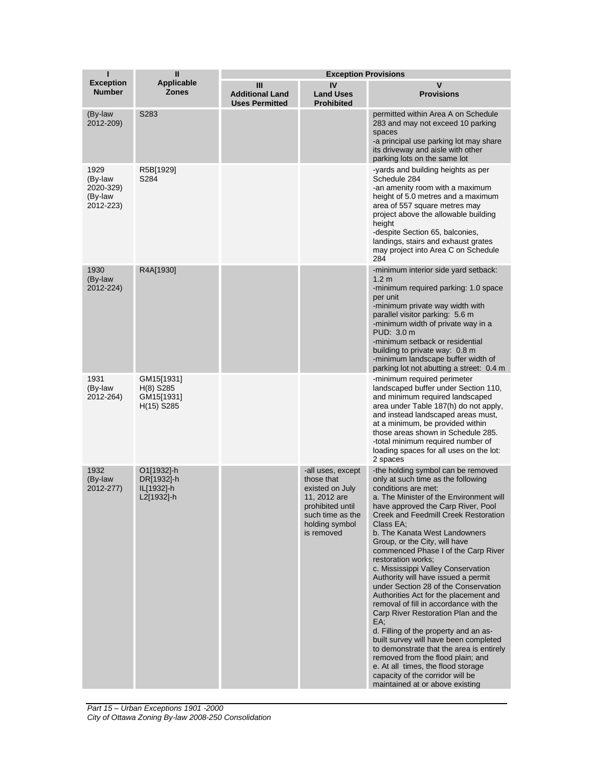| I<br>Exception Number | II<br>Applicable Zones | Exception Provisions | | |
|---|---|---|---|---|
| | | III<br>Additional Land Uses Permitted | IV<br>Land Uses Prohibited | V<br>Provisions |
| (By-law 2012-209) | S283 | | | permitted within Area A on Schedule 283 and may not exceed 10 parking spaces<br>-a principal use parking lot may share its driveway and aisle with other parking lots on the same lot |
| 1929<br>(By-law 2020-329)<br>(By-law 2012-223) | R5B[1929] S284 | | | -yards and building heights as per Schedule 284<br>-an amenity room with a maximum height of 5.0 metres and a maximum area of 557 square metres may project above the allowable building height<br>-despite Section 65, balconies, landings, stairs and exhaust grates may project into Area C on Schedule 284 |
| 1930<br>(By-law 2012-224) | R4A[1930] | | | -minimum interior side yard setback: 1.2 m<br>-minimum required parking: 1.0 space per unit<br>-minimum private way width with parallel visitor parking: 5.6 m<br>-minimum width of private way in a PUD: 3.0 m<br>-minimum setback or residential building to private way: 0.8 m<br>-minimum landscape buffer width of parking lot not abutting a street: 0.4 m |
| 1931<br>(By-law 2012-264) | GM15[1931] H(8) S285<br>GM15[1931] H(15) S285 | | | -minimum required perimeter landscaped buffer under Section 110, and minimum required landscaped area under Table 187(h) do not apply, and instead landscaped areas must, at a minimum, be provided within those areas shown in Schedule 285.<br>-total minimum required number of loading spaces for all uses on the lot: 2 spaces |
| 1932<br>(By-law 2012-277) | O1[1932]-h<br>DR[1932]-h<br>IL[1932]-h<br>L2[1932]-h | | -all uses, except those that existed on July 11, 2012 are prohibited until such time as the holding symbol is removed | -the holding symbol can be removed only at such time as the following conditions are met:<br>a. The Minister of the Environment will have approved the Carp River, Pool Creek and Feedmill Creek Restoration Class EA;<br>b. The Kanata West Landowners Group, or the City, will have commenced Phase I of the Carp River restoration works;<br>c. Mississippi Valley Conservation Authority will have issued a permit under Section 28 of the Conservation Authorities Act for the placement and removal of fill in accordance with the Carp River Restoration Plan and the EA;<br>d. Filling of the property and an as-built survey will have been completed to demonstrate that the area is entirely removed from the flood plain; and<br>e. At all times, the flood storage capacity of the corridor will be maintained at or above existing |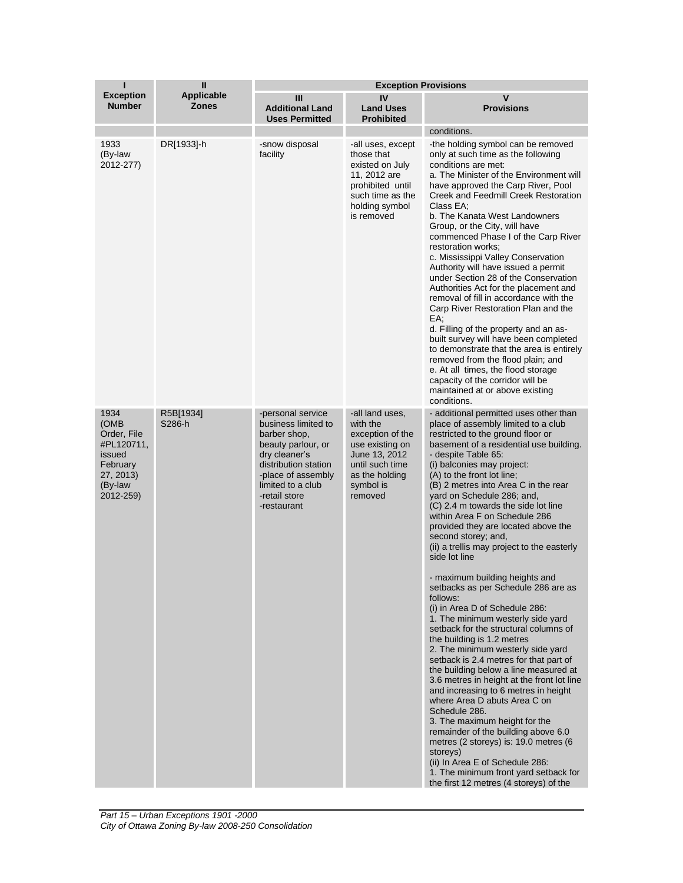| I<br>Exception Number | II<br>Applicable Zones | Exception Provisions | | |
|---|---|---|---|---|
| | | III<br>Additional Land Uses Permitted | IV<br>Land Uses Prohibited | V<br>Provisions |
| | | | | conditions. |
| 1933 (By-law 2012-277) | DR[1933]-h | -snow disposal facility | -all uses, except those that existed on July 11, 2012 are prohibited until such time as the holding symbol is removed | -the holding symbol can be removed only at such time as the following conditions are met:<br>a. The Minister of the Environment will have approved the Carp River, Pool Creek and Feedmill Creek Restoration Class EA;<br>b. The Kanata West Landowners Group, or the City, will have commenced Phase I of the Carp River restoration works;<br>c. Mississippi Valley Conservation Authority will have issued a permit under Section 28 of the Conservation Authorities Act for the placement and removal of fill in accordance with the Carp River Restoration Plan and the EA;<br>d. Filling of the property and an as-built survey will have been completed to demonstrate that the area is entirely removed from the flood plain; and<br>e. At all times, the flood storage capacity of the corridor will be maintained at or above existing conditions. |
| 1934 (OMB Order, File #PL120711, issued February 27, 2013) (By-law 2012-259) | R5B[1934] S286-h | -personal service business limited to barber shop, beauty parlour, or dry cleaner's distribution station<br>-place of assembly limited to a club<br>-retail store<br>-restaurant | -all land uses, with the exception of the use existing on June 13, 2012 until such time as the holding symbol is removed | - additional permitted uses other than place of assembly limited to a club restricted to the ground floor or basement of a residential use building.<br>- despite Table 65:<br>(i) balconies may project:<br>(A) to the front lot line;<br>(B) 2 metres into Area C in the rear yard on Schedule 286; and,<br>(C) 2.4 m towards the side lot line within Area F on Schedule 286 provided they are located above the second storey; and,<br>(ii) a trellis may project to the easterly side lot line<br><br>- maximum building heights and setbacks as per Schedule 286 are as follows:<br>(i) in Area D of Schedule 286:<br>1. The minimum westerly side yard setback for the structural columns of the building is 1.2 metres<br>2. The minimum westerly side yard setback is 2.4 metres for that part of the building below a line measured at 3.6 metres in height at the front lot line and increasing to 6 metres in height where Area D abuts Area C on Schedule 286.<br>3. The maximum height for the remainder of the building above 6.0 metres (2 storeys) is: 19.0 metres (6 storeys)<br>(ii) In Area E of Schedule 286:<br>1. The minimum front yard setback for the first 12 metres (4 storeys) of the |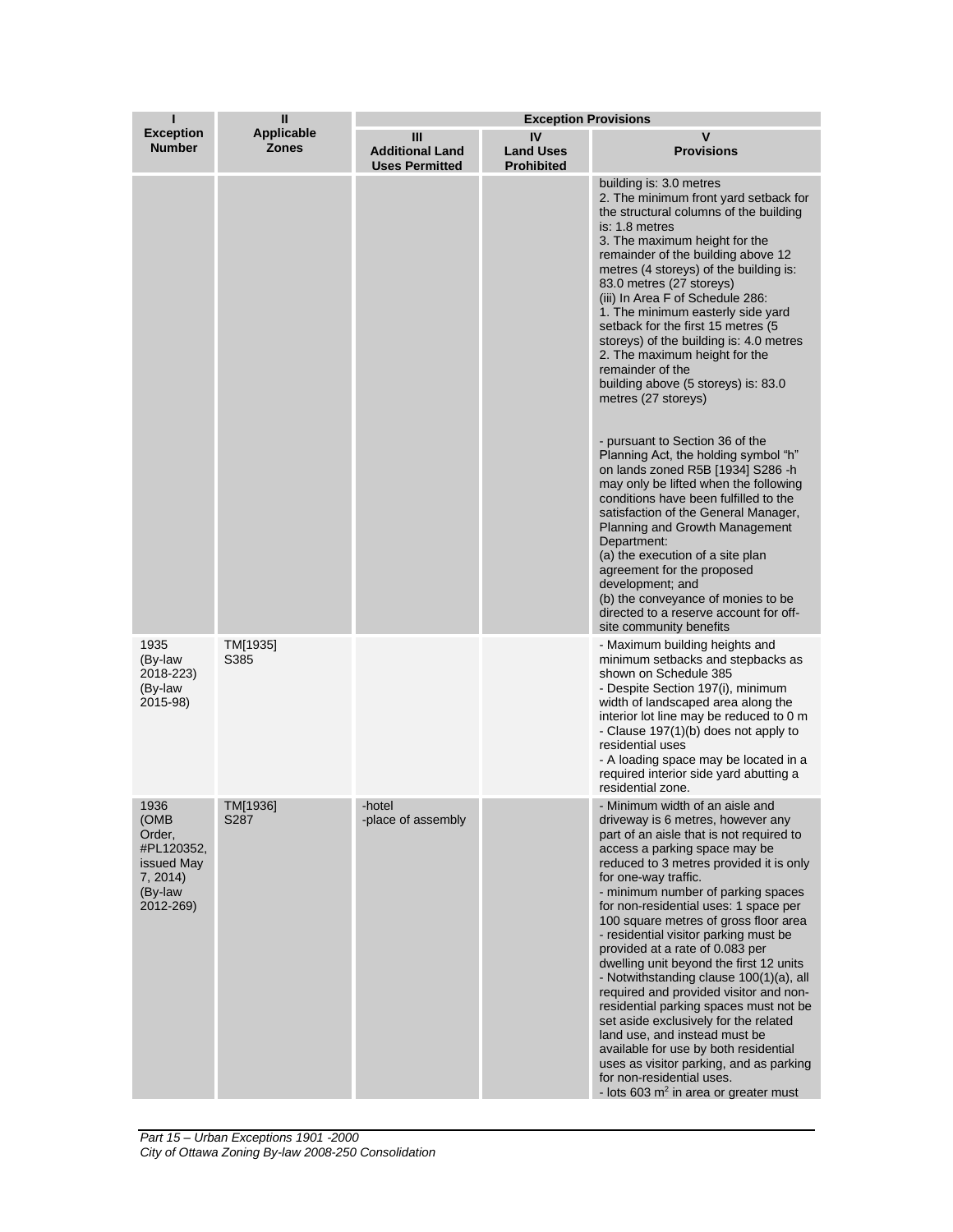| I<br>Exception Number | II<br>Applicable Zones | Exception Provisions | | |
|---|---|---|---|---|
| | | III<br>Additional Land Uses Permitted | IV<br>Land Uses Prohibited | V<br>Provisions |
| | | | | building is: 3.0 metres<br>2. The minimum front yard setback for the structural columns of the building is: 1.8 metres<br>3. The maximum height for the remainder of the building above 12 metres (4 storeys) of the building is: 83.0 metres (27 storeys)<br>(iii) In Area F of Schedule 286:<br>1. The minimum easterly side yard setback for the first 15 metres (5 storeys) of the building is: 4.0 metres<br>2. The maximum height for the remainder of the building above (5 storeys) is: 83.0 metres (27 storeys)<br><br>- pursuant to Section 36 of the Planning Act, the holding symbol "h" on lands zoned R5B [1934] S286 -h may only be lifted when the following conditions have been fulfilled to the satisfaction of the General Manager, Planning and Growth Management Department:<br>(a) the execution of a site plan agreement for the proposed development; and<br>(b) the conveyance of monies to be directed to a reserve account for off-site community benefits |
| 1935 (By-law 2018-223) (By-law 2015-98) | TM[1935] S385 | | | - Maximum building heights and minimum setbacks and stepbacks as shown on Schedule 385<br>- Despite Section 197(i), minimum width of landscaped area along the interior lot line may be reduced to 0 m<br>- Clause 197(1)(b) does not apply to residential uses<br>- A loading space may be located in a required interior side yard abutting a residential zone. |
| 1936 (OMB Order, #PL120352, issued May 7, 2014) (By-law 2012-269) | TM[1936] S287 | -hotel<br>-place of assembly | | - Minimum width of an aisle and driveway is 6 metres, however any part of an aisle that is not required to access a parking space may be reduced to 3 metres provided it is only for one-way traffic.<br>- minimum number of parking spaces for non-residential uses: 1 space per 100 square metres of gross floor area<br>- residential visitor parking must be provided at a rate of 0.083 per dwelling unit beyond the first 12 units<br>- Notwithstanding clause 100(1)(a), all required and provided visitor and non-residential parking spaces must not be set aside exclusively for the related land use, and instead must be available for use by both residential uses as visitor parking, and as parking for non-residential uses.<br>- lots 603 m² in area or greater must |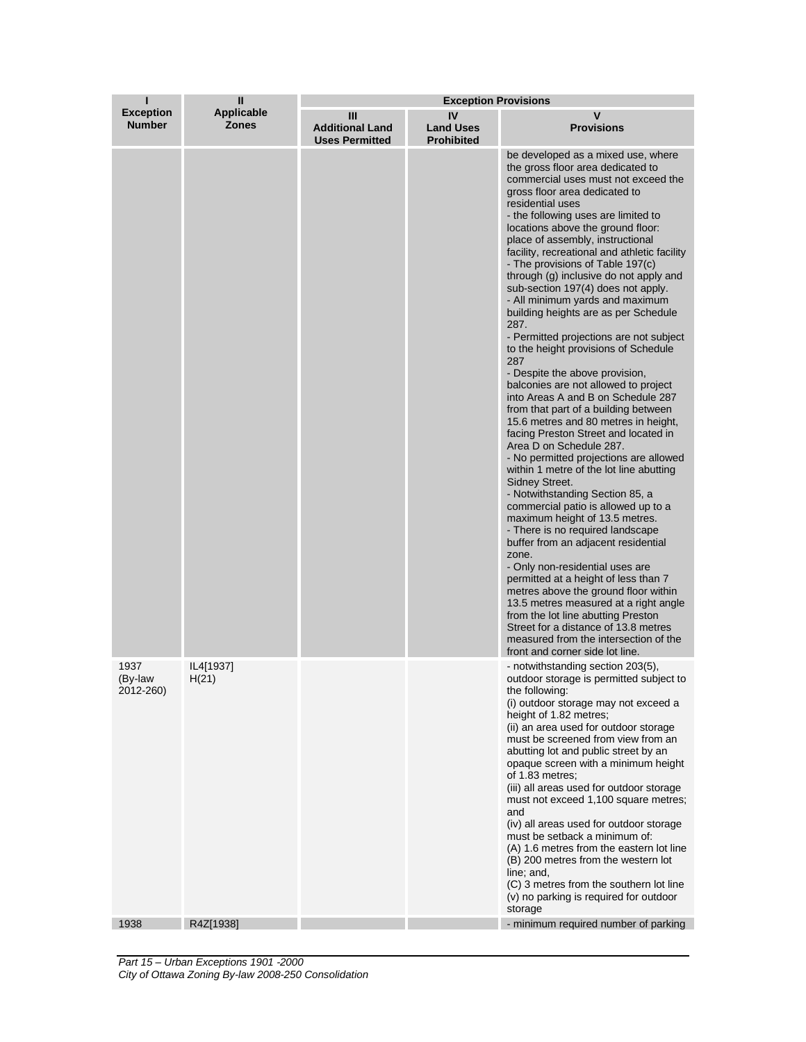| I<br>Exception Number | II<br>Applicable Zones | Exception Provisions | | |
|---|---|---|---|---|
| | | III<br>Additional Land Uses Permitted | IV<br>Land Uses Prohibited | V<br>Provisions |
| | | | | be developed as a mixed use, where the gross floor area dedicated to commercial uses must not exceed the gross floor area dedicated to residential uses<br>- the following uses are limited to locations above the ground floor: place of assembly, instructional facility, recreational and athletic facility<br>- The provisions of Table 197(c) through (g) inclusive do not apply and sub-section 197(4) does not apply.<br>- All minimum yards and maximum building heights are as per Schedule 287.<br>- Permitted projections are not subject to the height provisions of Schedule 287<br>- Despite the above provision, balconies are not allowed to project into Areas A and B on Schedule 287 from that part of a building between 15.6 metres and 80 metres in height, facing Preston Street and located in Area D on Schedule 287.<br>- No permitted projections are allowed within 1 metre of the lot line abutting Sidney Street.<br>- Notwithstanding Section 85, a commercial patio is allowed up to a maximum height of 13.5 metres.<br>- There is no required landscape buffer from an adjacent residential zone.<br>- Only non-residential uses are permitted at a height of less than 7 metres above the ground floor within 13.5 metres measured at a right angle from the lot line abutting Preston Street for a distance of 13.8 metres measured from the intersection of the front and corner side lot line. |
| 1937 (By-law 2012-260) | IL4[1937] H(21) | | | - notwithstanding section 203(5), outdoor storage is permitted subject to the following:<br>(i) outdoor storage may not exceed a height of 1.82 metres;<br>(ii) an area used for outdoor storage must be screened from view from an abutting lot and public street by an opaque screen with a minimum height of 1.83 metres;<br>(iii) all areas used for outdoor storage must not exceed 1,100 square metres; and<br>(iv) all areas used for outdoor storage must be setback a minimum of:<br>(A) 1.6 metres from the eastern lot line<br>(B) 200 metres from the western lot line; and,<br>(C) 3 metres from the southern lot line<br>(v) no parking is required for outdoor storage |
| 1938 | R4Z[1938] | | | - minimum required number of parking |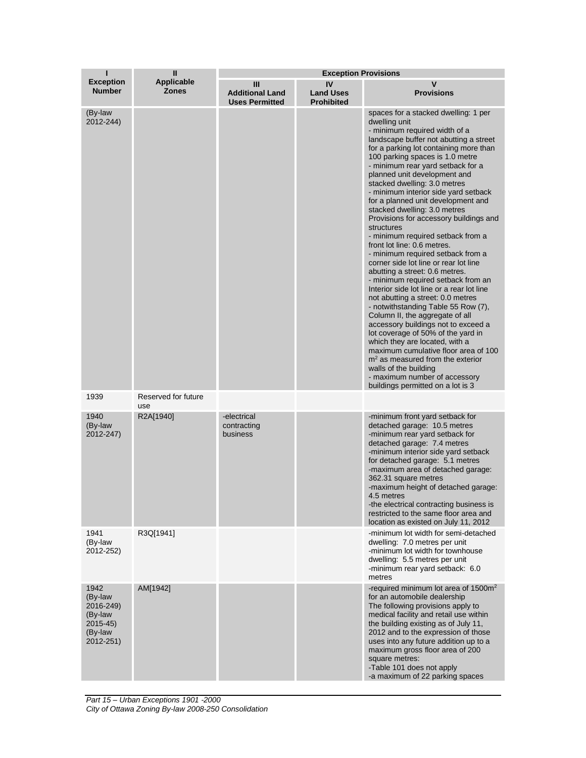| I<br>Exception Number | II<br>Applicable Zones | Exception Provisions | | |
|---|---|---|---|---|
| | | III<br>Additional Land Uses Permitted | IV<br>Land Uses Prohibited | V<br>Provisions |
| (By-law 2012-244) | | | | spaces for a stacked dwelling: 1 per dwelling unit<br>- minimum required width of a landscape buffer not abutting a street for a parking lot containing more than 100 parking spaces is 1.0 metre<br>- minimum rear yard setback for a planned unit development and stacked dwelling: 3.0 metres<br>- minimum interior side yard setback for a planned unit development and stacked dwelling: 3.0 metres<br>Provisions for accessory buildings and structures<br>- minimum required setback from a front lot line: 0.6 metres.<br>- minimum required setback from a corner side lot line or rear lot line abutting a street: 0.6 metres.<br>- minimum required setback from an Interior side lot line or a rear lot line not abutting a street: 0.0 metres<br>- notwithstanding Table 55 Row (7), Column II, the aggregate of all accessory buildings not to exceed a lot coverage of 50% of the yard in which they are located, with a maximum cumulative floor area of 100 $m^2$ as measured from the exterior walls of the building<br>- maximum number of accessory buildings permitted on a lot is 3 |
| 1939 | Reserved for future use | | | |
| 1940 (By-law 2012-247) | R2A[1940] | -electrical contracting business | | -minimum front yard setback for detached garage: 10.5 metres<br>-minimum rear yard setback for detached garage: 7.4 metres<br>-minimum interior side yard setback for detached garage: 5.1 metres<br>-maximum area of detached garage: 362.31 square metres<br>-maximum height of detached garage: 4.5 metres<br>-the electrical contracting business is restricted to the same floor area and location as existed on July 11, 2012 |
| 1941 (By-law 2012-252) | R3Q[1941] | | | -minimum lot width for semi-detached dwelling: 7.0 metres per unit<br>-minimum lot width for townhouse dwelling: 5.5 metres per unit<br>-minimum rear yard setback: 6.0 metres |
| 1942 (By-law 2016-249) (By-law 2015-45) (By-law 2012-251) | AM[1942] | | | -required minimum lot area of 1500$m^2$ for an automobile dealership<br>The following provisions apply to medical facility and retail use within the building existing as of July 11, 2012 and to the expression of those uses into any future addition up to a maximum gross floor area of 200 square metres:<br>-Table 101 does not apply<br>-a maximum of 22 parking spaces |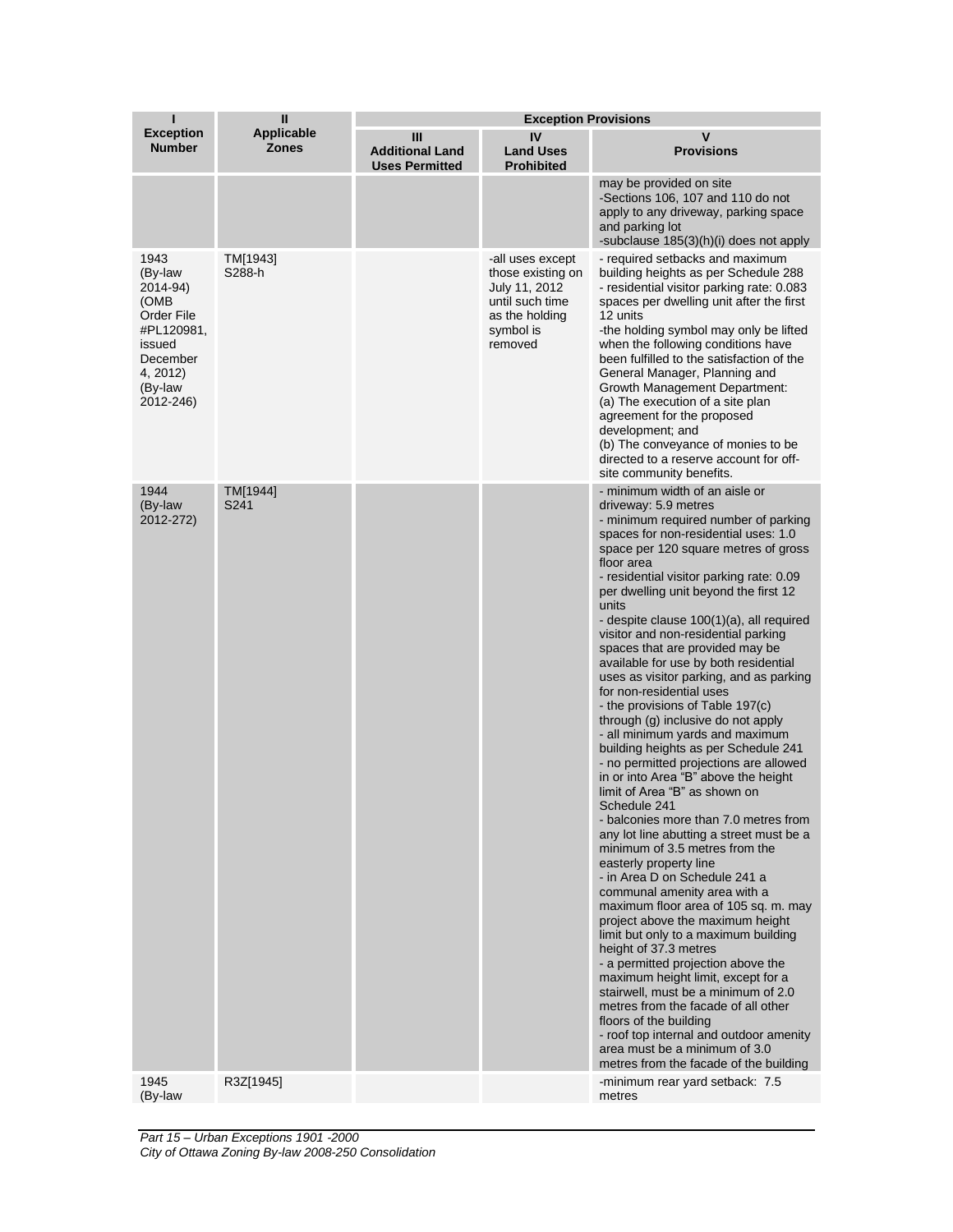| I<br>Exception Number | II<br>Applicable Zones | Exception Provisions | | |
|---|---|---|---|---|
| | | III<br>Additional Land Uses Permitted | IV<br>Land Uses Prohibited | V<br>Provisions |
| | | | | may be provided on site<br>-Sections 106, 107 and 110 do not apply to any driveway, parking space and parking lot<br>-subclause 185(3)(h)(i) does not apply |
| 1943 (By-law 2014-94) (OMB Order File #PL120981, issued December 4, 2012) (By-law 2012-246) | TM[1943] S288-h | | -all uses except those existing on July 11, 2012 until such time as the holding symbol is removed | - required setbacks and maximum building heights as per Schedule 288<br>- residential visitor parking rate: 0.083 spaces per dwelling unit after the first 12 units<br>-the holding symbol may only be lifted when the following conditions have been fulfilled to the satisfaction of the General Manager, Planning and Growth Management Department:<br>(a) The execution of a site plan agreement for the proposed development; and<br>(b) The conveyance of monies to be directed to a reserve account for off-site community benefits. |
| 1944 (By-law 2012-272) | TM[1944] S241 | | | - minimum width of an aisle or driveway: 5.9 metres<br>- minimum required number of parking spaces for non-residential uses: 1.0 space per 120 square metres of gross floor area<br>- residential visitor parking rate: 0.09 per dwelling unit beyond the first 12 units<br>- despite clause 100(1)(a), all required visitor and non-residential parking spaces that are provided may be available for use by both residential uses as visitor parking, and as parking for non-residential uses<br>- the provisions of Table 197(c) through (g) inclusive do not apply<br>- all minimum yards and maximum building heights as per Schedule 241<br>- no permitted projections are allowed in or into Area "B" above the height limit of Area "B" as shown on Schedule 241<br>- balconies more than 7.0 metres from any lot line abutting a street must be a minimum of 3.5 metres from the easterly property line<br>- in Area D on Schedule 241 a communal amenity area with a maximum floor area of 105 sq. m. may project above the maximum height limit but only to a maximum building height of 37.3 metres<br>- a permitted projection above the maximum height limit, except for a stairwell, must be a minimum of 2.0 metres from the facade of all other floors of the building<br>- roof top internal and outdoor amenity area must be a minimum of 3.0 metres from the facade of the building |
| 1945 (By-law | R3Z[1945] | | | -minimum rear yard setback: 7.5 metres |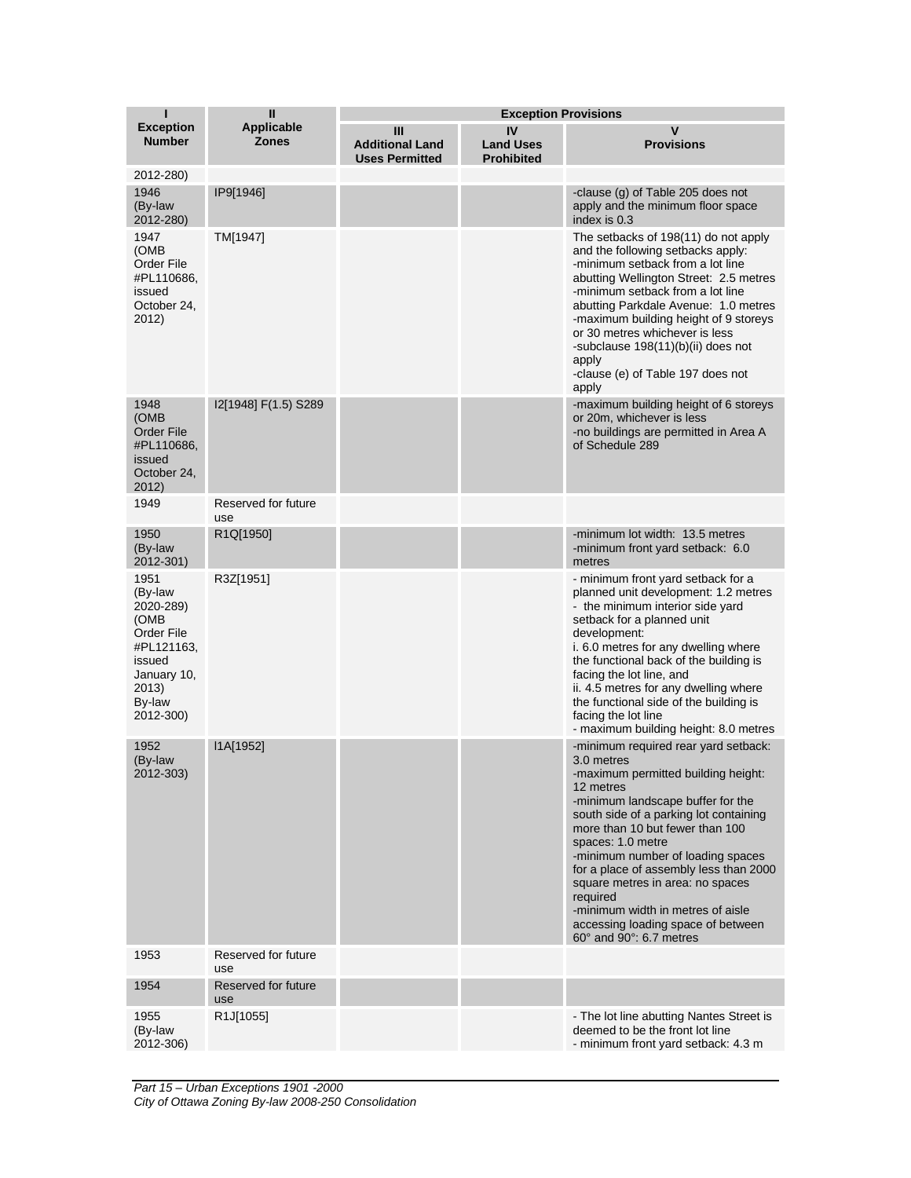| I<br>Exception Number | II<br>Applicable Zones | Exception Provisions | | |
|---|---|---|---|---|
| | | III<br>Additional Land Uses Permitted | IV<br>Land Uses Prohibited | V<br>Provisions |
| 2012-280) | | | | |
| 1946<br>(By-law 2012-280) | IP9[1946] | | | -clause (g) of Table 205 does not apply and the minimum floor space index is 0.3 |
| 1947<br>(OMB Order File #PL110686, issued October 24, 2012) | TM[1947] | | | The setbacks of 198(11) do not apply and the following setbacks apply:<br>-minimum setback from a lot line abutting Wellington Street: 2.5 metres<br>-minimum setback from a lot line abutting Parkdale Avenue: 1.0 metres<br>-maximum building height of 9 storeys or 30 metres whichever is less<br>-subclause 198(11)(b)(ii) does not apply<br>-clause (e) of Table 197 does not apply |
| 1948<br>(OMB Order File #PL110686, issued October 24, 2012) | I2[1948] F(1.5) S289 | | | -maximum building height of 6 storeys or 20m, whichever is less<br>-no buildings are permitted in Area A of Schedule 289 |
| 1949 | Reserved for future use | | | |
| 1950<br>(By-law 2012-301) | R1Q[1950] | | | -minimum lot width: 13.5 metres<br>-minimum front yard setback: 6.0 metres |
| 1951<br>(By-law 2020-289)<br>(OMB Order File #PL121163, issued January 10, 2013)<br>By-law 2012-300) | R3Z[1951] | | | - minimum front yard setback for a planned unit development: 1.2 metres<br>- the minimum interior side yard setback for a planned unit development:<br>i. 6.0 metres for any dwelling where the functional back of the building is facing the lot line, and<br>ii. 4.5 metres for any dwelling where the functional side of the building is facing the lot line<br>- maximum building height: 8.0 metres |
| 1952<br>(By-law 2012-303) | I1A[1952] | | | -minimum required rear yard setback: 3.0 metres<br>-maximum permitted building height: 12 metres<br>-minimum landscape buffer for the south side of a parking lot containing more than 10 but fewer than 100 spaces: 1.0 metre<br>-minimum number of loading spaces for a place of assembly less than 2000 square metres in area: no spaces required<br>-minimum width in metres of aisle accessing loading space of between 60° and 90°: 6.7 metres |
| 1953 | Reserved for future use | | | |
| 1954 | Reserved for future use | | | |
| 1955<br>(By-law 2012-306) | R1J[1055] | | | - The lot line abutting Nantes Street is deemed to be the front lot line<br>- minimum front yard setback: 4.3 m |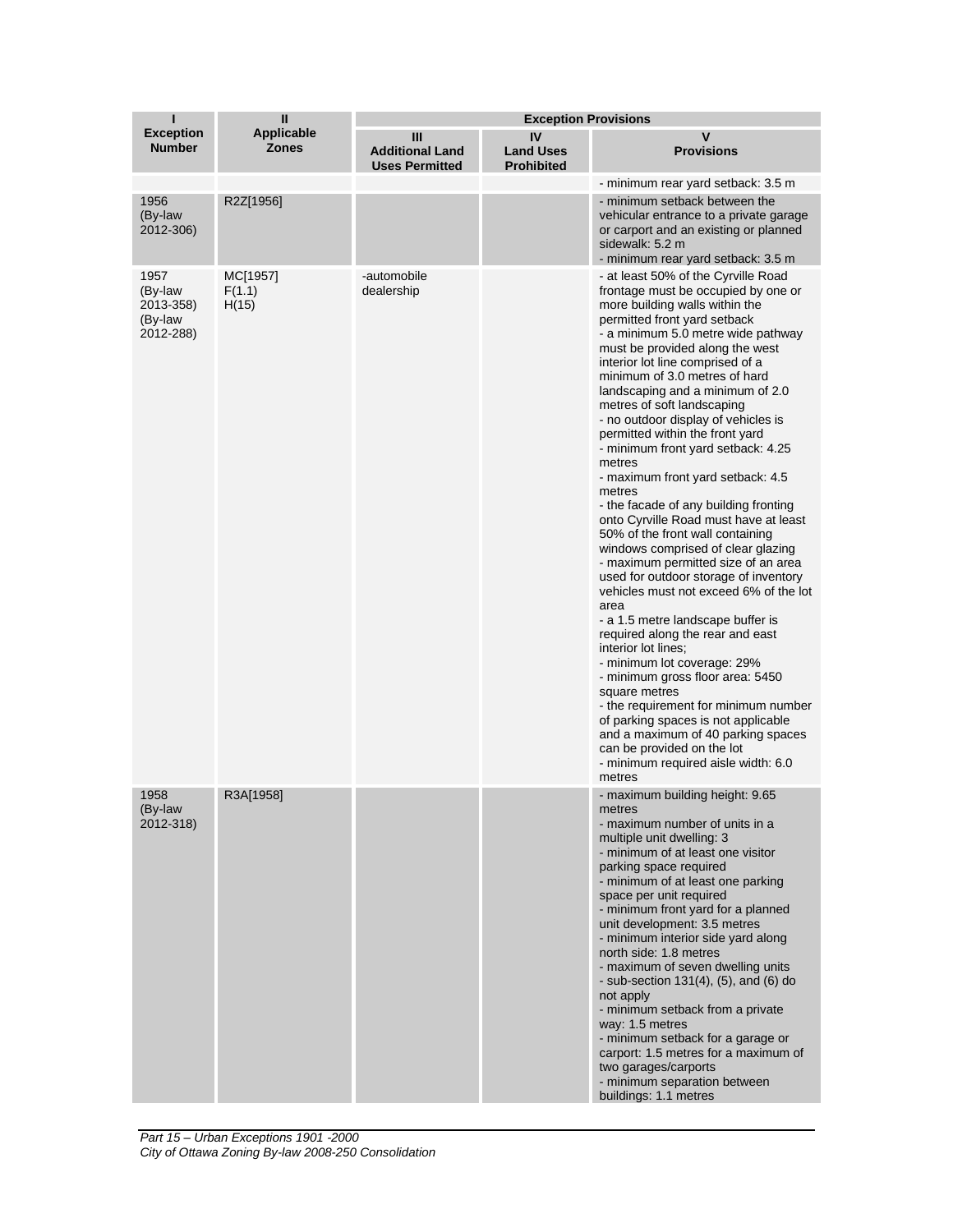| I<br>Exception Number | II<br>Applicable Zones | Exception Provisions | | |
|---|---|---|---|---|
| | | III<br>Additional Land Uses Permitted | IV<br>Land Uses Prohibited | V<br>Provisions |
| | | | | - minimum rear yard setback: 3.5 m |
| 1956 (By-law 2012-306) | R2Z[1956] | | | - minimum setback between the vehicular entrance to a private garage or carport and an existing or planned sidewalk: 5.2 m<br>- minimum rear yard setback: 3.5 m |
| 1957 (By-law 2013-358) (By-law 2012-288) | MC[1957] F(1.1) H(15) | -automobile dealership | | - at least 50% of the Cyrville Road frontage must be occupied by one or more building walls within the permitted front yard setback<br>- a minimum 5.0 metre wide pathway must be provided along the west interior lot line comprised of a minimum of 3.0 metres of hard landscaping and a minimum of 2.0 metres of soft landscaping<br>- no outdoor display of vehicles is permitted within the front yard<br>- minimum front yard setback: 4.25 metres<br>- maximum front yard setback: 4.5 metres<br>- the facade of any building fronting onto Cyrville Road must have at least 50% of the front wall containing windows comprised of clear glazing<br>- maximum permitted size of an area used for outdoor storage of inventory vehicles must not exceed 6% of the lot area<br>- a 1.5 metre landscape buffer is required along the rear and east interior lot lines;<br>- minimum lot coverage: 29%<br>- minimum gross floor area: 5450 square metres<br>- the requirement for minimum number of parking spaces is not applicable and a maximum of 40 parking spaces can be provided on the lot<br>- minimum required aisle width: 6.0 metres |
| 1958 (By-law 2012-318) | R3A[1958] | | | - maximum building height: 9.65 metres<br>- maximum number of units in a multiple unit dwelling: 3<br>- minimum of at least one visitor parking space required<br>- minimum of at least one parking space per unit required<br>- minimum front yard for a planned unit development: 3.5 metres<br>- minimum interior side yard along north side: 1.8 metres<br>- maximum of seven dwelling units<br>- sub-section 131(4), (5), and (6) do not apply<br>- minimum setback from a private way: 1.5 metres<br>- minimum setback for a garage or carport: 1.5 metres for a maximum of two garages/carports<br>- minimum separation between buildings: 1.1 metres |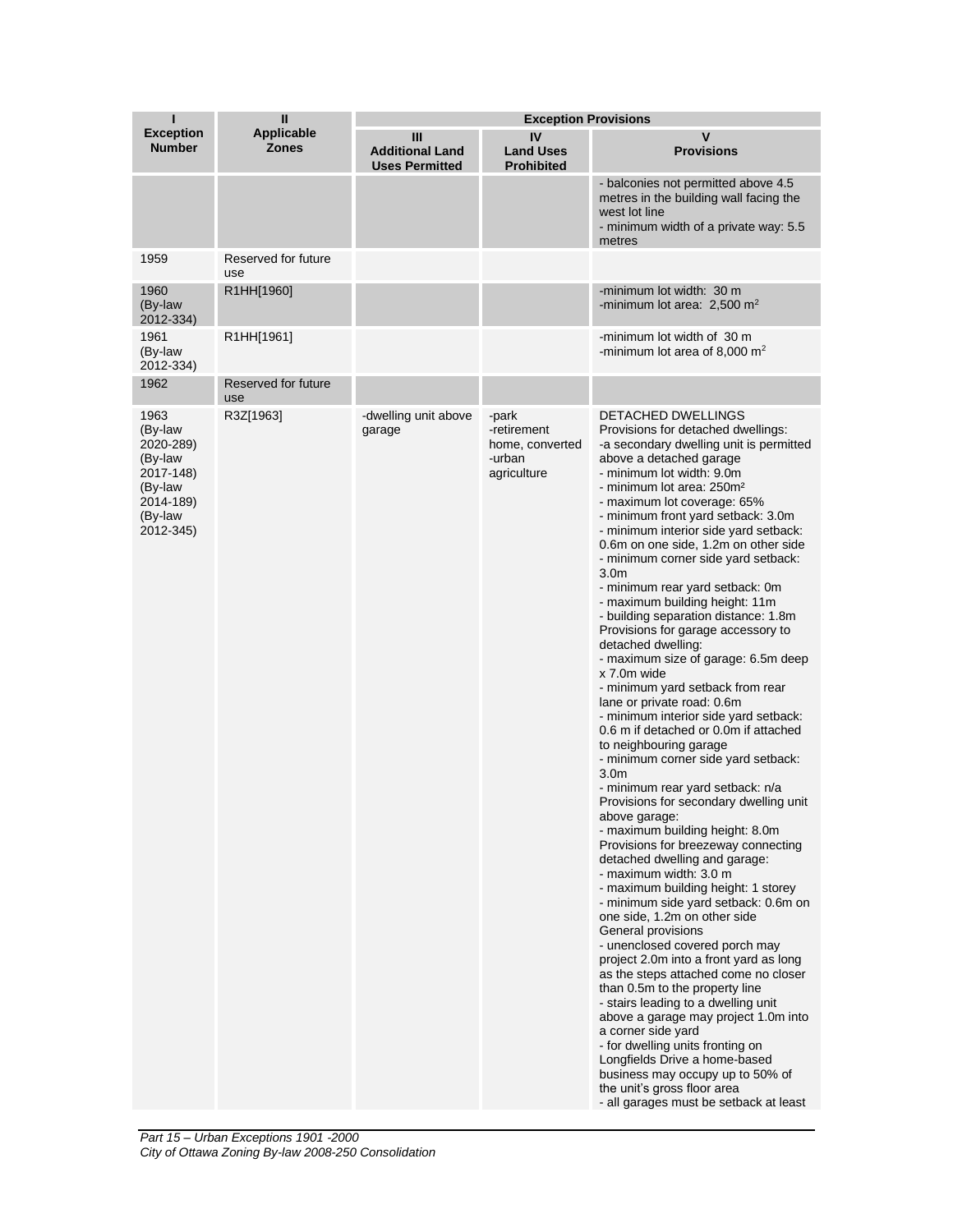| I<br>Exception Number | II<br>Applicable Zones | Exception Provisions | | |
|---|---|---|---|---|
| | | III<br>Additional Land Uses Permitted | IV<br>Land Uses Prohibited | V<br>Provisions |
| | | | | - balconies not permitted above 4.5 metres in the building wall facing the west lot line<br>- minimum width of a private way: 5.5 metres |
| 1959 | Reserved for future use | | | |
| 1960 (By-law 2012-334) | R1HH[1960] | | | -minimum lot width: 30 m<br>-minimum lot area: 2,500 m$^2$ |
| 1961 (By-law 2012-334) | R1HH[1961] | | | -minimum lot width of 30 m<br>-minimum lot area of 8,000 m$^2$ |
| 1962 | Reserved for future use | | | |
| 1963 (By-law 2020-289) (By-law 2017-148) (By-law 2014-189) (By-law 2012-345) | R3Z[1963] | -dwelling unit above garage | -park<br>-retirement home, converted<br>-urban agriculture | DETACHED DWELLINGS<br>Provisions for detached dwellings:<br>-a secondary dwelling unit is permitted above a detached garage<br>- minimum lot width: 9.0m<br>- minimum lot area: 250m²<br>- maximum lot coverage: 65%<br>- minimum front yard setback: 3.0m<br>- minimum interior side yard setback: 0.6m on one side, 1.2m on other side<br>- minimum corner side yard setback: 3.0m<br>- minimum rear yard setback: 0m<br>- maximum building height: 11m<br>- building separation distance: 1.8m<br>Provisions for garage accessory to detached dwelling:<br>- maximum size of garage: 6.5m deep x 7.0m wide<br>- minimum yard setback from rear lane or private road: 0.6m<br>- minimum interior side yard setback: 0.6 m if detached or 0.0m if attached to neighbouring garage<br>- minimum corner side yard setback: 3.0m<br>- minimum rear yard setback: n/a<br>Provisions for secondary dwelling unit above garage:<br>- maximum building height: 8.0m<br>Provisions for breezeway connecting detached dwelling and garage:<br>- maximum width: 3.0 m<br>- maximum building height: 1 storey<br>- minimum side yard setback: 0.6m on one side, 1.2m on other side<br>General provisions<br>- unenclosed covered porch may project 2.0m into a front yard as long as the steps attached come no closer than 0.5m to the property line<br>- stairs leading to a dwelling unit above a garage may project 1.0m into a corner side yard<br>- for dwelling units fronting on Longfields Drive a home-based business may occupy up to 50% of the unit's gross floor area<br>- all garages must be setback at least |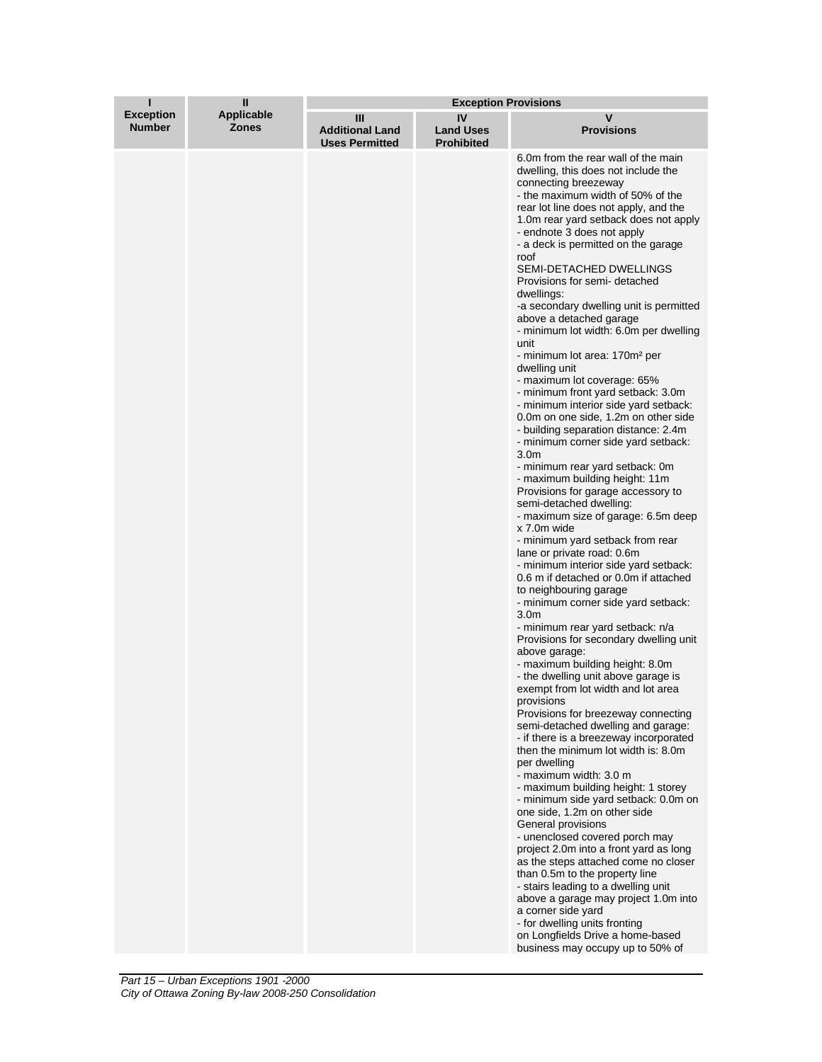| I<br>Exception Number | II<br>Applicable Zones | Exception Provisions | | |
|---|---|---|---|---|
| | | III<br>Additional Land Uses Permitted | IV<br>Land Uses Prohibited | V<br>Provisions |
| | | | | 6.0m from the rear wall of the main dwelling, this does not include the connecting breezeway<br>- the maximum width of 50% of the rear lot line does not apply, and the 1.0m rear yard setback does not apply<br>- endnote 3 does not apply<br>- a deck is permitted on the garage roof<br>SEMI-DETACHED DWELLINGS<br>Provisions for semi- detached dwellings:<br>-a secondary dwelling unit is permitted above a detached garage<br>- minimum lot width: 6.0m per dwelling unit<br>- minimum lot area: 170m² per dwelling unit<br>- maximum lot coverage: 65%<br>- minimum front yard setback: 3.0m<br>- minimum interior side yard setback: 0.0m on one side, 1.2m on other side<br>- building separation distance: 2.4m<br>- minimum corner side yard setback: 3.0m<br>- minimum rear yard setback: 0m<br>- maximum building height: 11m<br>Provisions for garage accessory to semi-detached dwelling:<br>- maximum size of garage: 6.5m deep x 7.0m wide<br>- minimum yard setback from rear lane or private road: 0.6m<br>- minimum interior side yard setback: 0.6 m if detached or 0.0m if attached to neighbouring garage<br>- minimum corner side yard setback: 3.0m<br>- minimum rear yard setback: n/a<br>Provisions for secondary dwelling unit above garage:<br>- maximum building height: 8.0m<br>- the dwelling unit above garage is exempt from lot width and lot area provisions<br>Provisions for breezeway connecting semi-detached dwelling and garage:<br>- if there is a breezeway incorporated then the minimum lot width is: 8.0m per dwelling<br>- maximum width: 3.0 m<br>- maximum building height: 1 storey<br>- minimum side yard setback: 0.0m on one side, 1.2m on other side<br>General provisions<br>- unenclosed covered porch may project 2.0m into a front yard as long as the steps attached come no closer than 0.5m to the property line<br>- stairs leading to a dwelling unit above a garage may project 1.0m into a corner side yard<br>- for dwelling units fronting on Longfields Drive a home-based business may occupy up to 50% of |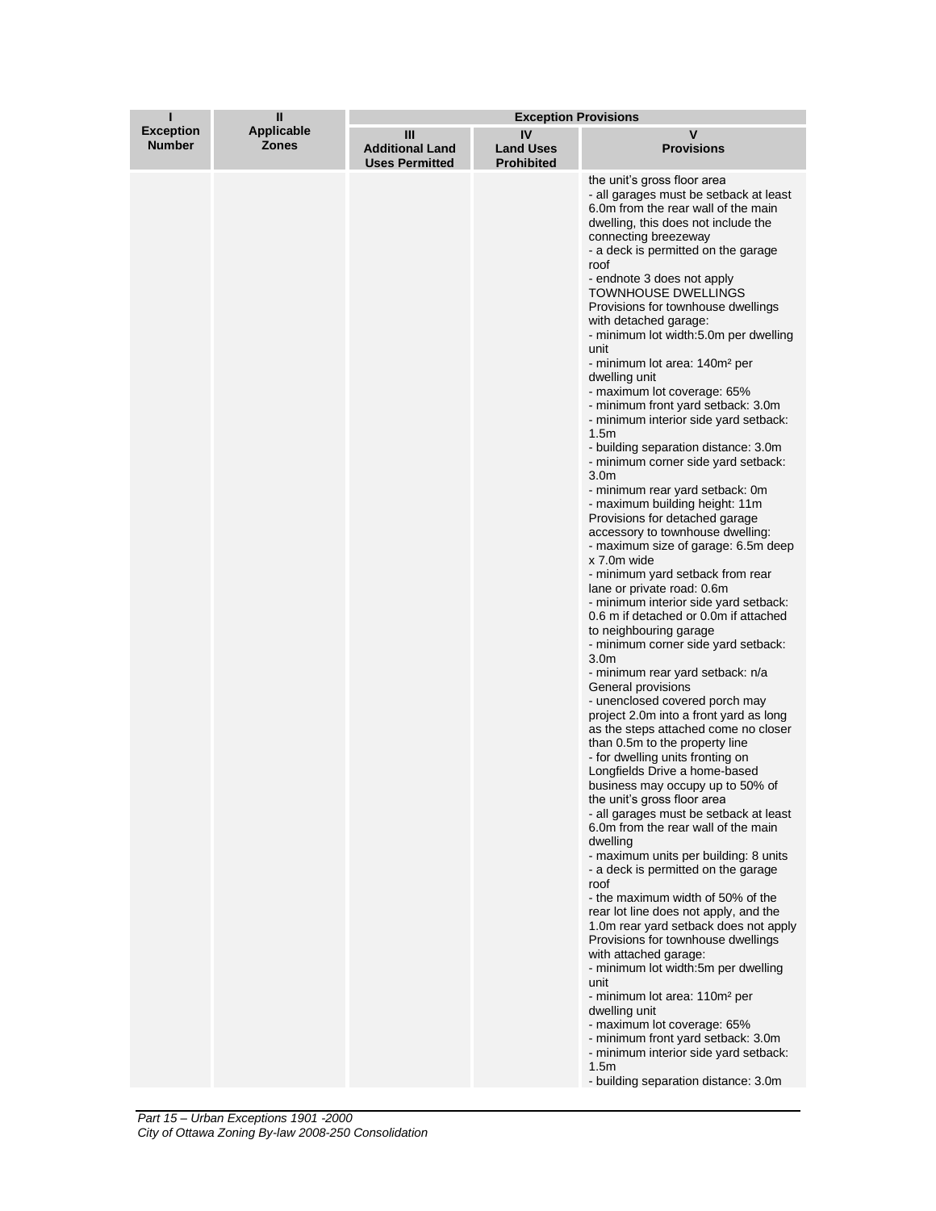| I<br>Exception Number | II<br>Applicable Zones | Exception Provisions | | |
|---|---|---|---|---|
| | | III<br>Additional Land Uses Permitted | IV<br>Land Uses Prohibited | V<br>Provisions |
| | | | | the unit's gross floor area<br>- all garages must be setback at least 6.0m from the rear wall of the main dwelling, this does not include the connecting breezeway<br>- a deck is permitted on the garage roof<br>- endnote 3 does not apply<br>TOWNHOUSE DWELLINGS<br>Provisions for townhouse dwellings with detached garage:<br>- minimum lot width:5.0m per dwelling unit<br>- minimum lot area: 140m² per dwelling unit<br>- maximum lot coverage: 65%<br>- minimum front yard setback: 3.0m<br>- minimum interior side yard setback: 1.5m<br>- building separation distance: 3.0m<br>- minimum corner side yard setback: 3.0m<br>- minimum rear yard setback: 0m<br>- maximum building height: 11m<br>Provisions for detached garage accessory to townhouse dwelling:<br>- maximum size of garage: 6.5m deep x 7.0m wide<br>- minimum yard setback from rear lane or private road: 0.6m<br>- minimum interior side yard setback: 0.6 m if detached or 0.0m if attached to neighbouring garage<br>- minimum corner side yard setback: 3.0m<br>- minimum rear yard setback: n/a<br>General provisions<br>- unenclosed covered porch may project 2.0m into a front yard as long as the steps attached come no closer than 0.5m to the property line<br>- for dwelling units fronting on Longfields Drive a home-based business may occupy up to 50% of the unit's gross floor area<br>- all garages must be setback at least 6.0m from the rear wall of the main dwelling<br>- maximum units per building: 8 units<br>- a deck is permitted on the garage roof<br>- the maximum width of 50% of the rear lot line does not apply, and the 1.0m rear yard setback does not apply<br>Provisions for townhouse dwellings with attached garage:<br>- minimum lot width:5m per dwelling unit<br>- minimum lot area: 110m² per dwelling unit<br>- maximum lot coverage: 65%<br>- minimum front yard setback: 3.0m<br>- minimum interior side yard setback: 1.5m<br>- building separation distance: 3.0m |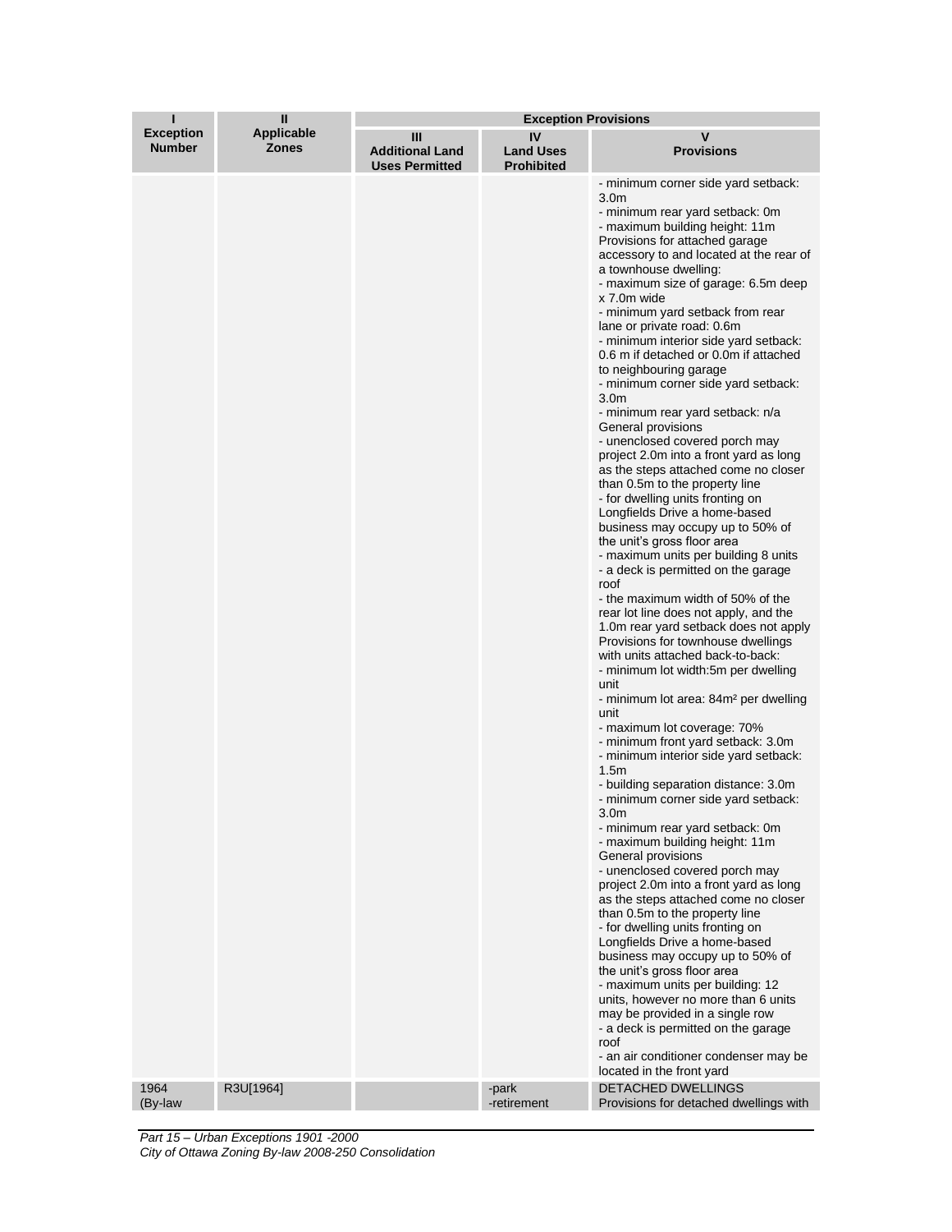| I<br>Exception Number | II<br>Applicable Zones | Exception Provisions | | |
|---|---|---|---|---|
| | | III<br>Additional Land Uses Permitted | IV<br>Land Uses Prohibited | V<br>Provisions |
| | | | | - minimum corner side yard setback: 3.0m<br>- minimum rear yard setback: 0m<br>- maximum building height: 11m<br>Provisions for attached garage accessory to and located at the rear of a townhouse dwelling:<br>- maximum size of garage: 6.5m deep x 7.0m wide<br>- minimum yard setback from rear lane or private road: 0.6m<br>- minimum interior side yard setback: 0.6 m if detached or 0.0m if attached to neighbouring garage<br>- minimum corner side yard setback: 3.0m<br>- minimum rear yard setback: n/a<br>General provisions<br>- unenclosed covered porch may project 2.0m into a front yard as long as the steps attached come no closer than 0.5m to the property line<br>- for dwelling units fronting on Longfields Drive a home-based business may occupy up to 50% of the unit's gross floor area<br>- maximum units per building 8 units<br>- a deck is permitted on the garage roof<br>- the maximum width of 50% of the rear lot line does not apply, and the 1.0m rear yard setback does not apply<br>Provisions for townhouse dwellings with units attached back-to-back:<br>- minimum lot width:5m per dwelling unit<br>- minimum lot area: 84m² per dwelling unit<br>- maximum lot coverage: 70%<br>- minimum front yard setback: 3.0m<br>- minimum interior side yard setback: 1.5m<br>- building separation distance: 3.0m<br>- minimum corner side yard setback: 3.0m<br>- minimum rear yard setback: 0m<br>- maximum building height: 11m<br>General provisions<br>- unenclosed covered porch may project 2.0m into a front yard as long as the steps attached come no closer than 0.5m to the property line<br>- for dwelling units fronting on Longfields Drive a home-based business may occupy up to 50% of the unit's gross floor area<br>- maximum units per building: 12 units, however no more than 6 units may be provided in a single row<br>- a deck is permitted on the garage roof<br>- an air conditioner condenser may be located in the front yard |
| 1964 (By-law | R3U[1964] | | -park<br>-retirement | DETACHED DWELLINGS<br>Provisions for detached dwellings with |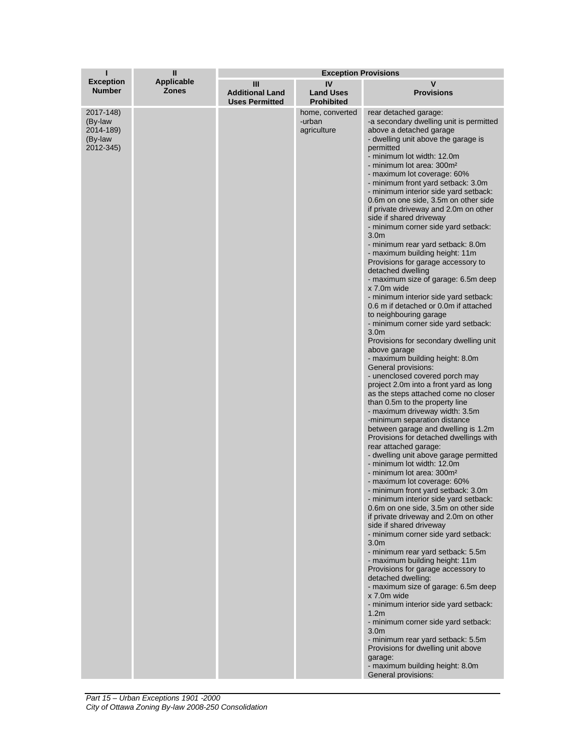| I<br>Exception Number | II<br>Applicable Zones | Exception Provisions | | |
|---|---|---|---|---|
| | | III<br>Additional Land Uses Permitted | IV<br>Land Uses Prohibited | V<br>Provisions |
| 2017-148)<br>(By-law 2014-189)<br>(By-law 2012-345) | | | home, converted -urban agriculture | rear detached garage:<br>-a secondary dwelling unit is permitted above a detached garage<br>- dwelling unit above the garage is permitted<br>- minimum lot width: 12.0m<br>- minimum lot area: 300m²<br>- maximum lot coverage: 60%<br>- minimum front yard setback: 3.0m<br>- minimum interior side yard setback: 0.6m on one side, 3.5m on other side if private driveway and 2.0m on other side if shared driveway<br>- minimum corner side yard setback: 3.0m<br>- minimum rear yard setback: 8.0m<br>- maximum building height: 11m<br>Provisions for garage accessory to detached dwelling<br>- maximum size of garage: 6.5m deep x 7.0m wide<br>- minimum interior side yard setback: 0.6 m if detached or 0.0m if attached to neighbouring garage<br>- minimum corner side yard setback: 3.0m<br>Provisions for secondary dwelling unit above garage<br>- maximum building height: 8.0m<br>General provisions:<br>- unenclosed covered porch may project 2.0m into a front yard as long as the steps attached come no closer than 0.5m to the property line<br>- maximum driveway width: 3.5m<br>-minimum separation distance between garage and dwelling is 1.2m<br>Provisions for detached dwellings with rear attached garage:<br>- dwelling unit above garage permitted<br>- minimum lot width: 12.0m<br>- minimum lot area: 300m²<br>- maximum lot coverage: 60%<br>- minimum front yard setback: 3.0m<br>- minimum interior side yard setback: 0.6m on one side, 3.5m on other side if private driveway and 2.0m on other side if shared driveway<br>- minimum corner side yard setback: 3.0m<br>- minimum rear yard setback: 5.5m<br>- maximum building height: 11m<br>Provisions for garage accessory to detached dwelling:<br>- maximum size of garage: 6.5m deep x 7.0m wide<br>- minimum interior side yard setback: 1.2m<br>- minimum corner side yard setback: 3.0m<br>- minimum rear yard setback: 5.5m<br>Provisions for dwelling unit above garage:<br>- maximum building height: 8.0m<br>General provisions: |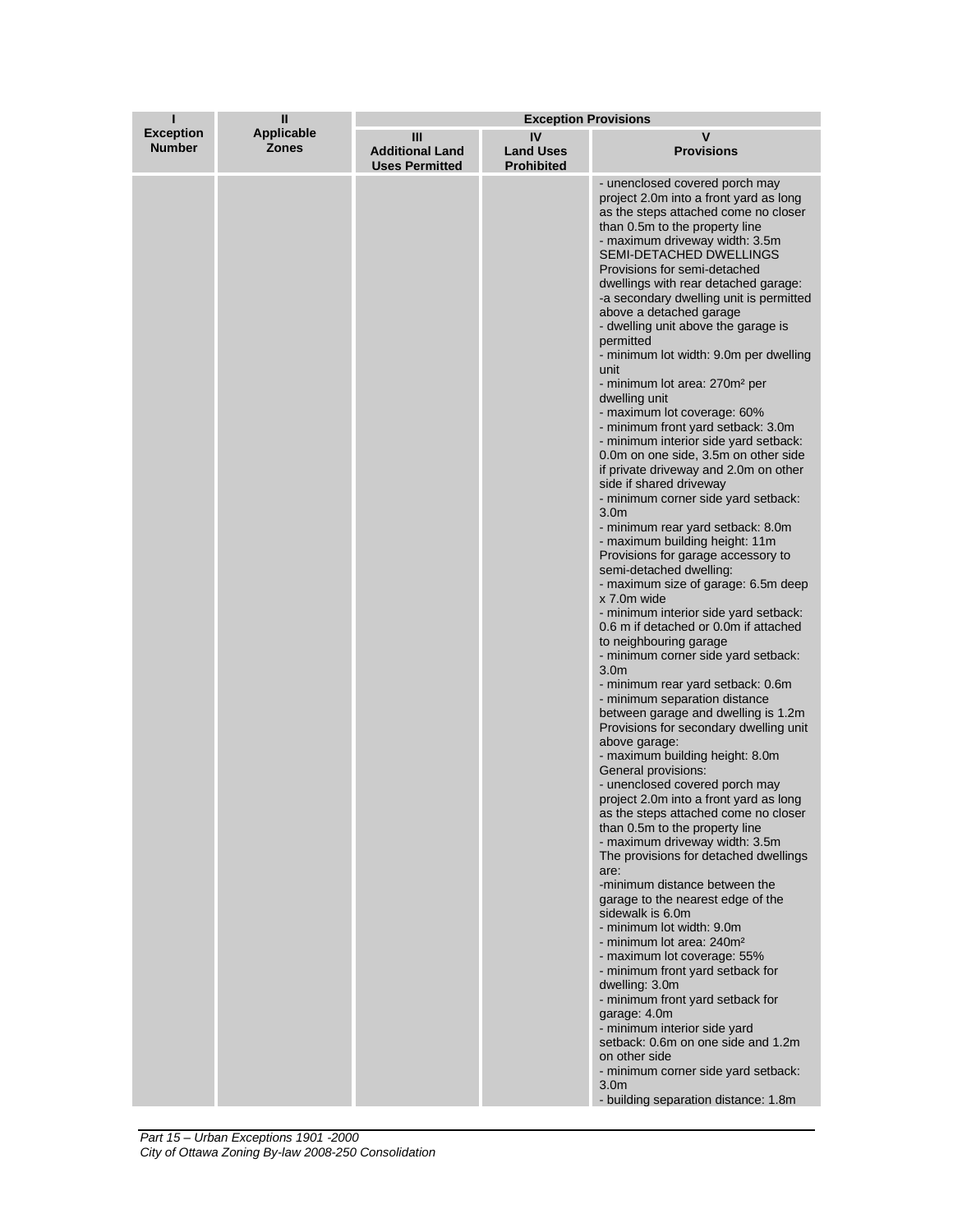| I<br>Exception Number | II<br>Applicable Zones | Exception Provisions | | |
|---|---|---|---|---|
| | | III<br>Additional Land Uses Permitted | IV<br>Land Uses Prohibited | V<br>Provisions |
| | | | | - unenclosed covered porch may project 2.0m into a front yard as long as the steps attached come no closer than 0.5m to the property line<br>- maximum driveway width: 3.5m<br>SEMI-DETACHED DWELLINGS<br>Provisions for semi-detached dwellings with rear detached garage:<br>-a secondary dwelling unit is permitted above a detached garage<br>- dwelling unit above the garage is permitted<br>- minimum lot width: 9.0m per dwelling unit<br>- minimum lot area: 270m² per dwelling unit<br>- maximum lot coverage: 60%<br>- minimum front yard setback: 3.0m<br>- minimum interior side yard setback: 0.0m on one side, 3.5m on other side if private driveway and 2.0m on other side if shared driveway<br>- minimum corner side yard setback: 3.0m<br>- minimum rear yard setback: 8.0m<br>- maximum building height: 11m<br>Provisions for garage accessory to semi-detached dwelling:<br>- maximum size of garage: 6.5m deep x 7.0m wide<br>- minimum interior side yard setback: 0.6 m if detached or 0.0m if attached to neighbouring garage<br>- minimum corner side yard setback: 3.0m<br>- minimum rear yard setback: 0.6m<br>- minimum separation distance between garage and dwelling is 1.2m<br>Provisions for secondary dwelling unit above garage:<br>- maximum building height: 8.0m<br>General provisions:<br>- unenclosed covered porch may project 2.0m into a front yard as long as the steps attached come no closer than 0.5m to the property line<br>- maximum driveway width: 3.5m<br>The provisions for detached dwellings are:<br>-minimum distance between the garage to the nearest edge of the sidewalk is 6.0m<br>- minimum lot width: 9.0m<br>- minimum lot area: 240m²<br>- maximum lot coverage: 55%<br>- minimum front yard setback for dwelling: 3.0m<br>- minimum front yard setback for garage: 4.0m<br>- minimum interior side yard setback: 0.6m on one side and 1.2m on other side<br>- minimum corner side yard setback: 3.0m<br>- building separation distance: 1.8m |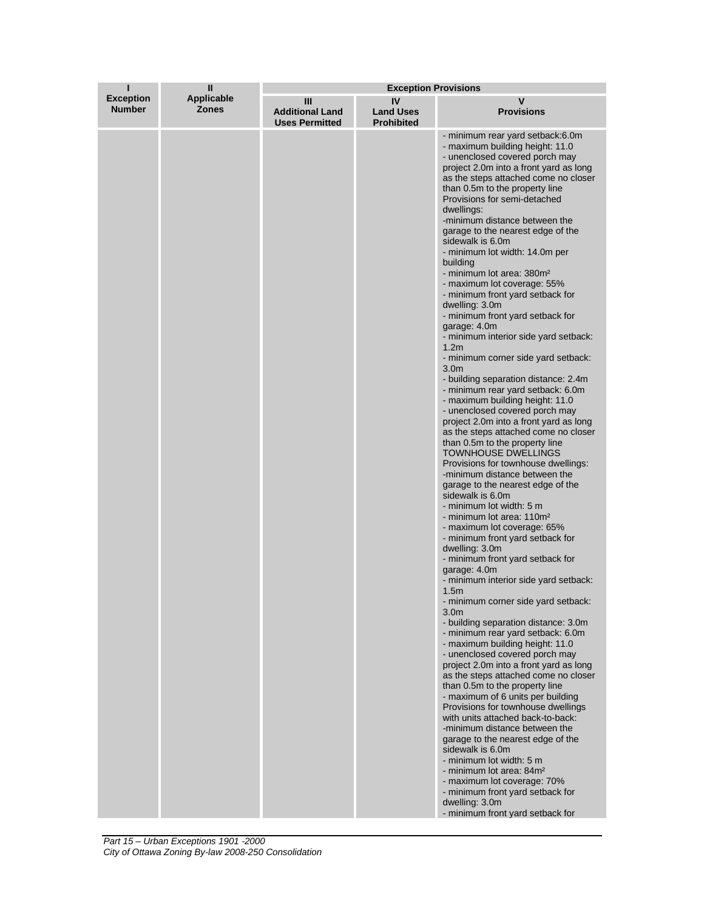| I<br>Exception Number | II<br>Applicable Zones | Exception Provisions | | |
|---|---|---|---|---|
| | | III<br>Additional Land Uses Permitted | IV<br>Land Uses Prohibited | V<br>Provisions |
| | | | | - minimum rear yard setback:6.0m<br>- maximum building height: 11.0<br>- unenclosed covered porch may project 2.0m into a front yard as long as the steps attached come no closer than 0.5m to the property line<br>Provisions for semi-detached dwellings:<br>-minimum distance between the garage to the nearest edge of the sidewalk is 6.0m<br>- minimum lot width: 14.0m per building<br>- minimum lot area: 380m²<br>- maximum lot coverage: 55%<br>- minimum front yard setback for dwelling: 3.0m<br>- minimum front yard setback for garage: 4.0m<br>- minimum interior side yard setback: 1.2m<br>- minimum corner side yard setback: 3.0m<br>- building separation distance: 2.4m<br>- minimum rear yard setback: 6.0m<br>- maximum building height: 11.0<br>- unenclosed covered porch may project 2.0m into a front yard as long as the steps attached come no closer than 0.5m to the property line<br>TOWNHOUSE DWELLINGS<br>Provisions for townhouse dwellings:<br>-minimum distance between the garage to the nearest edge of the sidewalk is 6.0m<br>- minimum lot width: 5 m<br>- minimum lot area: 110m²<br>- maximum lot coverage: 65%<br>- minimum front yard setback for dwelling: 3.0m<br>- minimum front yard setback for garage: 4.0m<br>- minimum interior side yard setback: 1.5m<br>- minimum corner side yard setback: 3.0m<br>- building separation distance: 3.0m<br>- minimum rear yard setback: 6.0m<br>- maximum building height: 11.0<br>- unenclosed covered porch may project 2.0m into a front yard as long as the steps attached come no closer than 0.5m to the property line<br>- maximum of 6 units per building<br>Provisions for townhouse dwellings with units attached back-to-back:<br>-minimum distance between the garage to the nearest edge of the sidewalk is 6.0m<br>- minimum lot width: 5 m<br>- minimum lot area: 84m²<br>- maximum lot coverage: 70%<br>- minimum front yard setback for dwelling: 3.0m<br>- minimum front yard setback for |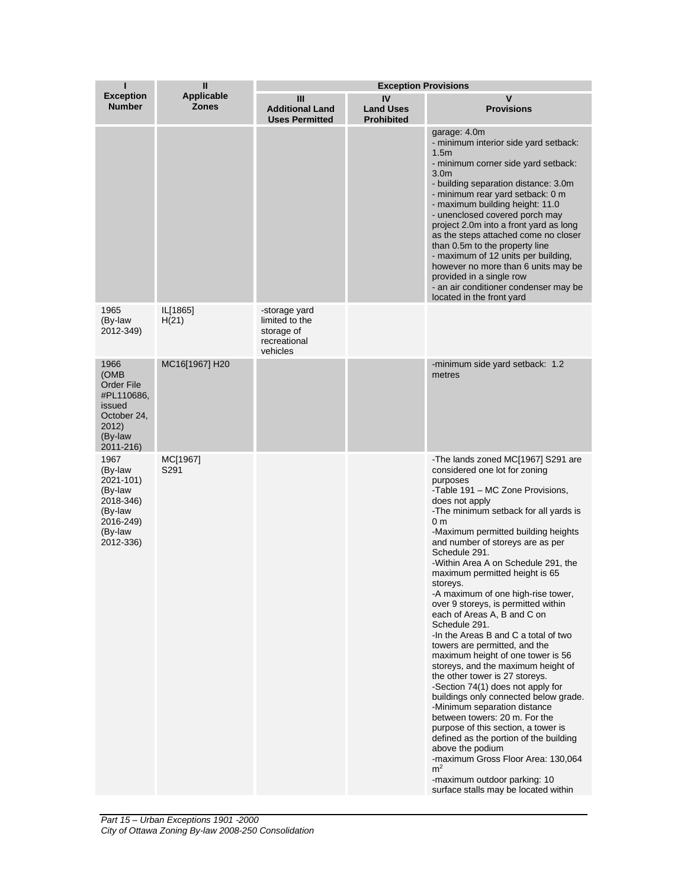| I<br>Exception Number | II<br>Applicable Zones | Exception Provisions | | |
|---|---|---|---|---|
| | | III<br>Additional Land Uses Permitted | IV<br>Land Uses Prohibited | V<br>Provisions |
| | | | | garage: 4.0m<br>- minimum interior side yard setback: 1.5m<br>- minimum corner side yard setback: 3.0m<br>- building separation distance: 3.0m<br>- minimum rear yard setback: 0 m<br>- maximum building height: 11.0<br>- unenclosed covered porch may project 2.0m into a front yard as long as the steps attached come no closer than 0.5m to the property line<br>- maximum of 12 units per building, however no more than 6 units may be provided in a single row<br>- an air conditioner condenser may be located in the front yard |
| 1965<br>(By-law 2012-349) | IL[1865] H(21) | -storage yard limited to the storage of recreational vehicles | | |
| 1966<br>(OMB Order File #PL110686, issued October 24, 2012)<br>(By-law 2011-216) | MC16[1967] H20 | | | -minimum side yard setback: 1.2 metres |
| 1967<br>(By-law 2021-101)<br>(By-law 2018-346)<br>(By-law 2016-249)<br>(By-law 2012-336) | MC[1967] S291 | | | -The lands zoned MC[1967] S291 are considered one lot for zoning purposes<br>-Table 191 – MC Zone Provisions, does not apply<br>-The minimum setback for all yards is 0 m<br>-Maximum permitted building heights and number of storeys are as per Schedule 291.<br>-Within Area A on Schedule 291, the maximum permitted height is 65 storeys.<br>-A maximum of one high-rise tower, over 9 storeys, is permitted within each of Areas A, B and C on Schedule 291.<br>-In the Areas B and C a total of two towers are permitted, and the maximum height of one tower is 56 storeys, and the maximum height of the other tower is 27 storeys.<br>-Section 74(1) does not apply for buildings only connected below grade.<br>-Minimum separation distance between towers: 20 m. For the purpose of this section, a tower is defined as the portion of the building above the podium<br>-maximum Gross Floor Area: 130,064 $m^2$<br>-maximum outdoor parking: 10 surface stalls may be located within |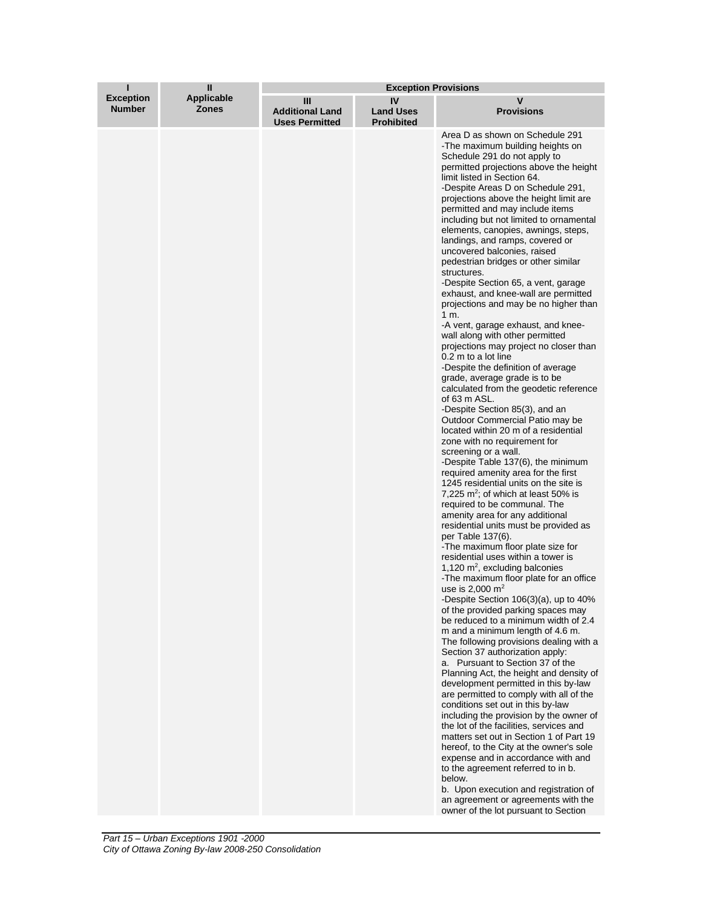| I<br>Exception Number | II<br>Applicable Zones | Exception Provisions | | |
|---|---|---|---|---|
| | | III<br>Additional Land Uses Permitted | IV<br>Land Uses Prohibited | V<br>Provisions |
| | | | | Area D as shown on Schedule 291<br>-The maximum building heights on Schedule 291 do not apply to permitted projections above the height limit listed in Section 64.<br>-Despite Areas D on Schedule 291, projections above the height limit are permitted and may include items including but not limited to ornamental elements, canopies, awnings, steps, landings, and ramps, covered or uncovered balconies, raised pedestrian bridges or other similar structures.<br>-Despite Section 65, a vent, garage exhaust, and knee-wall are permitted projections and may be no higher than 1 m.<br>-A vent, garage exhaust, and knee-wall along with other permitted projections may project no closer than 0.2 m to a lot line<br>-Despite the definition of average grade, average grade is to be calculated from the geodetic reference of 63 m ASL.<br>-Despite Section 85(3), and an Outdoor Commercial Patio may be located within 20 m of a residential zone with no requirement for screening or a wall.<br>-Despite Table 137(6), the minimum required amenity area for the first 1245 residential units on the site is 7,225 m$^2$; of which at least 50% is required to be communal. The amenity area for any additional residential units must be provided as per Table 137(6).<br>-The maximum floor plate size for residential uses within a tower is 1,120 m$^2$, excluding balconies<br>-The maximum floor plate for an office use is 2,000 m$^2$<br>-Despite Section 106(3)(a), up to 40% of the provided parking spaces may be reduced to a minimum width of 2.4 m and a minimum length of 4.6 m.<br>The following provisions dealing with a Section 37 authorization apply:<br>a. Pursuant to Section 37 of the Planning Act, the height and density of development permitted in this by-law are permitted to comply with all of the conditions set out in this by-law including the provision by the owner of the lot of the facilities, services and matters set out in Section 1 of Part 19 hereof, to the City at the owner's sole expense and in accordance with and to the agreement referred to in b. below.<br>b. Upon execution and registration of an agreement or agreements with the owner of the lot pursuant to Section |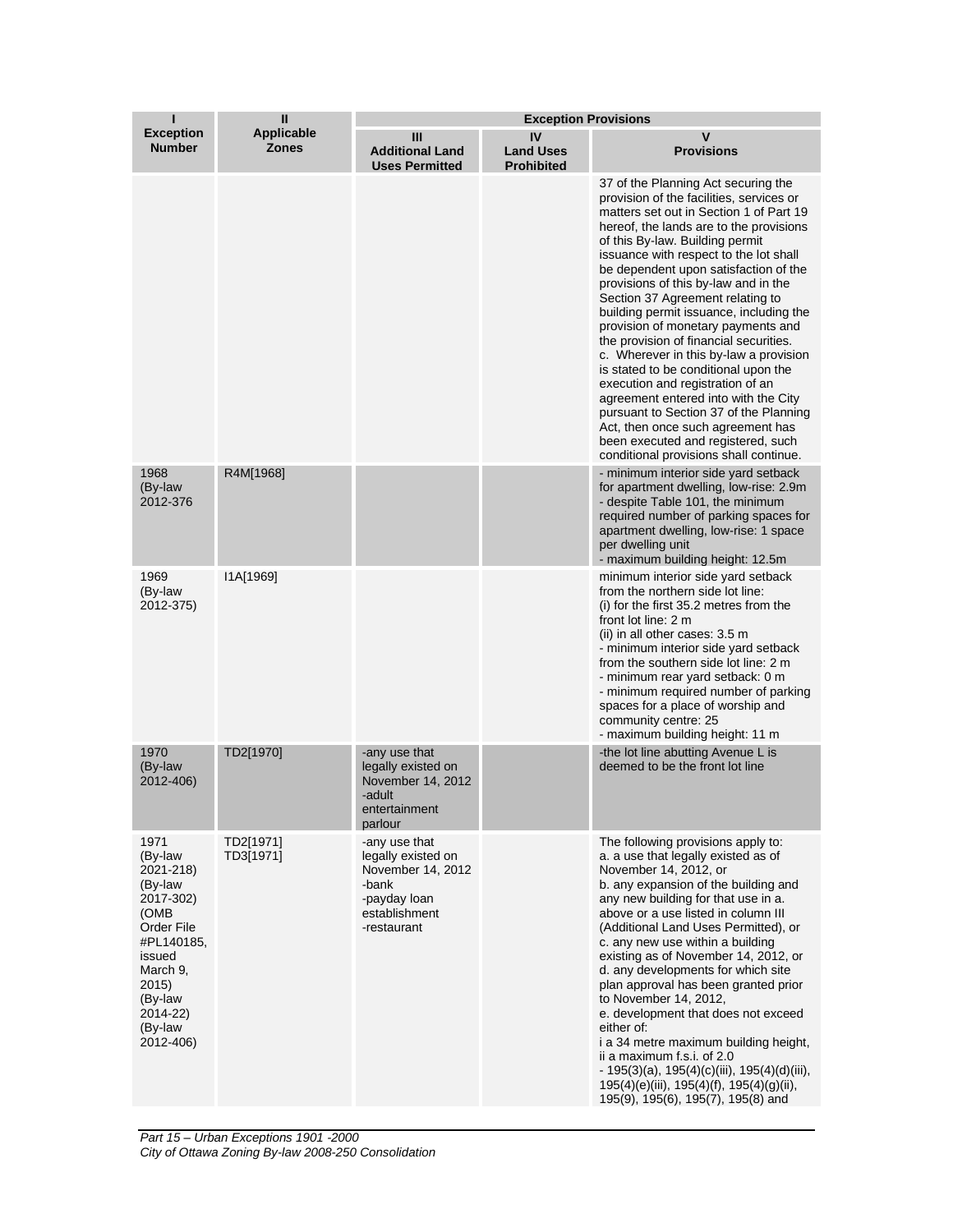| I<br>Exception Number | II<br>Applicable Zones | Exception Provisions | | |
|---|---|---|---|---|
| | | III<br>Additional Land Uses Permitted | IV<br>Land Uses Prohibited | V<br>Provisions |
| | | | | 37 of the Planning Act securing the provision of the facilities, services or matters set out in Section 1 of Part 19 hereof, the lands are to the provisions of this By-law. Building permit issuance with respect to the lot shall be dependent upon satisfaction of the provisions of this by-law and in the Section 37 Agreement relating to building permit issuance, including the provision of monetary payments and the provision of financial securities.<br>c. Wherever in this by-law a provision is stated to be conditional upon the execution and registration of an agreement entered into with the City pursuant to Section 37 of the Planning Act, then once such agreement has been executed and registered, such conditional provisions shall continue. |
| 1968 (By-law 2012-376 | R4M[1968] | | | - minimum interior side yard setback for apartment dwelling, low-rise: 2.9m<br>- despite Table 101, the minimum required number of parking spaces for apartment dwelling, low-rise: 1 space per dwelling unit<br>- maximum building height: 12.5m |
| 1969 (By-law 2012-375) | I1A[1969] | | | minimum interior side yard setback from the northern side lot line:<br>(i) for the first 35.2 metres from the front lot line: 2 m<br>(ii) in all other cases: 3.5 m<br>- minimum interior side yard setback from the southern side lot line: 2 m<br>- minimum rear yard setback: 0 m<br>- minimum required number of parking spaces for a place of worship and community centre: 25<br>- maximum building height: 11 m |
| 1970 (By-law 2012-406) | TD2[1970] | -any use that legally existed on November 14, 2012<br>-adult entertainment parlour | | -the lot line abutting Avenue L is deemed to be the front lot line |
| 1971 (By-law 2021-218) (By-law 2017-302) (OMB Order File #PL140185, issued March 9, 2015) (By-law 2014-22) (By-law 2012-406) | TD2[1971]<br>TD3[1971] | -any use that legally existed on November 14, 2012<br>-bank<br>-payday loan establishment<br>-restaurant | | The following provisions apply to:<br>a. a use that legally existed as of November 14, 2012, or<br>b. any expansion of the building and any new building for that use in a. above or a use listed in column III (Additional Land Uses Permitted), or<br>c. any new use within a building existing as of November 14, 2012, or<br>d. any developments for which site plan approval has been granted prior to November 14, 2012,<br>e. development that does not exceed either of:<br>i a 34 metre maximum building height,<br>ii a maximum f.s.i. of 2.0<br>- 195(3)(a), 195(4)(c)(iii), 195(4)(d)(iii), 195(4)(e)(iii), 195(4)(f), 195(4)(g)(ii), 195(9), 195(6), 195(7), 195(8) and |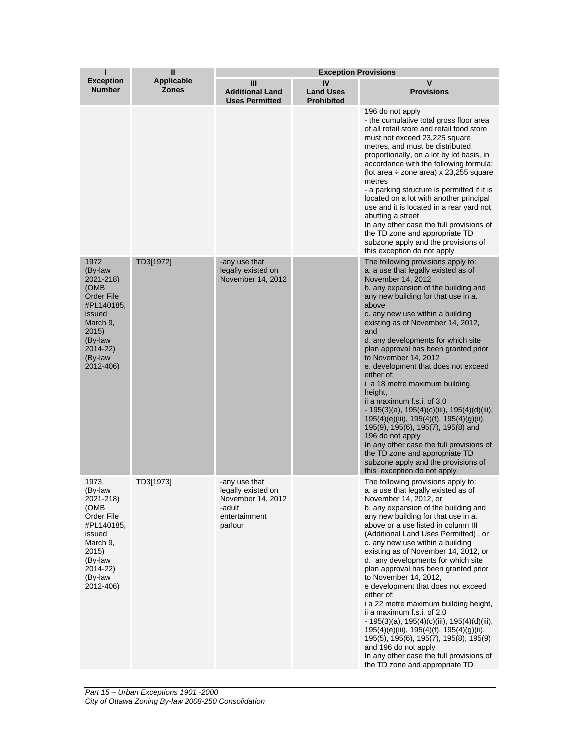| I<br>Exception Number | II<br>Applicable Zones | Exception Provisions | | |
|---|---|---|---|---|
| | | III<br>Additional Land Uses Permitted | IV<br>Land Uses Prohibited | V<br>Provisions |
| | | | | 196 do not apply<br>- the cumulative total gross floor area of all retail store and retail food store must not exceed 23,225 square metres, and must be distributed proportionally, on a lot by lot basis, in accordance with the following formula: (lot area ÷ zone area) x 23,255 square metres<br>- a parking structure is permitted if it is located on a lot with another principal use and it is located in a rear yard not abutting a street<br>In any other case the full provisions of the TD zone and appropriate TD subzone apply and the provisions of this exception do not apply |
| 1972<br>(By-law 2021-218)<br>(OMB Order File #PL140185, issued March 9, 2015)<br>(By-law 2014-22)<br>(By-law 2012-406) | TD3[1972] | -any use that legally existed on November 14, 2012 | | The following provisions apply to:<br>a. a use that legally existed as of November 14, 2012<br>b. any expansion of the building and any new building for that use in a. above<br>c. any new use within a building existing as of November 14, 2012, and<br>d. any developments for which site plan approval has been granted prior to November 14, 2012<br>e. development that does not exceed either of:<br>i a 18 metre maximum building height,<br>ii a maximum f.s.i. of 3.0<br>- 195(3)(a), 195(4)(c)(iii), 195(4)(d)(iii), 195(4)(e)(iii), 195(4)(f), 195(4)(g)(ii), 195(9), 195(6), 195(7), 195(8) and 196 do not apply<br>In any other case the full provisions of the TD zone and appropriate TD subzone apply and the provisions of this exception do not apply |
| 1973<br>(By-law 2021-218)<br>(OMB Order File #PL140185, issued March 9, 2015)<br>(By-law 2014-22)<br>(By-law 2012-406) | TD3[1973] | -any use that legally existed on November 14, 2012<br>-adult entertainment parlour | | The following provisions apply to:<br>a. a use that legally existed as of November 14, 2012, or<br>b. any expansion of the building and any new building for that use in a. above or a use listed in column III (Additional Land Uses Permitted) , or<br>c. any new use within a building existing as of November 14, 2012, or<br>d. any developments for which site plan approval has been granted prior to November 14, 2012,<br>e development that does not exceed either of:<br>i a 22 metre maximum building height,<br>ii a maximum f.s.i. of 2.0<br>- 195(3)(a), 195(4)(c)(iii), 195(4)(d)(iii), 195(4)(e)(iii), 195(4)(f), 195(4)(g)(ii), 195(5), 195(6), 195(7), 195(8), 195(9) and 196 do not apply<br>In any other case the full provisions of the TD zone and appropriate TD |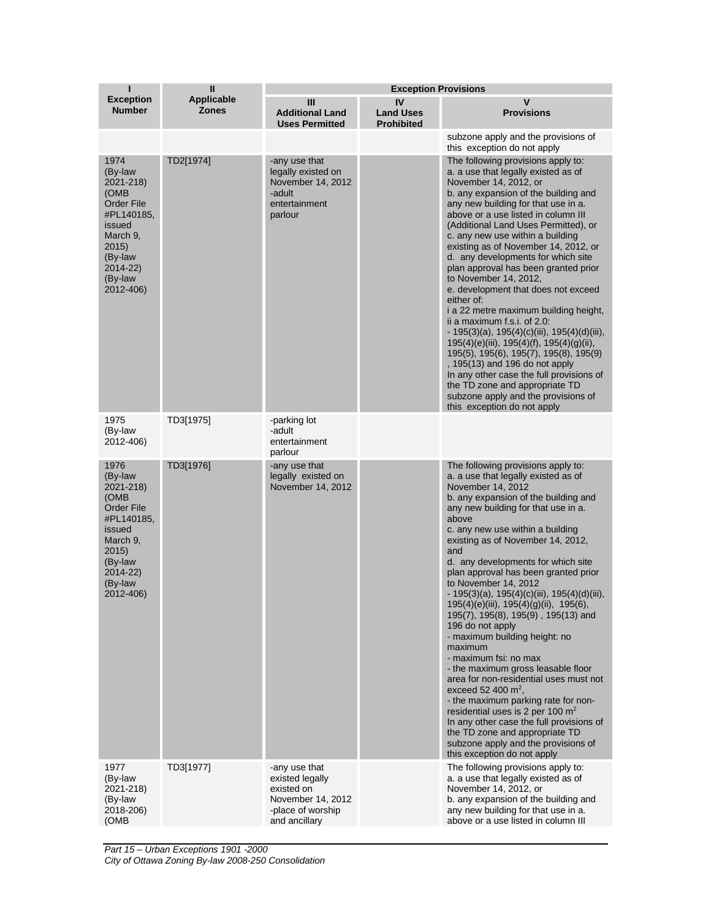| I<br>Exception Number | II<br>Applicable Zones | Exception Provisions | | |
|---|---|---|---|---|
| | | III<br>Additional Land Uses Permitted | IV<br>Land Uses Prohibited | V<br>Provisions |
| | | | | subzone apply and the provisions of this exception do not apply |
| 1974<br>(By-law 2021-218)<br>(OMB Order File #PL140185, issued March 9, 2015)<br>(By-law 2014-22)<br>(By-law 2012-406) | TD2[1974] | -any use that legally existed on November 14, 2012<br>-adult entertainment parlour | | The following provisions apply to:<br>a. a use that legally existed as of November 14, 2012, or<br>b. any expansion of the building and any new building for that use in a. above or a use listed in column III (Additional Land Uses Permitted), or<br>c. any new use within a building existing as of November 14, 2012, or<br>d. any developments for which site plan approval has been granted prior to November 14, 2012,<br>e. development that does not exceed either of:<br>i a 22 metre maximum building height,<br>ii a maximum f.s.i. of 2.0:<br>- 195(3)(a), 195(4)(c)(iii), 195(4)(d)(iii), 195(4)(e)(iii), 195(4)(f), 195(4)(g)(ii), 195(5), 195(6), 195(7), 195(8), 195(9), 195(13) and 196 do not apply<br>In any other case the full provisions of the TD zone and appropriate TD subzone apply and the provisions of this exception do not apply |
| 1975<br>(By-law 2012-406) | TD3[1975] | -parking lot<br>-adult entertainment parlour | | |
| 1976<br>(By-law 2021-218)<br>(OMB Order File #PL140185, issued March 9, 2015)<br>(By-law 2014-22)<br>(By-law 2012-406) | TD3[1976] | -any use that legally existed on November 14, 2012 | | The following provisions apply to:<br>a. a use that legally existed as of November 14, 2012<br>b. any expansion of the building and any new building for that use in a. above<br>c. any new use within a building existing as of November 14, 2012, and<br>d. any developments for which site plan approval has been granted prior to November 14, 2012<br>- 195(3)(a), 195(4)(c)(iii), 195(4)(d)(iii), 195(4)(e)(iii), 195(4)(g)(ii), 195(6), 195(7), 195(8), 195(9), 195(13) and 196 do not apply<br>- maximum building height: no maximum<br>- maximum fsi: no max<br>- the maximum gross leasable floor area for non-residential uses must not exceed 52 400 m$^2$,<br>- the maximum parking rate for non-residential uses is 2 per 100 m$^2$<br>In any other case the full provisions of the TD zone and appropriate TD subzone apply and the provisions of this exception do not apply |
| 1977<br>(By-law 2021-218)<br>(By-law 2018-206)<br>(OMB | TD3[1977] | -any use that existed legally existed on November 14, 2012<br>-place of worship and ancillary | | The following provisions apply to:<br>a. a use that legally existed as of November 14, 2012, or<br>b. any expansion of the building and any new building for that use in a. above or a use listed in column III |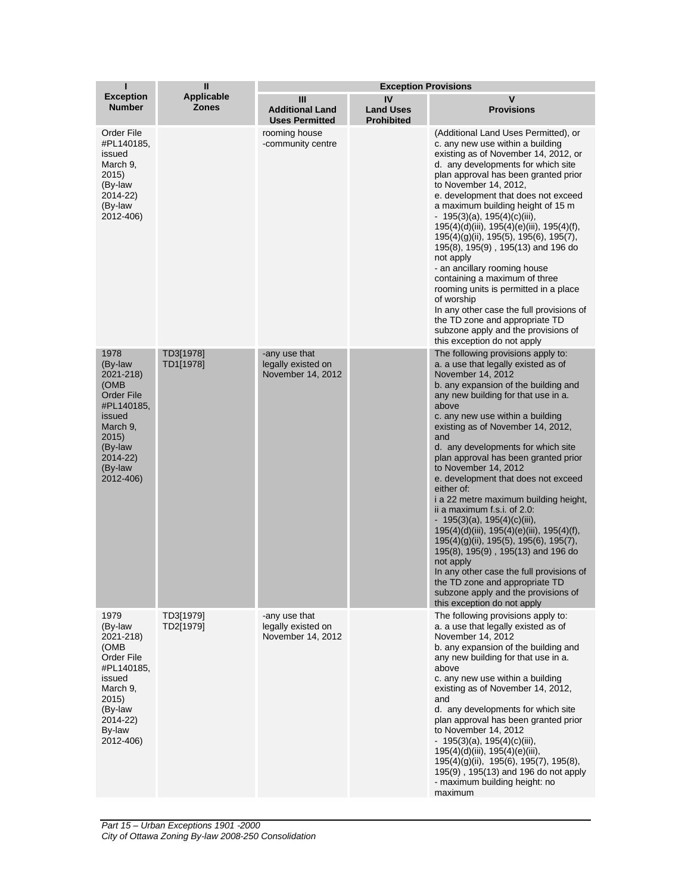| I<br>Exception Number | II<br>Applicable Zones | Exception Provisions | | |
|---|---|---|---|---|
| | | III<br>Additional Land Uses Permitted | IV<br>Land Uses Prohibited | V<br>Provisions |
| Order File #PL140185, issued March 9, 2015)<br>(By-law 2014-22)<br>(By-law 2012-406) | | rooming house<br>-community centre | | (Additional Land Uses Permitted), or<br>c. any new use within a building existing as of November 14, 2012, or<br>d. any developments for which site plan approval has been granted prior to November 14, 2012,<br>e. development that does not exceed a maximum building height of 15 m<br>- 195(3)(a), 195(4)(c)(iii), 195(4)(d)(iii), 195(4)(e)(iii), 195(4)(f), 195(4)(g)(ii), 195(5), 195(6), 195(7), 195(8), 195(9) , 195(13) and 196 do not apply<br>- an ancillary rooming house containing a maximum of three rooming units is permitted in a place of worship<br>In any other case the full provisions of the TD zone and appropriate TD subzone apply and the provisions of this exception do not apply |
| 1978<br>(By-law 2021-218)<br>(OMB Order File #PL140185, issued March 9, 2015)<br>(By-law 2014-22)<br>(By-law 2012-406) | TD3[1978]<br>TD1[1978] | -any use that legally existed on November 14, 2012 | | The following provisions apply to:<br>a. a use that legally existed as of November 14, 2012<br>b. any expansion of the building and any new building for that use in a. above<br>c. any new use within a building existing as of November 14, 2012, and<br>d. any developments for which site plan approval has been granted prior to November 14, 2012<br>e. development that does not exceed either of:<br>i a 22 metre maximum building height,<br>ii a maximum f.s.i. of 2.0:<br>- 195(3)(a), 195(4)(c)(iii), 195(4)(d)(iii), 195(4)(e)(iii), 195(4)(f), 195(4)(g)(ii), 195(5), 195(6), 195(7), 195(8), 195(9) , 195(13) and 196 do not apply<br>In any other case the full provisions of the TD zone and appropriate TD subzone apply and the provisions of this exception do not apply |
| 1979<br>(By-law 2021-218)<br>(OMB Order File #PL140185, issued March 9, 2015)<br>(By-law 2014-22)<br>By-law 2012-406) | TD3[1979]<br>TD2[1979] | -any use that legally existed on November 14, 2012 | | The following provisions apply to:<br>a. a use that legally existed as of November 14, 2012<br>b. any expansion of the building and any new building for that use in a. above<br>c. any new use within a building existing as of November 14, 2012, and<br>d. any developments for which site plan approval has been granted prior to November 14, 2012<br>- 195(3)(a), 195(4)(c)(iii), 195(4)(d)(iii), 195(4)(e)(iii), 195(4)(g)(ii), 195(6), 195(7), 195(8), 195(9) , 195(13) and 196 do not apply<br>- maximum building height: no maximum |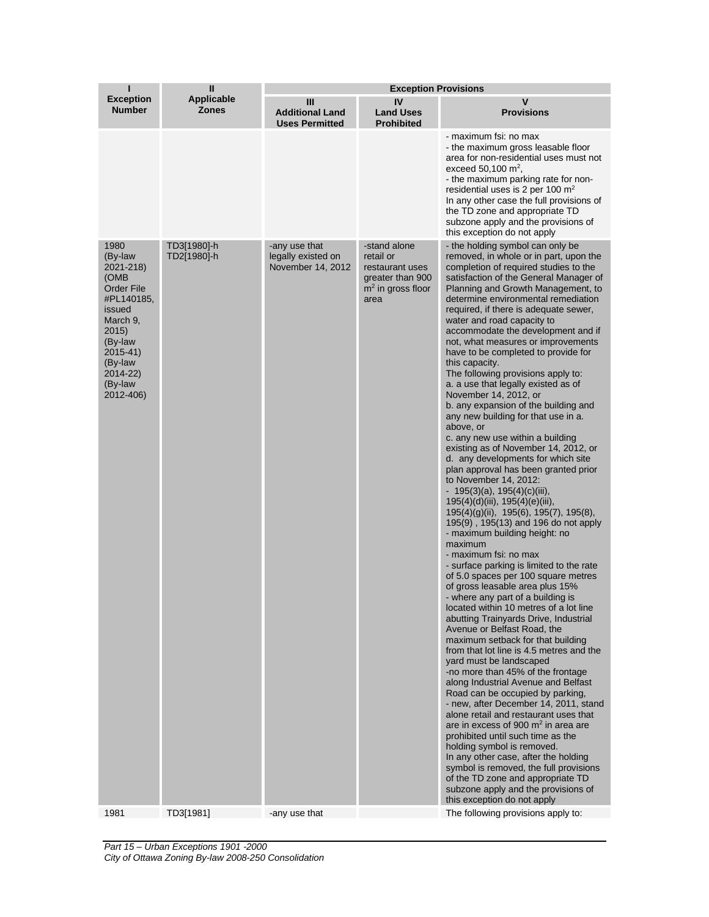| I<br>Exception Number | II<br>Applicable Zones | Exception Provisions | | |
|---|---|---|---|---|
| | | III<br>Additional Land Uses Permitted | IV<br>Land Uses Prohibited | V<br>Provisions |
| | | | | - maximum fsi: no max<br>- the maximum gross leasable floor area for non-residential uses must not exceed 50,100 $m^2$,<br>- the maximum parking rate for non-residential uses is 2 per 100 $m^2$<br>In any other case the full provisions of the TD zone and appropriate TD subzone apply and the provisions of this exception do not apply |
| 1980<br>(By-law 2021-218)<br>(OMB Order File #PL140185, issued March 9, 2015)<br>(By-law 2015-41)<br>(By-law 2014-22)<br>(By-law 2012-406) | TD3[1980]-h<br>TD2[1980]-h | -any use that legally existed on November 14, 2012 | -stand alone retail or restaurant uses greater than 900 $m^2$ in gross floor area | - the holding symbol can only be removed, in whole or in part, upon the completion of required studies to the satisfaction of the General Manager of Planning and Growth Management, to determine environmental remediation required, if there is adequate sewer, water and road capacity to accommodate the development and if not, what measures or improvements have to be completed to provide for this capacity.<br>The following provisions apply to:<br>a. a use that legally existed as of November 14, 2012, or<br>b. any expansion of the building and any new building for that use in a. above, or<br>c. any new use within a building existing as of November 14, 2012, or<br>d. any developments for which site plan approval has been granted prior to November 14, 2012:<br>- 195(3)(a), 195(4)(c)(iii), 195(4)(d)(iii), 195(4)(e)(iii), 195(4)(g)(ii), 195(6), 195(7), 195(8), 195(9) , 195(13) and 196 do not apply<br>- maximum building height: no maximum<br>- maximum fsi: no max<br>- surface parking is limited to the rate of 5.0 spaces per 100 square metres of gross leasable area plus 15%<br>- where any part of a building is located within 10 metres of a lot line abutting Trainyards Drive, Industrial Avenue or Belfast Road, the maximum setback for that building from that lot line is 4.5 metres and the yard must be landscaped<br>-no more than 45% of the frontage along Industrial Avenue and Belfast Road can be occupied by parking,<br>- new, after December 14, 2011, stand alone retail and restaurant uses that are in excess of 900 $m^2$ in area are prohibited until such time as the holding symbol is removed.<br>In any other case, after the holding symbol is removed, the full provisions of the TD zone and appropriate TD subzone apply and the provisions of this exception do not apply |
| 1981 | TD3[1981] | -any use that | | The following provisions apply to: |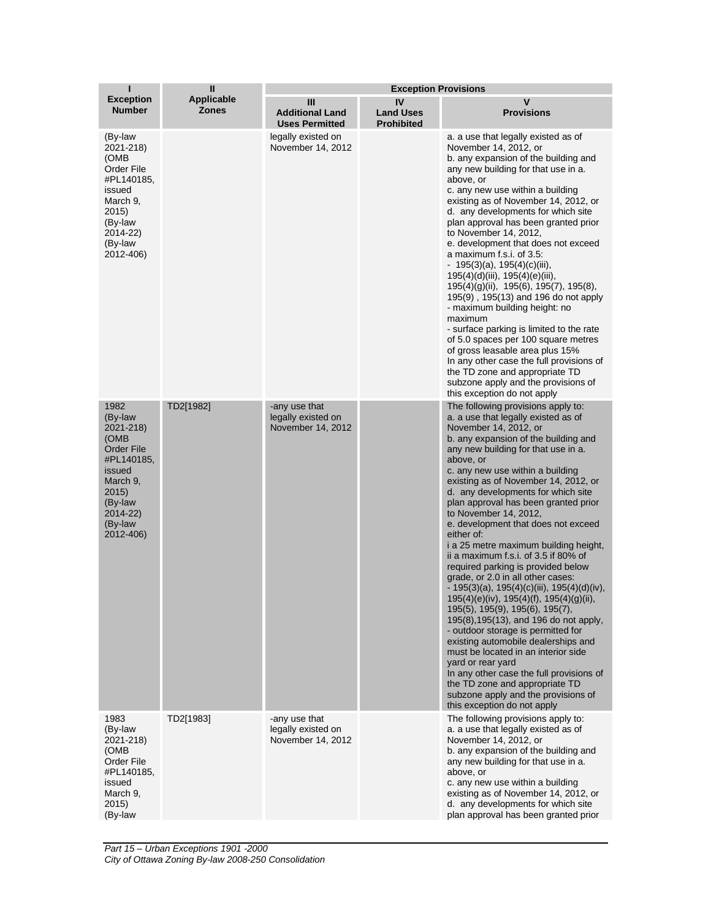| I<br>Exception Number | II<br>Applicable Zones | Exception Provisions | | |
|---|---|---|---|---|
| | | III<br>Additional Land Uses Permitted | IV<br>Land Uses Prohibited | V<br>Provisions |
| (By-law 2021-218) (OMB Order File #PL140185, issued March 9, 2015) (By-law 2014-22) (By-law 2012-406) | | legally existed on November 14, 2012 | | a. a use that legally existed as of November 14, 2012, or<br>b. any expansion of the building and any new building for that use in a. above, or<br>c. any new use within a building existing as of November 14, 2012, or<br>d. any developments for which site plan approval has been granted prior to November 14, 2012,<br>e. development that does not exceed a maximum f.s.i. of 3.5:<br>- 195(3)(a), 195(4)(c)(iii), 195(4)(d)(iii), 195(4)(e)(iii), 195(4)(g)(ii), 195(6), 195(7), 195(8), 195(9) , 195(13) and 196 do not apply<br>- maximum building height: no maximum<br>- surface parking is limited to the rate of 5.0 spaces per 100 square metres of gross leasable area plus 15%<br>In any other case the full provisions of the TD zone and appropriate TD subzone apply and the provisions of this exception do not apply |
| 1982 (By-law 2021-218) (OMB Order File #PL140185, issued March 9, 2015) (By-law 2014-22) (By-law 2012-406) | TD2[1982] | -any use that legally existed on November 14, 2012 | | The following provisions apply to:<br>a. a use that legally existed as of November 14, 2012, or<br>b. any expansion of the building and any new building for that use in a. above, or<br>c. any new use within a building existing as of November 14, 2012, or<br>d. any developments for which site plan approval has been granted prior to November 14, 2012,<br>e. development that does not exceed either of:<br>i a 25 metre maximum building height,<br>ii a maximum f.s.i. of 3.5 if 80% of required parking is provided below grade, or 2.0 in all other cases:<br>- 195(3)(a), 195(4)(c)(iii), 195(4)(d)(iv), 195(4)(e)(iv), 195(4)(f), 195(4)(g)(ii), 195(5), 195(9), 195(6), 195(7), 195(8),195(13), and 196 do not apply,<br>- outdoor storage is permitted for existing automobile dealerships and must be located in an interior side yard or rear yard<br>In any other case the full provisions of the TD zone and appropriate TD subzone apply and the provisions of this exception do not apply |
| 1983 (By-law 2021-218) (OMB Order File #PL140185, issued March 9, 2015) (By-law | TD2[1983] | -any use that legally existed on November 14, 2012 | | The following provisions apply to:<br>a. a use that legally existed as of November 14, 2012, or<br>b. any expansion of the building and any new building for that use in a. above, or<br>c. any new use within a building existing as of November 14, 2012, or<br>d. any developments for which site plan approval has been granted prior |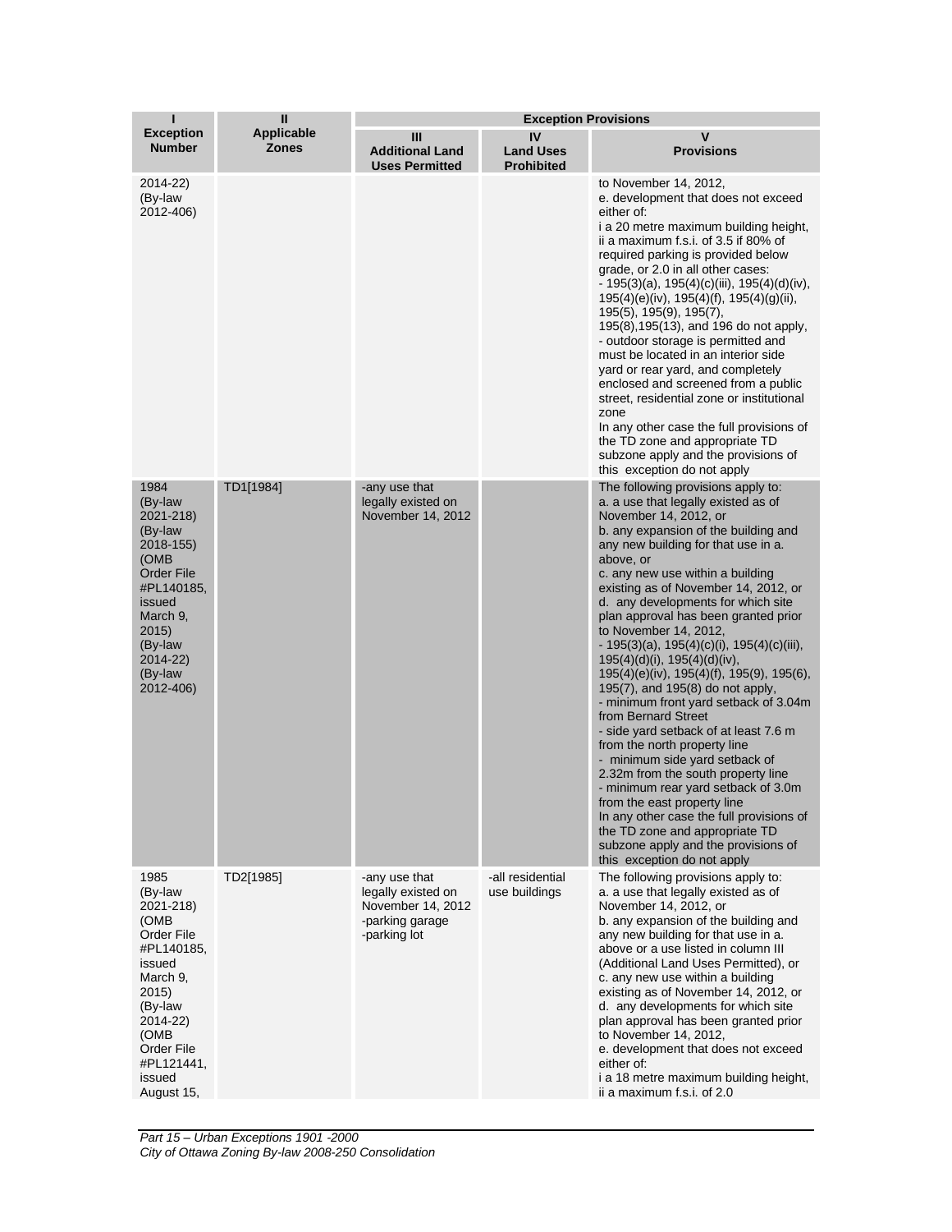| I<br>Exception Number | II<br>Applicable Zones | Exception Provisions | | |
|---|---|---|---|---|
| | | III<br>Additional Land Uses Permitted | IV<br>Land Uses Prohibited | V<br>Provisions |
| 2014-22)<br>(By-law 2012-406) | | | | to November 14, 2012,<br>e. development that does not exceed either of:<br>i a 20 metre maximum building height,<br>ii a maximum f.s.i. of 3.5 if 80% of required parking is provided below grade, or 2.0 in all other cases:<br>- 195(3)(a), 195(4)(c)(iii), 195(4)(d)(iv), 195(4)(e)(iv), 195(4)(f), 195(4)(g)(ii), 195(5), 195(9), 195(7), 195(8),195(13), and 196 do not apply,<br>- outdoor storage is permitted and must be located in an interior side yard or rear yard, and completely enclosed and screened from a public street, residential zone or institutional zone<br>In any other case the full provisions of the TD zone and appropriate TD subzone apply and the provisions of this exception do not apply |
| 1984<br>(By-law 2021-218)<br>(By-law 2018-155)<br>(OMB Order File #PL140185, issued March 9, 2015)<br>(By-law 2014-22)<br>(By-law 2012-406) | TD1[1984] | -any use that legally existed on November 14, 2012 | | The following provisions apply to:<br>a. a use that legally existed as of November 14, 2012, or<br>b. any expansion of the building and any new building for that use in a. above, or<br>c. any new use within a building existing as of November 14, 2012, or<br>d. any developments for which site plan approval has been granted prior to November 14, 2012,<br>- 195(3)(a), 195(4)(c)(i), 195(4)(c)(iii), 195(4)(d)(i), 195(4)(d)(iv), 195(4)(e)(iv), 195(4)(f), 195(9), 195(6), 195(7), and 195(8) do not apply,<br>- minimum front yard setback of 3.04m from Bernard Street<br>- side yard setback of at least 7.6 m from the north property line<br>- minimum side yard setback of 2.32m from the south property line<br>- minimum rear yard setback of 3.0m from the east property line<br>In any other case the full provisions of the TD zone and appropriate TD subzone apply and the provisions of this exception do not apply |
| 1985<br>(By-law 2021-218)<br>(OMB Order File #PL140185, issued March 9, 2015)<br>(By-law 2014-22)<br>(OMB Order File #PL121441, issued August 15, | TD2[1985] | -any use that legally existed on November 14, 2012<br>-parking garage<br>-parking lot | -all residential use buildings | The following provisions apply to:<br>a. a use that legally existed as of November 14, 2012, or<br>b. any expansion of the building and any new building for that use in a. above or a use listed in column III (Additional Land Uses Permitted), or<br>c. any new use within a building existing as of November 14, 2012, or<br>d. any developments for which site plan approval has been granted prior to November 14, 2012,<br>e. development that does not exceed either of:<br>i a 18 metre maximum building height,<br>ii a maximum f.s.i. of 2.0 |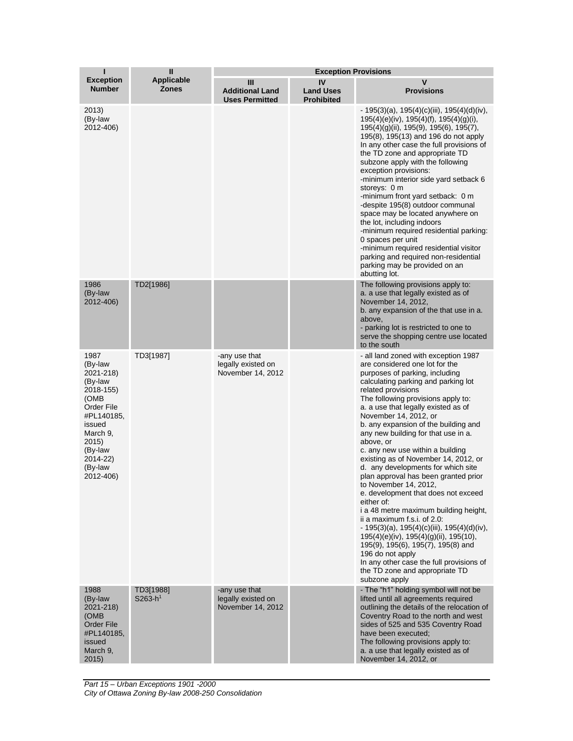| I<br>Exception Number | II<br>Applicable Zones | Exception Provisions | | |
|---|---|---|---|---|
| | | III<br>Additional Land Uses Permitted | IV<br>Land Uses Prohibited | V<br>Provisions |
| 2013)<br>(By-law 2012-406) | | | | - 195(3)(a), 195(4)(c)(iii), 195(4)(d)(iv), 195(4)(e)(iv), 195(4)(f), 195(4)(g)(i), 195(4)(g)(ii), 195(9), 195(6), 195(7), 195(8), 195(13) and 196 do not apply<br>In any other case the full provisions of the TD zone and appropriate TD subzone apply with the following exception provisions:<br>-minimum interior side yard setback 6 storeys: 0 m<br>-minimum front yard setback: 0 m<br>-despite 195(8) outdoor communal space may be located anywhere on the lot, including indoors<br>-minimum required residential parking: 0 spaces per unit<br>-minimum required residential visitor parking and required non-residential parking may be provided on an abutting lot. |
| 1986<br>(By-law 2012-406) | TD2[1986] | | | The following provisions apply to:<br>a. a use that legally existed as of November 14, 2012,<br>b. any expansion of the that use in a. above,<br>- parking lot is restricted to one to serve the shopping centre use located to the south |
| 1987<br>(By-law 2021-218)<br>(By-law 2018-155)<br>(OMB Order File #PL140185, issued March 9, 2015)<br>(By-law 2014-22)<br>(By-law 2012-406) | TD3[1987] | -any use that legally existed on November 14, 2012 | | - all land zoned with exception 1987 are considered one lot for the purposes of parking, including calculating parking and parking lot related provisions<br>The following provisions apply to:<br>a. a use that legally existed as of November 14, 2012, or<br>b. any expansion of the building and any new building for that use in a. above, or<br>c. any new use within a building existing as of November 14, 2012, or<br>d. any developments for which site plan approval has been granted prior to November 14, 2012,<br>e. development that does not exceed either of:<br>i a 48 metre maximum building height,<br>ii a maximum f.s.i. of 2.0:<br>- 195(3)(a), 195(4)(c)(iii), 195(4)(d)(iv), 195(4)(e)(iv), 195(4)(g)(ii), 195(10), 195(9), 195(6), 195(7), 195(8) and 196 do not apply<br>In any other case the full provisions of the TD zone and appropriate TD subzone apply |
| 1988<br>(By-law 2021-218)<br>(OMB Order File #PL140185, issued March 9, 2015) | TD3[1988] S263-h[1] | -any use that legally existed on November 14, 2012 | | - The "h1" holding symbol will not be lifted until all agreements required outlining the details of the relocation of Coventry Road to the north and west sides of 525 and 535 Coventry Road have been executed;<br>The following provisions apply to:<br>a. a use that legally existed as of November 14, 2012, or |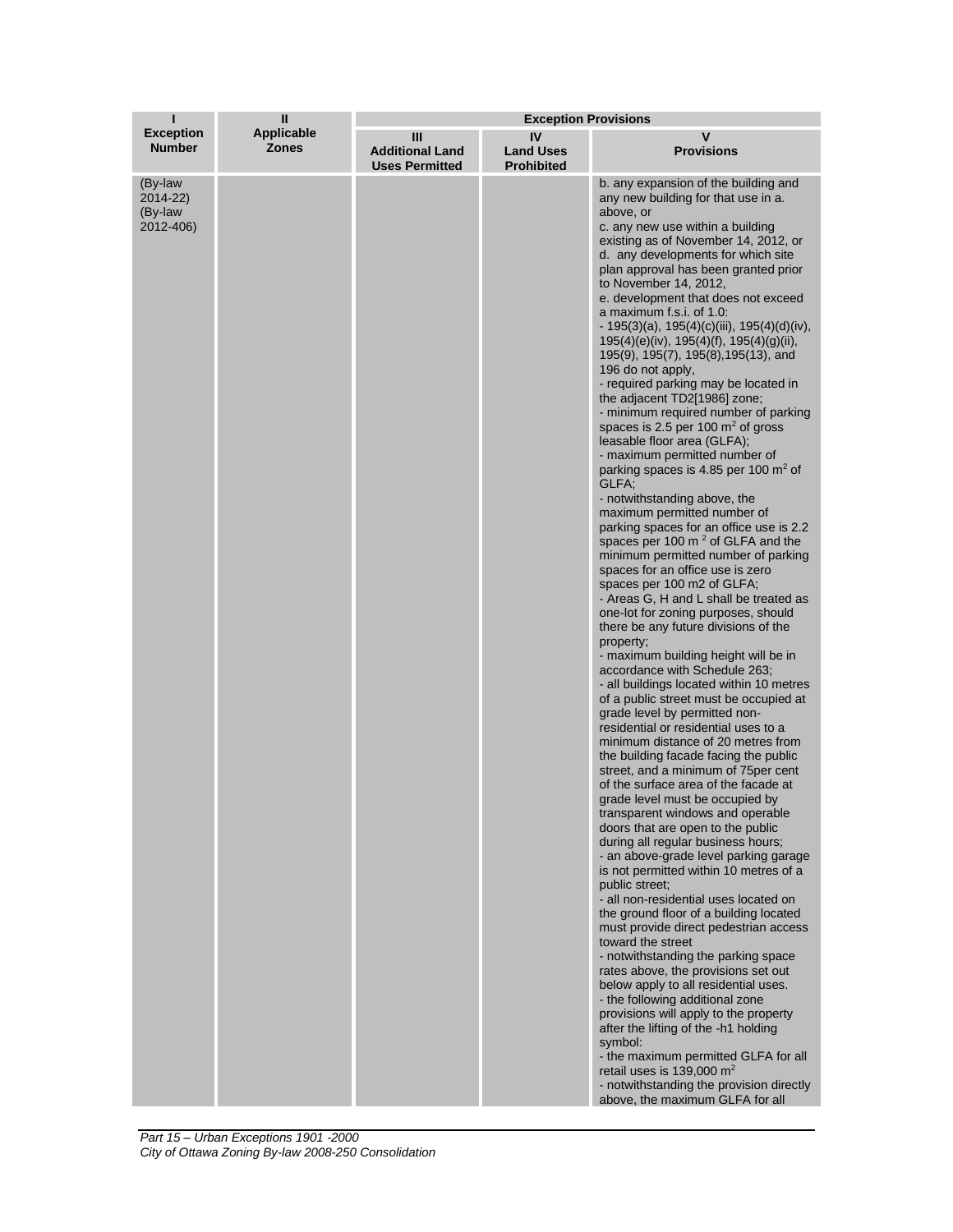| I<br>Exception Number | II<br>Applicable Zones | Exception Provisions | | |
|---|---|---|---|---|
| | | III<br>Additional Land Uses Permitted | IV<br>Land Uses Prohibited | V<br>Provisions |
| (By-law 2014-22)<br>(By-law 2012-406) | | | | b. any expansion of the building and any new building for that use in a. above, or<br>c. any new use within a building existing as of November 14, 2012, or<br>d. any developments for which site plan approval has been granted prior to November 14, 2012,<br>e. development that does not exceed a maximum f.s.i. of 1.0:<br>- 195(3)(a), 195(4)(c)(iii), 195(4)(d)(iv), 195(4)(e)(iv), 195(4)(f), 195(4)(g)(ii), 195(9), 195(7), 195(8),195(13), and 196 do not apply,<br>- required parking may be located in the adjacent TD2[1986] zone;<br>- minimum required number of parking spaces is 2.5 per 100 $m^2$ of gross leasable floor area (GLFA);<br>- maximum permitted number of parking spaces is 4.85 per 100 $m^2$ of GLFA;<br>- notwithstanding above, the maximum permitted number of parking spaces for an office use is 2.2 spaces per 100 $m^2$ of GLFA and the minimum permitted number of parking spaces for an office use is zero spaces per 100 m2 of GLFA;<br>- Areas G, H and L shall be treated as one-lot for zoning purposes, should there be any future divisions of the property;<br>- maximum building height will be in accordance with Schedule 263;<br>- all buildings located within 10 metres of a public street must be occupied at grade level by permitted non-residential or residential uses to a minimum distance of 20 metres from the building facade facing the public street, and a minimum of 75per cent of the surface area of the facade at grade level must be occupied by transparent windows and operable doors that are open to the public during all regular business hours;<br>- an above-grade level parking garage is not permitted within 10 metres of a public street;<br>- all non-residential uses located on the ground floor of a building located must provide direct pedestrian access toward the street<br>- notwithstanding the parking space rates above, the provisions set out below apply to all residential uses.<br>- the following additional zone provisions will apply to the property after the lifting of the -h1 holding symbol:<br>- the maximum permitted GLFA for all retail uses is 139,000 $m^2$<br>- notwithstanding the provision directly above, the maximum GLFA for all |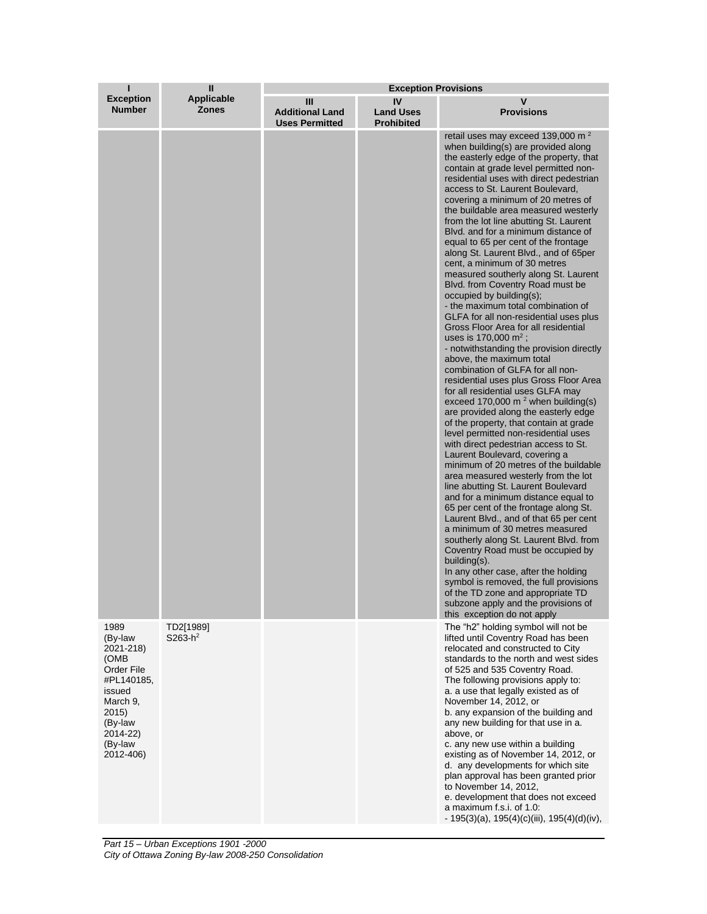| I<br>Exception Number | II<br>Applicable Zones | Exception Provisions | | |
|---|---|---|---|---|
| | | III<br>Additional Land Uses Permitted | IV<br>Land Uses Prohibited | V<br>Provisions |
| | | | | retail uses may exceed 139,000 m $^2$ when building(s) are provided along the easterly edge of the property, that contain at grade level permitted non-residential uses with direct pedestrian access to St. Laurent Boulevard, covering a minimum of 20 metres of the buildable area measured westerly from the lot line abutting St. Laurent Blvd. and for a minimum distance of equal to 65 per cent of the frontage along St. Laurent Blvd., and of 65per cent, a minimum of 30 metres measured southerly along St. Laurent Blvd. from Coventry Road must be occupied by building(s);<br>- the maximum total combination of GLFA for all non-residential uses plus Gross Floor Area for all residential uses is 170,000 m$^2$ ;<br>- notwithstanding the provision directly above, the maximum total combination of GLFA for all non-residential uses plus Gross Floor Area for all residential uses GLFA may exceed 170,000 m $^2$ when building(s) are provided along the easterly edge of the property, that contain at grade level permitted non-residential uses with direct pedestrian access to St. Laurent Boulevard, covering a minimum of 20 metres of the buildable area measured westerly from the lot line abutting St. Laurent Boulevard and for a minimum distance equal to 65 per cent of the frontage along St. Laurent Blvd., and of that 65 per cent a minimum of 30 metres measured southerly along St. Laurent Blvd. from Coventry Road must be occupied by building(s).<br>In any other case, after the holding symbol is removed, the full provisions of the TD zone and appropriate TD subzone apply and the provisions of this exception do not apply |
| 1989 (By-law 2021-218) (OMB Order File #PL140185, issued March 9, 2015) (By-law 2014-22) (By-law 2012-406) | TD2[1989] S263-h$^2$ | | | The "h2" holding symbol will not be lifted until Coventry Road has been relocated and constructed to City standards to the north and west sides of 525 and 535 Coventry Road.<br>The following provisions apply to:<br>a. a use that legally existed as of November 14, 2012, or<br>b. any expansion of the building and any new building for that use in a. above, or<br>c. any new use within a building existing as of November 14, 2012, or<br>d. any developments for which site plan approval has been granted prior to November 14, 2012,<br>e. development that does not exceed a maximum f.s.i. of 1.0:<br>- 195(3)(a), 195(4)(c)(iii), 195(4)(d)(iv), |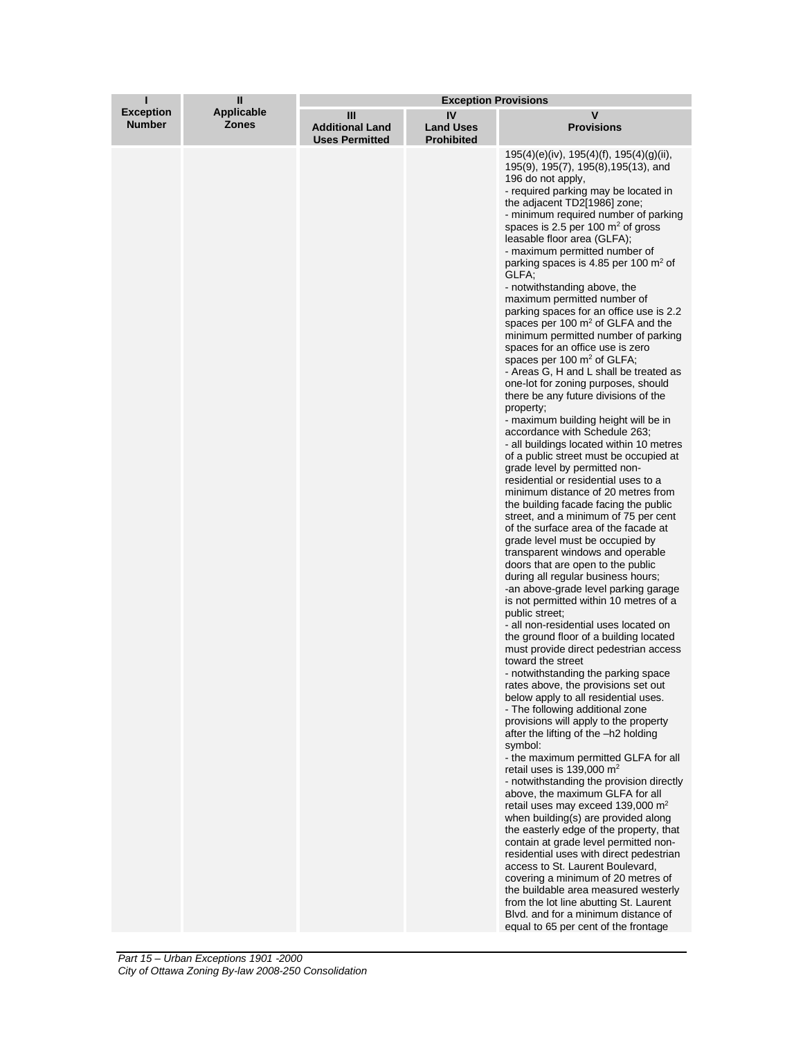| I<br>Exception Number | II<br>Applicable Zones | Exception Provisions | | |
|---|---|---|---|---|
| | | III<br>Additional Land Uses Permitted | IV<br>Land Uses Prohibited | V<br>Provisions |
| | | | | 195(4)(e)(iv), 195(4)(f), 195(4)(g)(ii), 195(9), 195(7), 195(8),195(13), and 196 do not apply,<br>- required parking may be located in the adjacent TD2[1986] zone;<br>- minimum required number of parking spaces is 2.5 per 100 m² of gross leasable floor area (GLFA);<br>- maximum permitted number of parking spaces is 4.85 per 100 m² of GLFA;<br>- notwithstanding above, the maximum permitted number of parking spaces for an office use is 2.2 spaces per 100 m² of GLFA and the minimum permitted number of parking spaces for an office use is zero spaces per 100 m² of GLFA;<br>- Areas G, H and L shall be treated as one-lot for zoning purposes, should there be any future divisions of the property;<br>- maximum building height will be in accordance with Schedule 263;<br>- all buildings located within 10 metres of a public street must be occupied at grade level by permitted non-residential or residential uses to a minimum distance of 20 metres from the building facade facing the public street, and a minimum of 75 per cent of the surface area of the facade at grade level must be occupied by transparent windows and operable doors that are open to the public during all regular business hours;<br>-an above-grade level parking garage is not permitted within 10 metres of a public street;<br>- all non-residential uses located on the ground floor of a building located must provide direct pedestrian access toward the street<br>- notwithstanding the parking space rates above, the provisions set out below apply to all residential uses.<br>- The following additional zone provisions will apply to the property after the lifting of the –h2 holding symbol:<br>- the maximum permitted GLFA for all retail uses is 139,000 m²<br>- notwithstanding the provision directly above, the maximum GLFA for all retail uses may exceed 139,000 m² when building(s) are provided along the easterly edge of the property, that contain at grade level permitted non-residential uses with direct pedestrian access to St. Laurent Boulevard, covering a minimum of 20 metres of the buildable area measured westerly from the lot line abutting St. Laurent Blvd. and for a minimum distance of equal to 65 per cent of the frontage |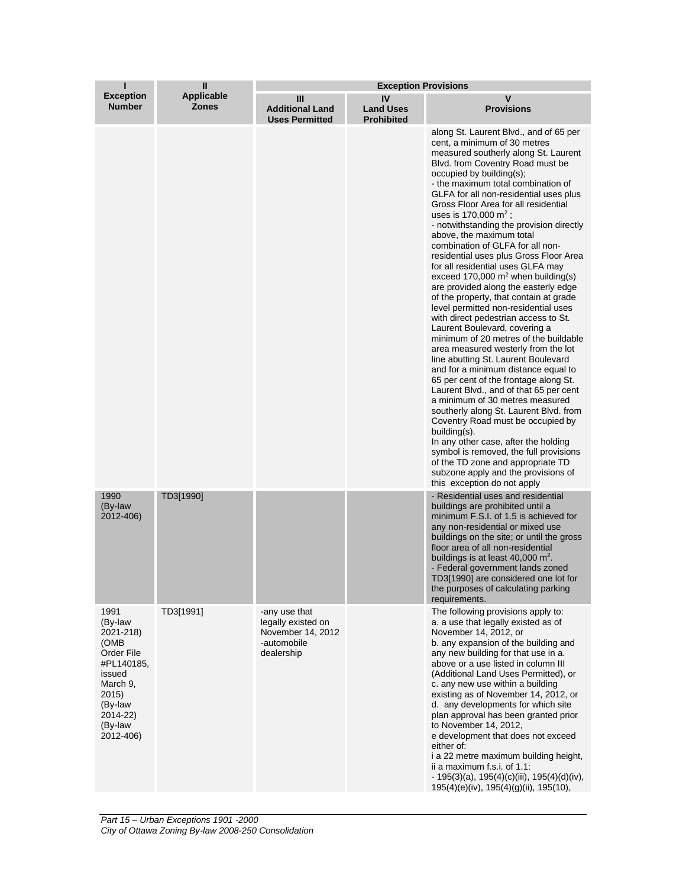| I<br>Exception Number | II<br>Applicable Zones | Exception Provisions | | |
|---|---|---|---|---|
| | | III<br>Additional Land Uses Permitted | IV<br>Land Uses Prohibited | V<br>Provisions |
| | | | | along St. Laurent Blvd., and of 65 per cent, a minimum of 30 metres measured southerly along St. Laurent Blvd. from Coventry Road must be occupied by building(s);<br>- the maximum total combination of GLFA for all non-residential uses plus Gross Floor Area for all residential uses is 170,000 m$^2$ ;<br>- notwithstanding the provision directly above, the maximum total combination of GLFA for all non-residential uses plus Gross Floor Area for all residential uses GLFA may exceed 170,000 m$^2$ when building(s) are provided along the easterly edge of the property, that contain at grade level permitted non-residential uses with direct pedestrian access to St. Laurent Boulevard, covering a minimum of 20 metres of the buildable area measured westerly from the lot line abutting St. Laurent Boulevard and for a minimum distance equal to 65 per cent of the frontage along St. Laurent Blvd., and of that 65 per cent a minimum of 30 metres measured southerly along St. Laurent Blvd. from Coventry Road must be occupied by building(s).<br>In any other case, after the holding symbol is removed, the full provisions of the TD zone and appropriate TD subzone apply and the provisions of this exception do not apply |
| 1990<br>(By-law 2012-406) | TD3[1990] | | | - Residential uses and residential buildings are prohibited until a minimum F.S.I. of 1.5 is achieved for any non-residential or mixed use buildings on the site; or until the gross floor area of all non-residential buildings is at least 40,000 m$^2$.<br>- Federal government lands zoned TD3[1990] are considered one lot for the purposes of calculating parking requirements. |
| 1991<br>(By-law 2021-218)<br>(OMB Order File #PL140185, issued March 9, 2015)<br>(By-law 2014-22)<br>(By-law 2012-406) | TD3[1991] | -any use that legally existed on November 14, 2012<br>-automobile dealership | | The following provisions apply to:<br>a. a use that legally existed as of November 14, 2012, or<br>b. any expansion of the building and any new building for that use in a. above or a use listed in column III (Additional Land Uses Permitted), or<br>c. any new use within a building existing as of November 14, 2012, or<br>d. any developments for which site plan approval has been granted prior to November 14, 2012,<br>e development that does not exceed either of:<br>i a 22 metre maximum building height,<br>ii a maximum f.s.i. of 1.1:<br>- 195(3)(a), 195(4)(c)(iii), 195(4)(d)(iv), 195(4)(e)(iv), 195(4)(g)(ii), 195(10), |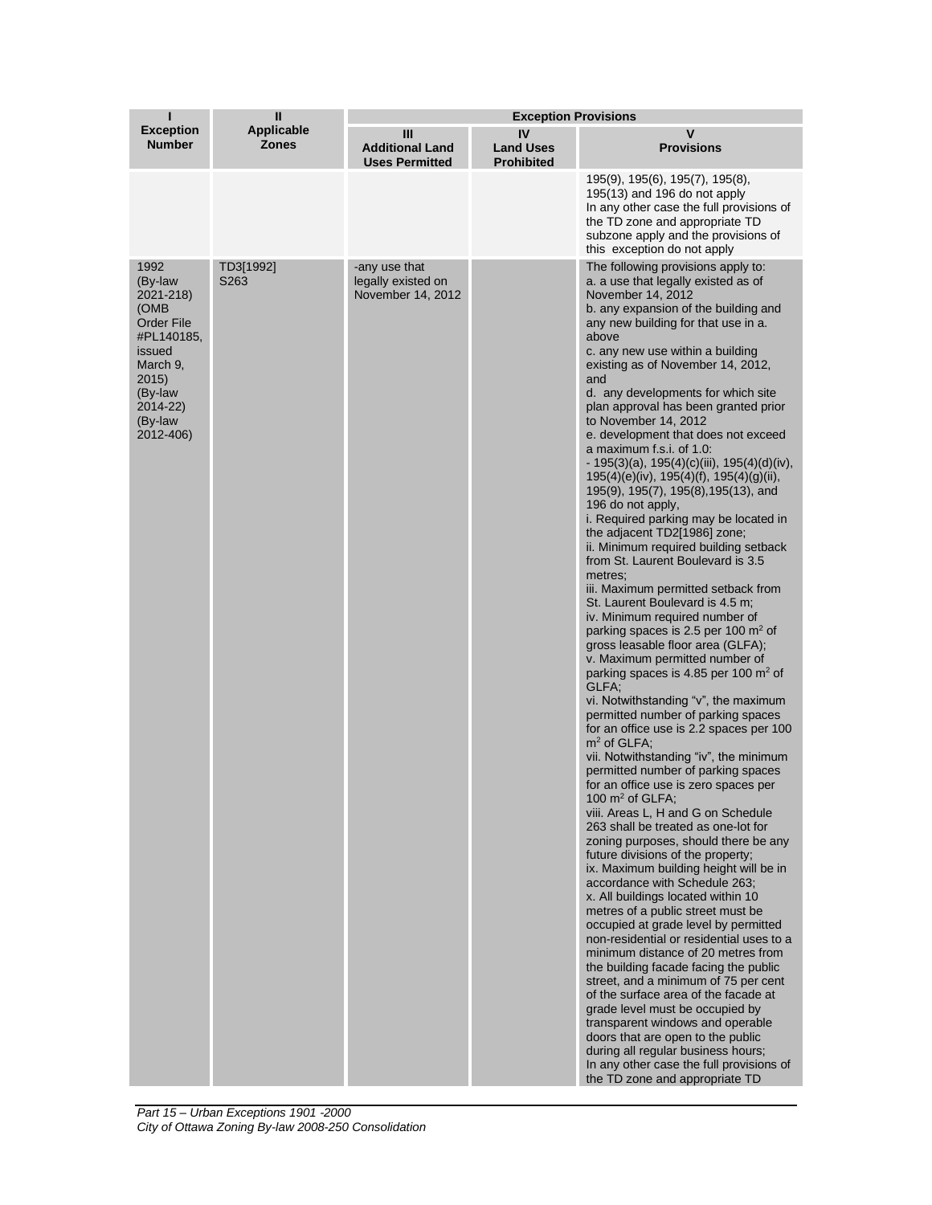| I<br>Exception Number | II<br>Applicable Zones | Exception Provisions | | |
|---|---|---|---|---|
| | | III<br>Additional Land Uses Permitted | IV<br>Land Uses Prohibited | V<br>Provisions |
| | | | | 195(9), 195(6), 195(7), 195(8), 195(13) and 196 do not apply<br>In any other case the full provisions of the TD zone and appropriate TD subzone apply and the provisions of this exception do not apply |
| 1992<br>(By-law 2021-218)<br>(OMB Order File #PL140185, issued March 9, 2015)<br>(By-law 2014-22)<br>(By-law 2012-406) | TD3[1992]<br>S263 | -any use that legally existed on November 14, 2012 | | The following provisions apply to:<br>a. a use that legally existed as of November 14, 2012<br>b. any expansion of the building and any new building for that use in a. above<br>c. any new use within a building existing as of November 14, 2012, and<br>d. any developments for which site plan approval has been granted prior to November 14, 2012<br>e. development that does not exceed a maximum f.s.i. of 1.0:<br>- 195(3)(a), 195(4)(c)(iii), 195(4)(d)(iv), 195(4)(e)(iv), 195(4)(f), 195(4)(g)(ii), 195(9), 195(7), 195(8),195(13), and 196 do not apply,<br>i. Required parking may be located in the adjacent TD2[1986] zone;<br>ii. Minimum required building setback from St. Laurent Boulevard is 3.5 metres;<br>iii. Maximum permitted setback from St. Laurent Boulevard is 4.5 m;<br>iv. Minimum required number of parking spaces is 2.5 per 100 m² of gross leasable floor area (GLFA);<br>v. Maximum permitted number of parking spaces is 4.85 per 100 m² of GLFA;<br>vi. Notwithstanding "v", the maximum permitted number of parking spaces for an office use is 2.2 spaces per 100 m² of GLFA;<br>vii. Notwithstanding "iv", the minimum permitted number of parking spaces for an office use is zero spaces per 100 m² of GLFA;<br>viii. Areas L, H and G on Schedule 263 shall be treated as one-lot for zoning purposes, should there be any future divisions of the property;<br>ix. Maximum building height will be in accordance with Schedule 263;<br>x. All buildings located within 10 metres of a public street must be occupied at grade level by permitted non-residential or residential uses to a minimum distance of 20 metres from the building facade facing the public street, and a minimum of 75 per cent of the surface area of the facade at grade level must be occupied by transparent windows and operable doors that are open to the public during all regular business hours;<br>In any other case the full provisions of the TD zone and appropriate TD |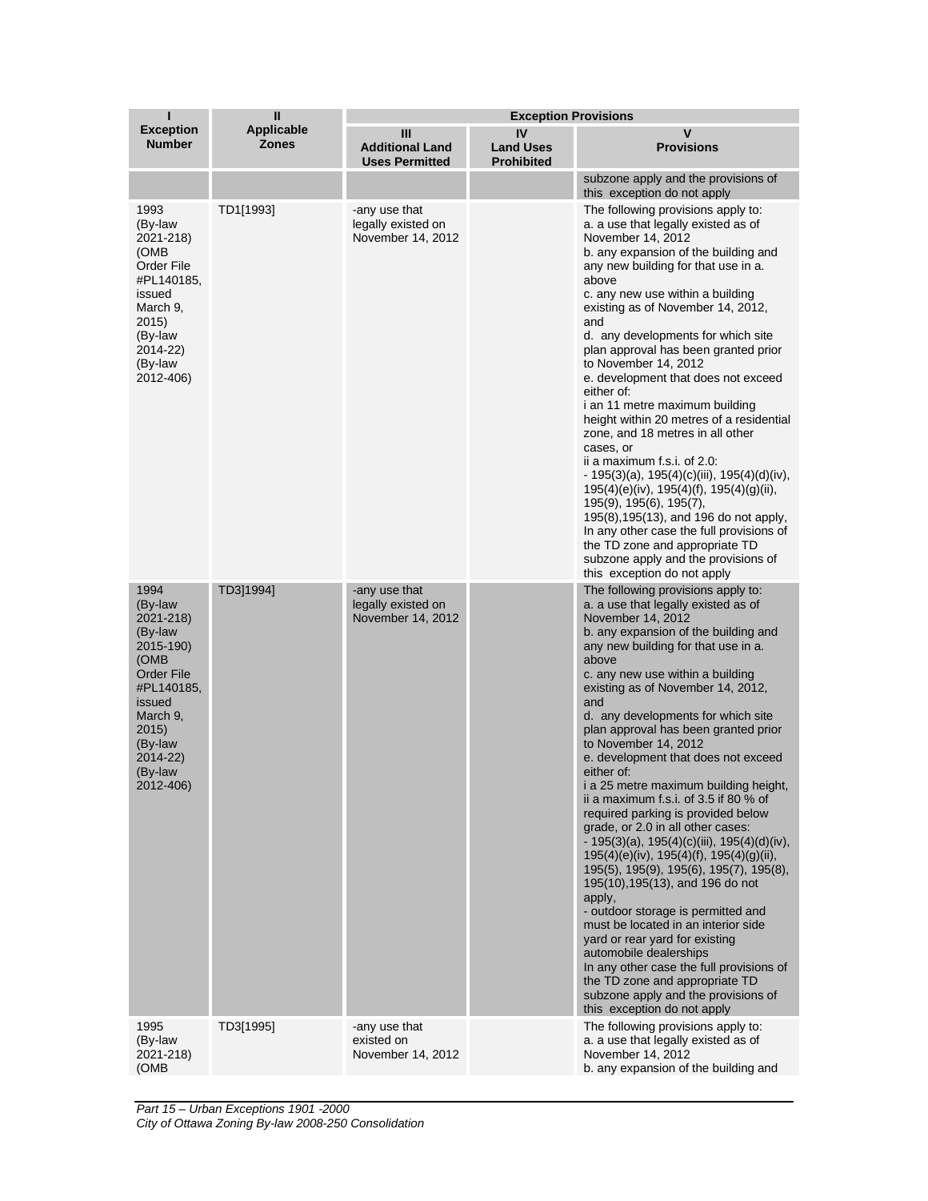| I<br>Exception Number | II<br>Applicable Zones | Exception Provisions | | |
|---|---|---|---|---|
| | | III<br>Additional Land Uses Permitted | IV<br>Land Uses Prohibited | V<br>Provisions |
| | | | | subzone apply and the provisions of this exception do not apply |
| 1993 (By-law 2021-218) (OMB Order File #PL140185, issued March 9, 2015) (By-law 2014-22) (By-law 2012-406) | TD1[1993] | -any use that legally existed on November 14, 2012 | | The following provisions apply to:<br>a. a use that legally existed as of November 14, 2012<br>b. any expansion of the building and any new building for that use in a. above<br>c. any new use within a building existing as of November 14, 2012, and<br>d. any developments for which site plan approval has been granted prior to November 14, 2012<br>e. development that does not exceed either of:<br>i an 11 metre maximum building height within 20 metres of a residential zone, and 18 metres in all other cases, or<br>ii a maximum f.s.i. of 2.0:<br>- 195(3)(a), 195(4)(c)(iii), 195(4)(d)(iv), 195(4)(e)(iv), 195(4)(f), 195(4)(g)(ii), 195(9), 195(6), 195(7), 195(8),195(13), and 196 do not apply,<br>In any other case the full provisions of the TD zone and appropriate TD subzone apply and the provisions of this exception do not apply |
| 1994 (By-law 2021-218) (By-law 2015-190) (OMB Order File #PL140185, issued March 9, 2015) (By-law 2014-22) (By-law 2012-406) | TD3]1994] | -any use that legally existed on November 14, 2012 | | The following provisions apply to:<br>a. a use that legally existed as of November 14, 2012<br>b. any expansion of the building and any new building for that use in a. above<br>c. any new use within a building existing as of November 14, 2012, and<br>d. any developments for which site plan approval has been granted prior to November 14, 2012<br>e. development that does not exceed either of:<br>i a 25 metre maximum building height,<br>ii a maximum f.s.i. of 3.5 if 80 % of required parking is provided below grade, or 2.0 in all other cases:<br>- 195(3)(a), 195(4)(c)(iii), 195(4)(d)(iv), 195(4)(e)(iv), 195(4)(f), 195(4)(g)(ii), 195(5), 195(9), 195(6), 195(7), 195(8), 195(10),195(13), and 196 do not apply,<br>- outdoor storage is permitted and must be located in an interior side yard or rear yard for existing automobile dealerships<br>In any other case the full provisions of the TD zone and appropriate TD subzone apply and the provisions of this exception do not apply |
| 1995 (By-law 2021-218) (OMB | TD3[1995] | -any use that existed on November 14, 2012 | | The following provisions apply to:<br>a. a use that legally existed as of November 14, 2012<br>b. any expansion of the building and |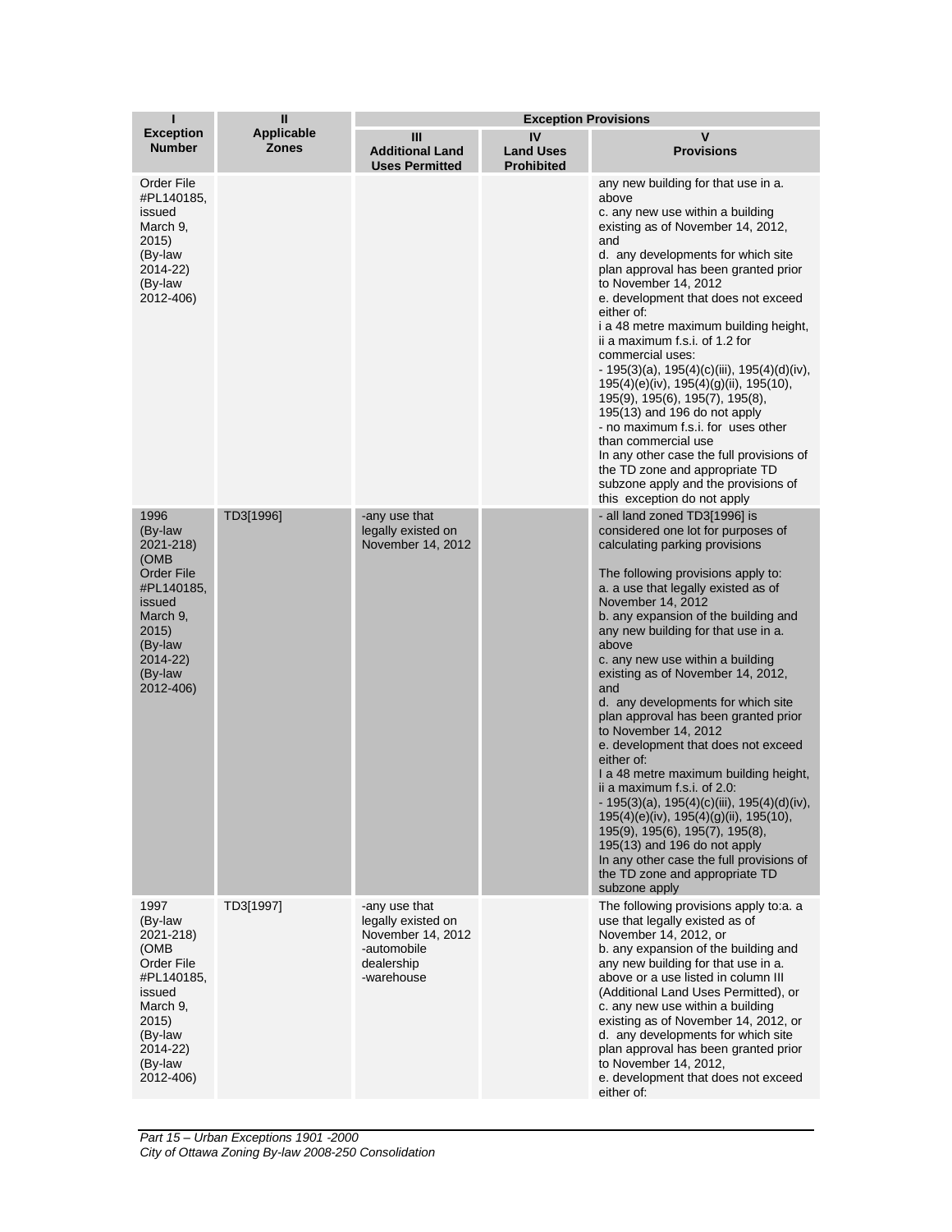| I<br>Exception Number | II<br>Applicable Zones | Exception Provisions | | |
|---|---|---|---|---|
| | | III<br>Additional Land Uses Permitted | IV<br>Land Uses Prohibited | V<br>Provisions |
| Order File #PL140185, issued March 9, 2015) (By-law 2014-22) (By-law 2012-406) | | | | any new building for that use in a. above<br>c. any new use within a building existing as of November 14, 2012, and<br>d. any developments for which site plan approval has been granted prior to November 14, 2012<br>e. development that does not exceed either of:<br>i a 48 metre maximum building height,<br>ii a maximum f.s.i. of 1.2 for commercial uses:<br>- 195(3)(a), 195(4)(c)(iii), 195(4)(d)(iv), 195(4)(e)(iv), 195(4)(g)(ii), 195(10), 195(9), 195(6), 195(7), 195(8), 195(13) and 196 do not apply<br>- no maximum f.s.i. for uses other than commercial use<br>In any other case the full provisions of the TD zone and appropriate TD subzone apply and the provisions of this exception do not apply |
| 1996 (By-law 2021-218) (OMB Order File #PL140185, issued March 9, 2015) (By-law 2014-22) (By-law 2012-406) | TD3[1996] | -any use that legally existed on November 14, 2012 | | - all land zoned TD3[1996] is considered one lot for purposes of calculating parking provisions<br><br>The following provisions apply to:<br>a. a use that legally existed as of November 14, 2012<br>b. any expansion of the building and any new building for that use in a. above<br>c. any new use within a building existing as of November 14, 2012, and<br>d. any developments for which site plan approval has been granted prior to November 14, 2012<br>e. development that does not exceed either of:<br>I a 48 metre maximum building height,<br>ii a maximum f.s.i. of 2.0:<br>- 195(3)(a), 195(4)(c)(iii), 195(4)(d)(iv), 195(4)(e)(iv), 195(4)(g)(ii), 195(10), 195(9), 195(6), 195(7), 195(8), 195(13) and 196 do not apply<br>In any other case the full provisions of the TD zone and appropriate TD subzone apply |
| 1997 (By-law 2021-218) (OMB Order File #PL140185, issued March 9, 2015) (By-law 2014-22) (By-law 2012-406) | TD3[1997] | -any use that legally existed on November 14, 2012<br>-automobile dealership<br>-warehouse | | The following provisions apply to:a. a use that legally existed as of November 14, 2012, or<br>b. any expansion of the building and any new building for that use in a. above or a use listed in column III (Additional Land Uses Permitted), or<br>c. any new use within a building existing as of November 14, 2012, or<br>d. any developments for which site plan approval has been granted prior to November 14, 2012,<br>e. development that does not exceed either of: |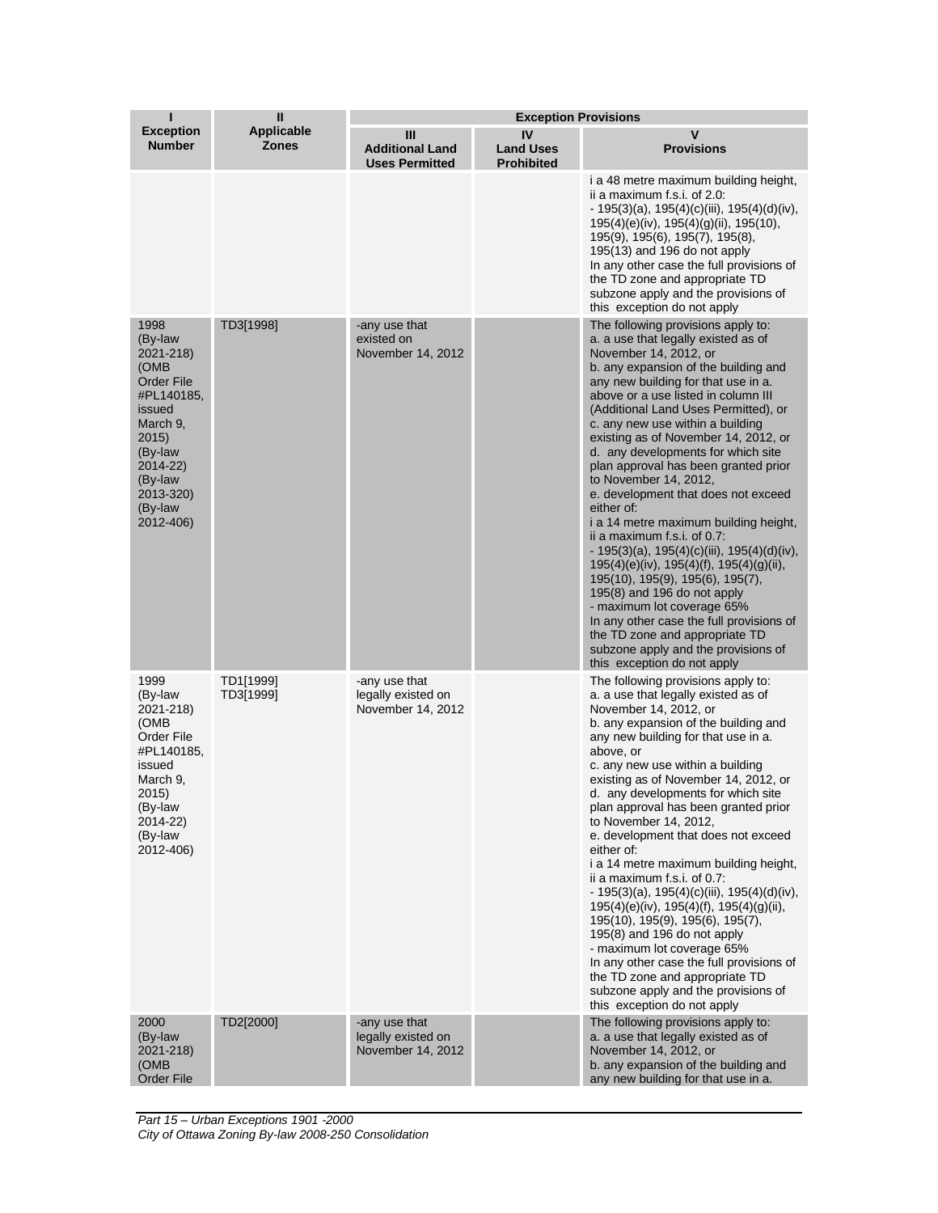| I<br>Exception Number | II<br>Applicable Zones | Exception Provisions | | |
|---|---|---|---|---|
| | | III<br>Additional Land Uses Permitted | IV<br>Land Uses Prohibited | V<br>Provisions |
| | | | | i a 48 metre maximum building height,<br>ii a maximum f.s.i. of 2.0:<br>- 195(3)(a), 195(4)(c)(iii), 195(4)(d)(iv), 195(4)(e)(iv), 195(4)(g)(ii), 195(10), 195(9), 195(6), 195(7), 195(8), 195(13) and 196 do not apply<br>In any other case the full provisions of the TD zone and appropriate TD subzone apply and the provisions of this exception do not apply |
| 1998 (By-law 2021-218) (OMB Order File #PL140185, issued March 9, 2015) (By-law 2014-22) (By-law 2013-320) (By-law 2012-406) | TD3[1998] | -any use that existed on November 14, 2012 | | The following provisions apply to:<br>a. a use that legally existed as of November 14, 2012, or<br>b. any expansion of the building and any new building for that use in a. above or a use listed in column III (Additional Land Uses Permitted), or<br>c. any new use within a building existing as of November 14, 2012, or<br>d. any developments for which site plan approval has been granted prior to November 14, 2012,<br>e. development that does not exceed either of:<br>i a 14 metre maximum building height,<br>ii a maximum f.s.i. of 0.7:<br>- 195(3)(a), 195(4)(c)(iii), 195(4)(d)(iv), 195(4)(e)(iv), 195(4)(f), 195(4)(g)(ii), 195(10), 195(9), 195(6), 195(7), 195(8) and 196 do not apply<br>- maximum lot coverage 65%<br>In any other case the full provisions of the TD zone and appropriate TD subzone apply and the provisions of this exception do not apply |
| 1999 (By-law 2021-218) (OMB Order File #PL140185, issued March 9, 2015) (By-law 2014-22) (By-law 2012-406) | TD1[1999]<br>TD3[1999] | -any use that legally existed on November 14, 2012 | | The following provisions apply to:<br>a. a use that legally existed as of November 14, 2012, or<br>b. any expansion of the building and any new building for that use in a. above, or<br>c. any new use within a building existing as of November 14, 2012, or<br>d. any developments for which site plan approval has been granted prior to November 14, 2012,<br>e. development that does not exceed either of:<br>i a 14 metre maximum building height,<br>ii a maximum f.s.i. of 0.7:<br>- 195(3)(a), 195(4)(c)(iii), 195(4)(d)(iv), 195(4)(e)(iv), 195(4)(f), 195(4)(g)(ii), 195(10), 195(9), 195(6), 195(7), 195(8) and 196 do not apply<br>- maximum lot coverage 65%<br>In any other case the full provisions of the TD zone and appropriate TD subzone apply and the provisions of this exception do not apply |
| 2000 (By-law 2021-218) (OMB Order File | TD2[2000] | -any use that legally existed on November 14, 2012 | | The following provisions apply to:<br>a. a use that legally existed as of November 14, 2012, or<br>b. any expansion of the building and any new building for that use in a. |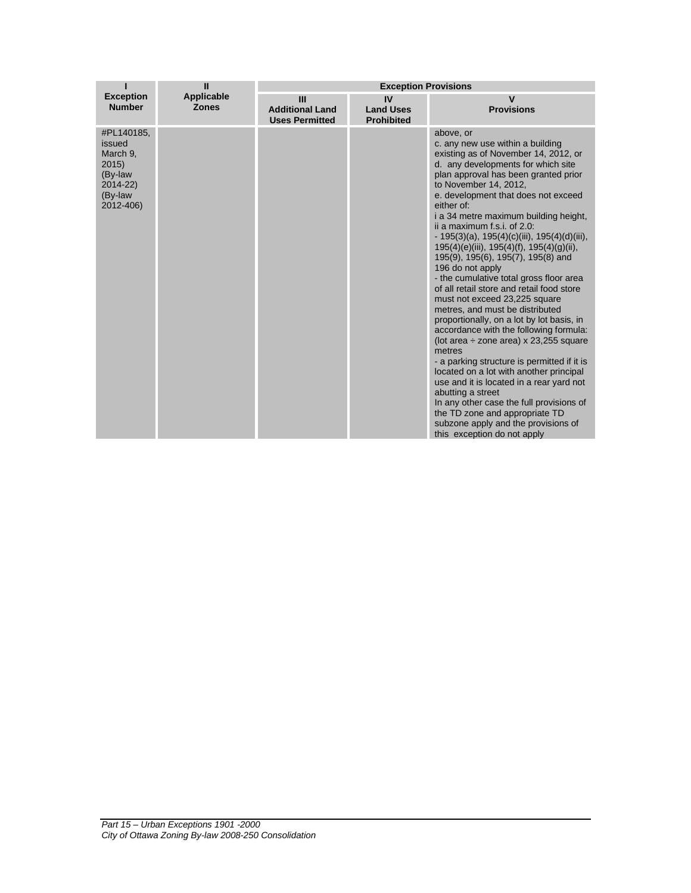| I | II | Exception Provisions | | |
|---|---|---|---|---|
| **Exception Number** | **Applicable Zones** | **III Additional Land Uses Permitted** | **IV Land Uses Prohibited** | **V Provisions** |
| #PL140185, issued March 9, 2015) (By-law 2014-22) (By-law 2012-406) | | | | above, or<br>c. any new use within a building existing as of November 14, 2012, or<br>d. any developments for which site plan approval has been granted prior to November 14, 2012,<br>e. development that does not exceed either of:<br>i a 34 metre maximum building height,<br>ii a maximum f.s.i. of 2.0:<br>- 195(3)(a), 195(4)(c)(iii), 195(4)(d)(iii), 195(4)(e)(iii), 195(4)(f), 195(4)(g)(ii), 195(9), 195(6), 195(7), 195(8) and 196 do not apply<br>- the cumulative total gross floor area of all retail store and retail food store must not exceed 23,225 square metres, and must be distributed proportionally, on a lot by lot basis, in accordance with the following formula: (lot area ÷ zone area) x 23,255 square metres<br>- a parking structure is permitted if it is located on a lot with another principal use and it is located in a rear yard not abutting a street<br>In any other case the full provisions of the TD zone and appropriate TD subzone apply and the provisions of this exception do not apply |